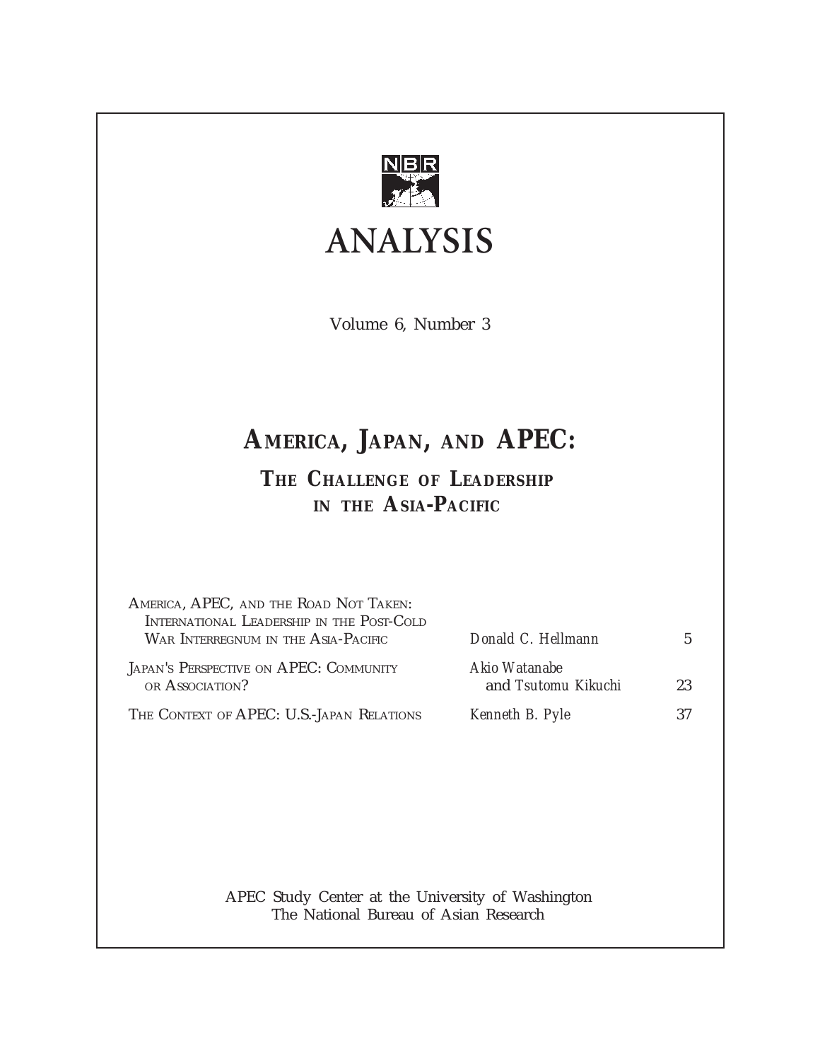NBR

# ANALYSIS

Volume 6, Number 3

## AMERICA, JAPAN, AND APEC:

### THE CHALLENGE OF LEADERSHIP IN THE ASIA-PACIFIC

| | | |
|---|---|---|
| AMERICA, APEC, AND THE ROAD NOT TAKEN: INTERNATIONAL LEADERSHIP IN THE POST-COLD WAR INTERREGNUM IN THE ASIA-PACIFIC | *Donald C. Hellmann* | 5 |
| JAPAN'S PERSPECTIVE ON APEC: COMMUNITY OR ASSOCIATION? | *Akio Watanabe* and *Tsutomu Kikuchi* | 23 |
| THE CONTEXT OF APEC: U.S.-JAPAN RELATIONS | *Kenneth B. Pyle* | 37 |

APEC Study Center at the University of Washington
The National Bureau of Asian Research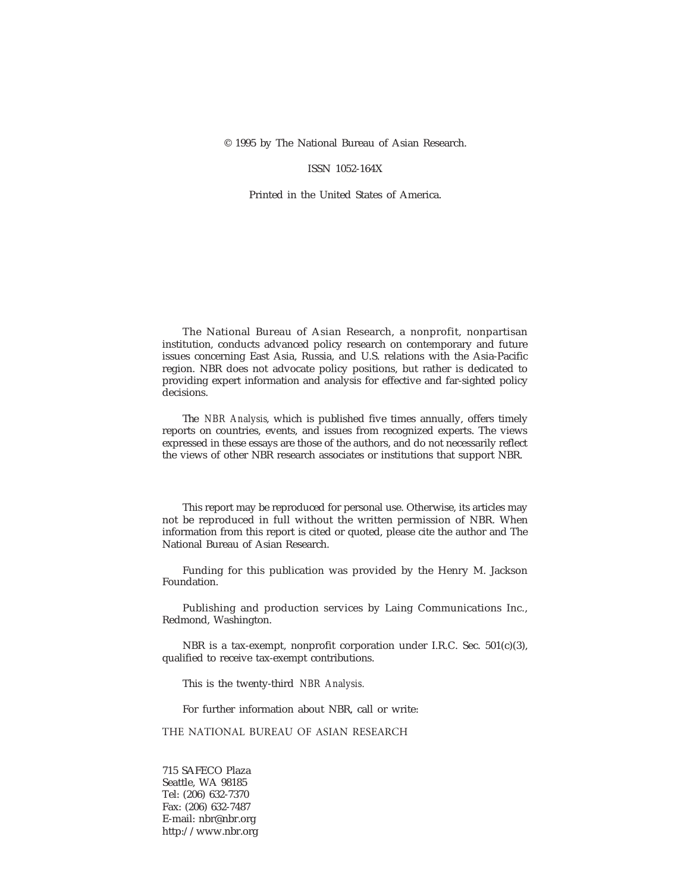© 1995 by The National Bureau of Asian Research.

ISSN 1052-164X

Printed in the United States of America.

The National Bureau of Asian Research, a nonprofit, nonpartisan institution, conducts advanced policy research on contemporary and future issues concerning East Asia, Russia, and U.S. relations with the Asia-Pacific region. NBR does not advocate policy positions, but rather is dedicated to providing expert information and analysis for effective and far-sighted policy decisions.

The *NBR Analysis*, which is published five times annually, offers timely reports on countries, events, and issues from recognized experts. The views expressed in these essays are those of the authors, and do not necessarily reflect the views of other NBR research associates or institutions that support NBR.

This report may be reproduced for personal use. Otherwise, its articles may not be reproduced in full without the written permission of NBR. When information from this report is cited or quoted, please cite the author and The National Bureau of Asian Research.

Funding for this publication was provided by the Henry M. Jackson Foundation.

Publishing and production services by Laing Communications Inc., Redmond, Washington.

NBR is a tax-exempt, nonprofit corporation under I.R.C. Sec. 501(c)(3), qualified to receive tax-exempt contributions.

This is the twenty-third *NBR Analysis.*

For further information about NBR, call or write:

THE NATIONAL BUREAU OF ASIAN RESEARCH

715 SAFECO Plaza
Seattle, WA 98185
Tel: (206) 632-7370
Fax: (206) 632-7487
E-mail: nbr@nbr.org
http://www.nbr.org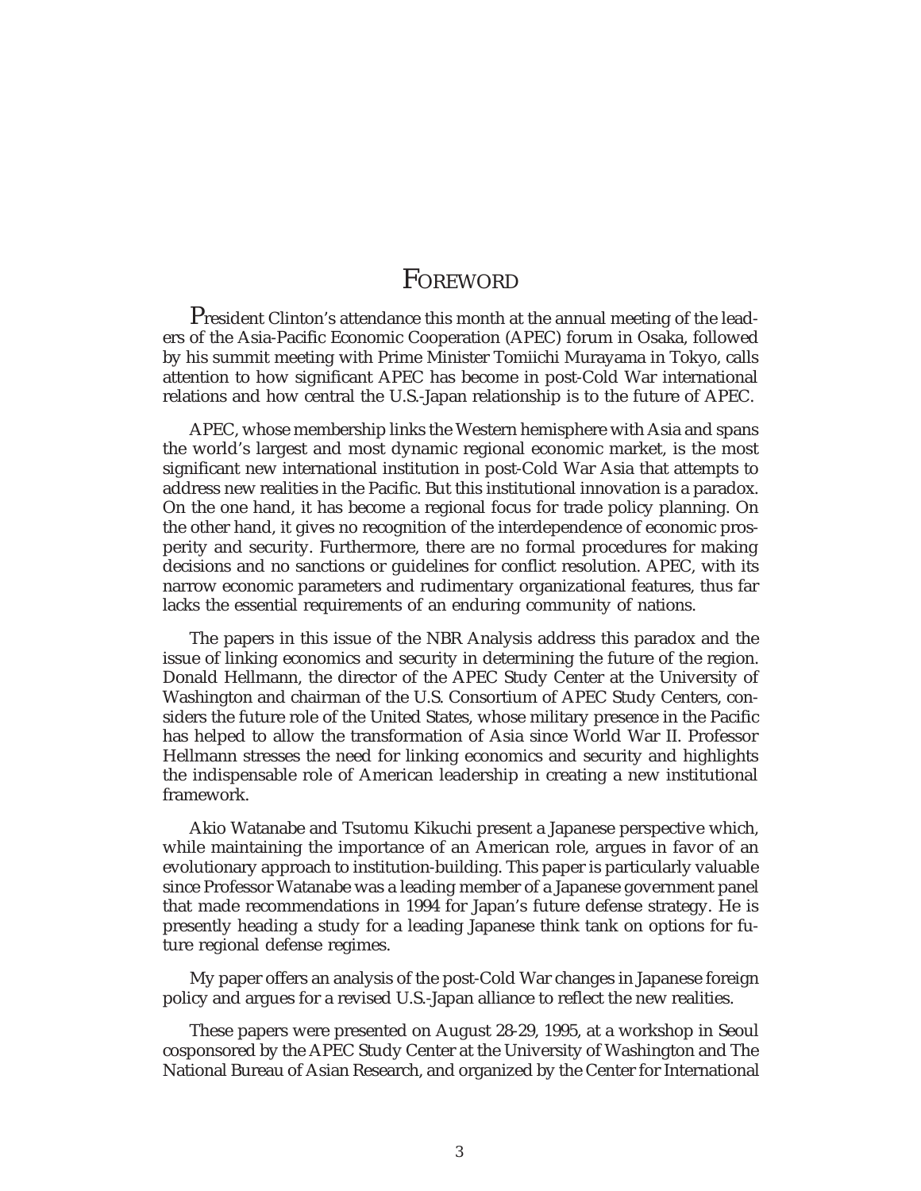# FOREWORD

President Clinton's attendance this month at the annual meeting of the leaders of the Asia-Pacific Economic Cooperation (APEC) forum in Osaka, followed by his summit meeting with Prime Minister Tomiichi Murayama in Tokyo, calls attention to how significant APEC has become in post-Cold War international relations and how central the U.S.-Japan relationship is to the future of APEC.

APEC, whose membership links the Western hemisphere with Asia and spans the world's largest and most dynamic regional economic market, is the most significant new international institution in post-Cold War Asia that attempts to address new realities in the Pacific. But this institutional innovation is a paradox. On the one hand, it has become a regional focus for trade policy planning. On the other hand, it gives no recognition of the interdependence of economic prosperity and security. Furthermore, there are no formal procedures for making decisions and no sanctions or guidelines for conflict resolution. APEC, with its narrow economic parameters and rudimentary organizational features, thus far lacks the essential requirements of an enduring community of nations.

The papers in this issue of the NBR Analysis address this paradox and the issue of linking economics and security in determining the future of the region. Donald Hellmann, the director of the APEC Study Center at the University of Washington and chairman of the U.S. Consortium of APEC Study Centers, considers the future role of the United States, whose military presence in the Pacific has helped to allow the transformation of Asia since World War II. Professor Hellmann stresses the need for linking economics and security and highlights the indispensable role of American leadership in creating a new institutional framework.

Akio Watanabe and Tsutomu Kikuchi present a Japanese perspective which, while maintaining the importance of an American role, argues in favor of an evolutionary approach to institution-building. This paper is particularly valuable since Professor Watanabe was a leading member of a Japanese government panel that made recommendations in 1994 for Japan's future defense strategy. He is presently heading a study for a leading Japanese think tank on options for future regional defense regimes.

My paper offers an analysis of the post-Cold War changes in Japanese foreign policy and argues for a revised U.S.-Japan alliance to reflect the new realities.

These papers were presented on August 28-29, 1995, at a workshop in Seoul cosponsored by the APEC Study Center at the University of Washington and The National Bureau of Asian Research, and organized by the Center for International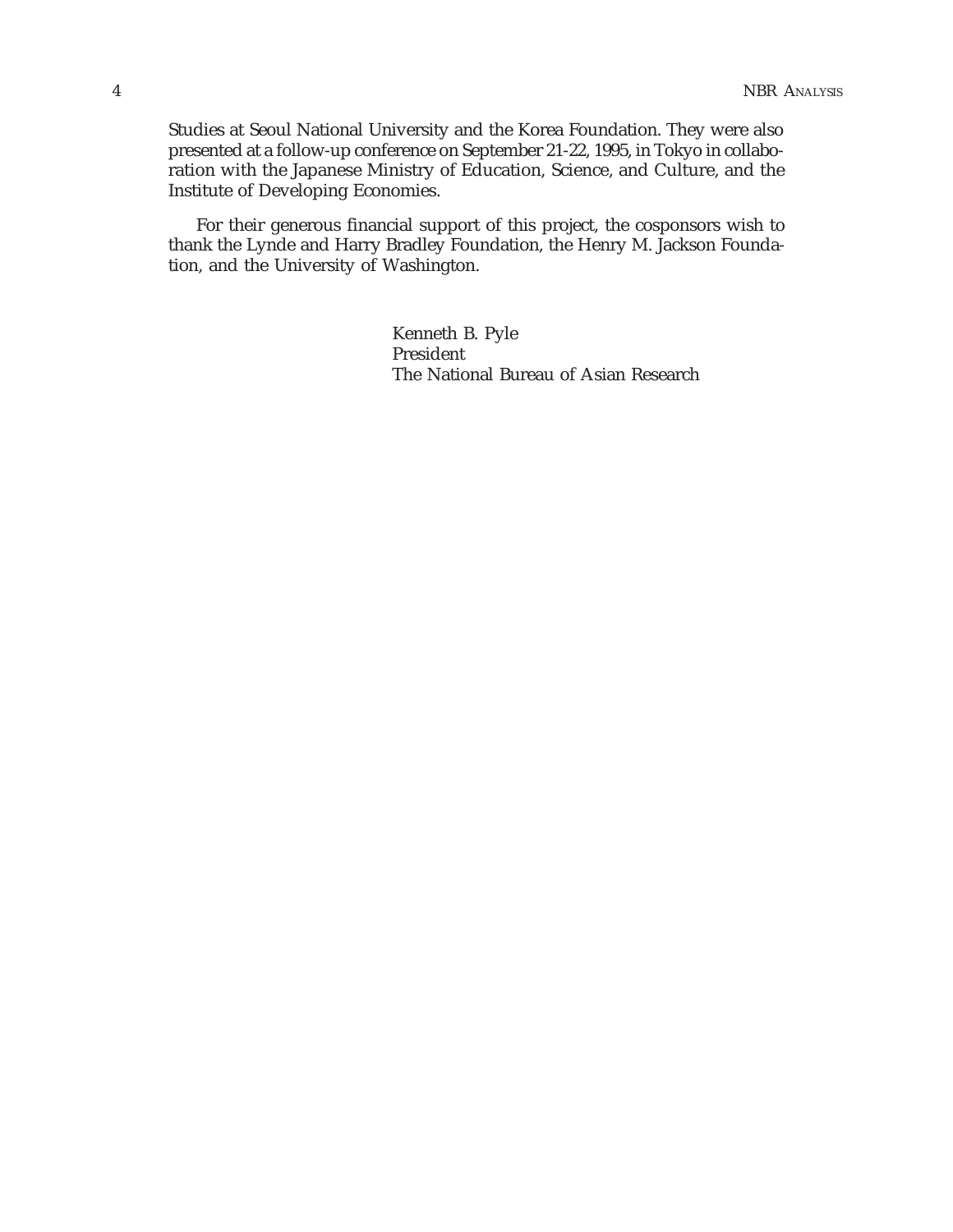Studies at Seoul National University and the Korea Foundation. They were also presented at a follow-up conference on September 21-22, 1995, in Tokyo in collaboration with the Japanese Ministry of Education, Science, and Culture, and the Institute of Developing Economies.

For their generous financial support of this project, the cosponsors wish to thank the Lynde and Harry Bradley Foundation, the Henry M. Jackson Foundation, and the University of Washington.

Kenneth B. Pyle  
President  
The National Bureau of Asian Research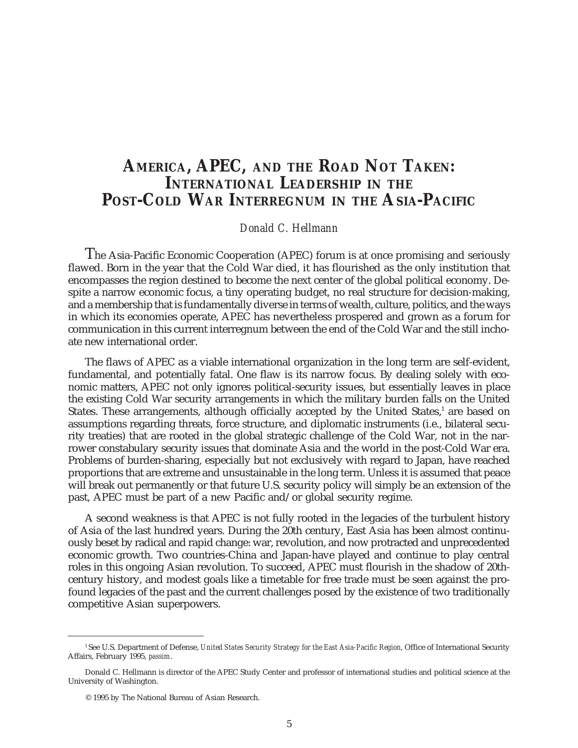# AMERICA, APEC, AND THE ROAD NOT TAKEN: INTERNATIONAL LEADERSHIP IN THE POST-COLD WAR INTERREGNUM IN THE ASIA-PACIFIC

*Donald C. Hellmann*

The Asia-Pacific Economic Cooperation (APEC) forum is at once promising and seriously flawed. Born in the year that the Cold War died, it has flourished as the only institution that encompasses the region destined to become the next center of the global political economy. Despite a narrow economic focus, a tiny operating budget, no real structure for decision-making, and a membership that is fundamentally diverse in terms of wealth, culture, politics, and the ways in which its economies operate, APEC has nevertheless prospered and grown as a forum for communication in this current interregnum between the end of the Cold War and the still inchoate new international order.

The flaws of APEC as a viable international organization in the long term are self-evident, fundamental, and potentially fatal. One flaw is its narrow focus. By dealing solely with economic matters, APEC not only ignores political-security issues, but essentially leaves in place the existing Cold War security arrangements in which the military burden falls on the United States. These arrangements, although officially accepted by the United States,[1] are based on assumptions regarding threats, force structure, and diplomatic instruments (i.e., bilateral security treaties) that are rooted in the global strategic challenge of the Cold War, not in the narrower constabulary security issues that dominate Asia and the world in the post-Cold War era. Problems of burden-sharing, especially but not exclusively with regard to Japan, have reached proportions that are extreme and unsustainable in the long term. Unless it is assumed that peace will break out permanently or that future U.S. security policy will simply be an extension of the past, APEC must be part of a new Pacific and/or global security regime.

A second weakness is that APEC is not fully rooted in the legacies of the turbulent history of Asia of the last hundred years. During the 20th century, East Asia has been almost continuously beset by radical and rapid change: war, revolution, and now protracted and unprecedented economic growth. Two countries-China and Japan-have played and continue to play central roles in this ongoing Asian revolution. To succeed, APEC must flourish in the shadow of 20th-century history, and modest goals like a timetable for free trade must be seen against the profound legacies of the past and the current challenges posed by the existence of two traditionally competitive Asian superpowers.

---

[1] See U.S. Department of Defense, *United States Security Strategy for the East Asia-Pacific Region*, Office of International Security Affairs, February 1995, *passim*.

Donald C. Hellmann is director of the APEC Study Center and professor of international studies and political science at the University of Washington.

© 1995 by The National Bureau of Asian Research.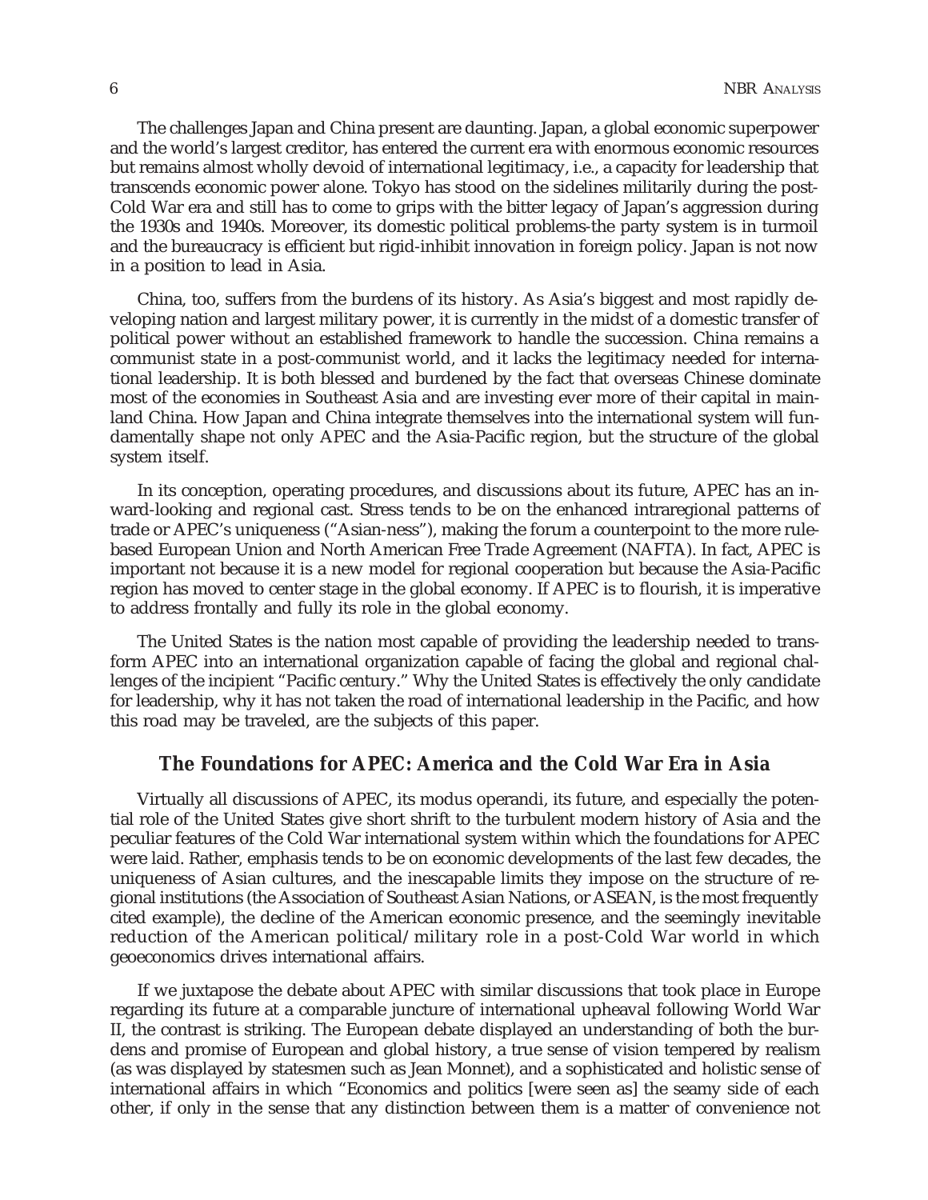The challenges Japan and China present are daunting. Japan, a global economic superpower and the world's largest creditor, has entered the current era with enormous economic resources but remains almost wholly devoid of international legitimacy, i.e., a capacity for leadership that transcends economic power alone. Tokyo has stood on the sidelines militarily during the post-Cold War era and still has to come to grips with the bitter legacy of Japan's aggression during the 1930s and 1940s. Moreover, its domestic political problems-the party system is in turmoil and the bureaucracy is efficient but rigid-inhibit innovation in foreign policy. Japan is not now in a position to lead in Asia.

China, too, suffers from the burdens of its history. As Asia's biggest and most rapidly developing nation and largest military power, it is currently in the midst of a domestic transfer of political power without an established framework to handle the succession. China remains a communist state in a post-communist world, and it lacks the legitimacy needed for international leadership. It is both blessed and burdened by the fact that overseas Chinese dominate most of the economies in Southeast Asia and are investing ever more of their capital in mainland China. How Japan and China integrate themselves into the international system will fundamentally shape not only APEC and the Asia-Pacific region, but the structure of the global system itself.

In its conception, operating procedures, and discussions about its future, APEC has an inward-looking and regional cast. Stress tends to be on the enhanced intraregional patterns of trade or APEC's uniqueness ("Asian-ness"), making the forum a counterpoint to the more rule-based European Union and North American Free Trade Agreement (NAFTA). In fact, APEC is important not because it is a new model for regional cooperation but because the Asia-Pacific region has moved to center stage in the global economy. If APEC is to flourish, it is imperative to address frontally and fully its role in the global economy.

The United States is the nation most capable of providing the leadership needed to transform APEC into an international organization capable of facing the global and regional challenges of the incipient "Pacific century." Why the United States is effectively the only candidate for leadership, why it has not taken the road of international leadership in the Pacific, and how this road may be traveled, are the subjects of this paper.

## The Foundations for APEC: America and the Cold War Era in Asia

Virtually all discussions of APEC, its modus operandi, its future, and especially the potential role of the United States give short shrift to the turbulent modern history of Asia and the peculiar features of the Cold War international system within which the foundations for APEC were laid. Rather, emphasis tends to be on economic developments of the last few decades, the uniqueness of Asian cultures, and the inescapable limits they impose on the structure of regional institutions (the Association of Southeast Asian Nations, or ASEAN, is the most frequently cited example), the decline of the American economic presence, and the seemingly inevitable reduction of the American political/military role in a post-Cold War world in which geoeconomics drives international affairs.

If we juxtapose the debate about APEC with similar discussions that took place in Europe regarding its future at a comparable juncture of international upheaval following World War II, the contrast is striking. The European debate displayed an understanding of both the burdens and promise of European and global history, a true sense of vision tempered by realism (as was displayed by statesmen such as Jean Monnet), and a sophisticated and holistic sense of international affairs in which "Economics and politics [were seen as] the seamy side of each other, if only in the sense that any distinction between them is a matter of convenience not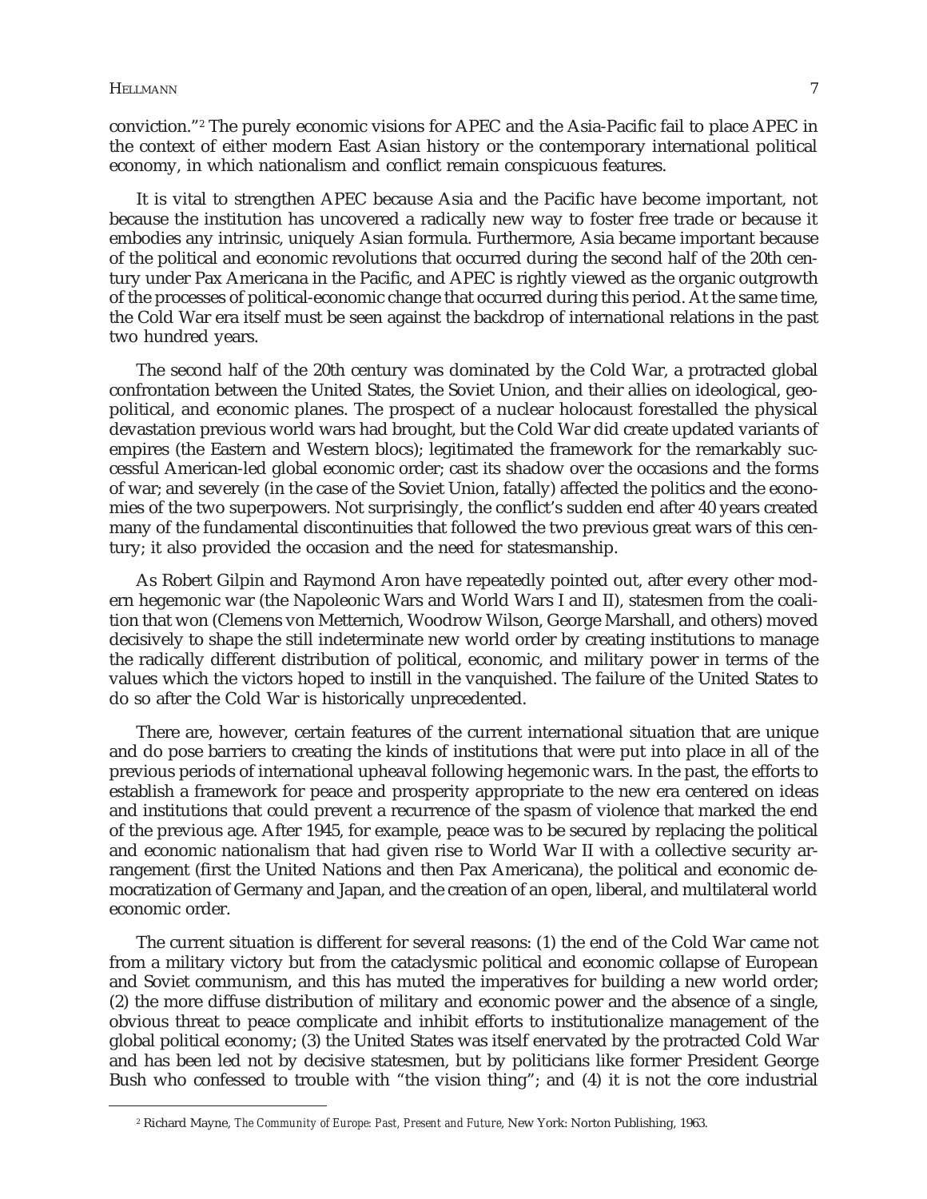conviction."[2] The purely economic visions for APEC and the Asia-Pacific fail to place APEC in the context of either modern East Asian history or the contemporary international political economy, in which nationalism and conflict remain conspicuous features.

It is vital to strengthen APEC because Asia and the Pacific have become important, not because the institution has uncovered a radically new way to foster free trade or because it embodies any intrinsic, uniquely Asian formula. Furthermore, Asia became important because of the political and economic revolutions that occurred during the second half of the 20th century under Pax Americana in the Pacific, and APEC is rightly viewed as the organic outgrowth of the processes of political-economic change that occurred during this period. At the same time, the Cold War era itself must be seen against the backdrop of international relations in the past two hundred years.

The second half of the 20th century was dominated by the Cold War, a protracted global confrontation between the United States, the Soviet Union, and their allies on ideological, geopolitical, and economic planes. The prospect of a nuclear holocaust forestalled the physical devastation previous world wars had brought, but the Cold War did create updated variants of empires (the Eastern and Western blocs); legitimated the framework for the remarkably successful American-led global economic order; cast its shadow over the occasions and the forms of war; and severely (in the case of the Soviet Union, fatally) affected the politics and the economies of the two superpowers. Not surprisingly, the conflict's sudden end after 40 years created many of the fundamental discontinuities that followed the two previous great wars of this century; it also provided the occasion and the need for statesmanship.

As Robert Gilpin and Raymond Aron have repeatedly pointed out, after every other modern hegemonic war (the Napoleonic Wars and World Wars I and II), statesmen from the coalition that won (Clemens von Metternich, Woodrow Wilson, George Marshall, and others) moved decisively to shape the still indeterminate new world order by creating institutions to manage the radically different distribution of political, economic, and military power in terms of the values which the victors hoped to instill in the vanquished. The failure of the United States to do so after the Cold War is historically unprecedented.

There are, however, certain features of the current international situation that are unique and do pose barriers to creating the kinds of institutions that were put into place in all of the previous periods of international upheaval following hegemonic wars. In the past, the efforts to establish a framework for peace and prosperity appropriate to the new era centered on ideas and institutions that could prevent a recurrence of the spasm of violence that marked the end of the previous age. After 1945, for example, peace was to be secured by replacing the political and economic nationalism that had given rise to World War II with a collective security arrangement (first the United Nations and then Pax Americana), the political and economic democratization of Germany and Japan, and the creation of an open, liberal, and multilateral world economic order.

The current situation is different for several reasons: (1) the end of the Cold War came not from a military victory but from the cataclysmic political and economic collapse of European and Soviet communism, and this has muted the imperatives for building a new world order; (2) the more diffuse distribution of military and economic power and the absence of a single, obvious threat to peace complicate and inhibit efforts to institutionalize management of the global political economy; (3) the United States was itself enervated by the protracted Cold War and has been led not by decisive statesmen, but by politicians like former President George Bush who confessed to trouble with "the vision thing"; and (4) it is not the core industrial

[2] Richard Mayne, *The Community of Europe: Past, Present and Future*, New York: Norton Publishing, 1963.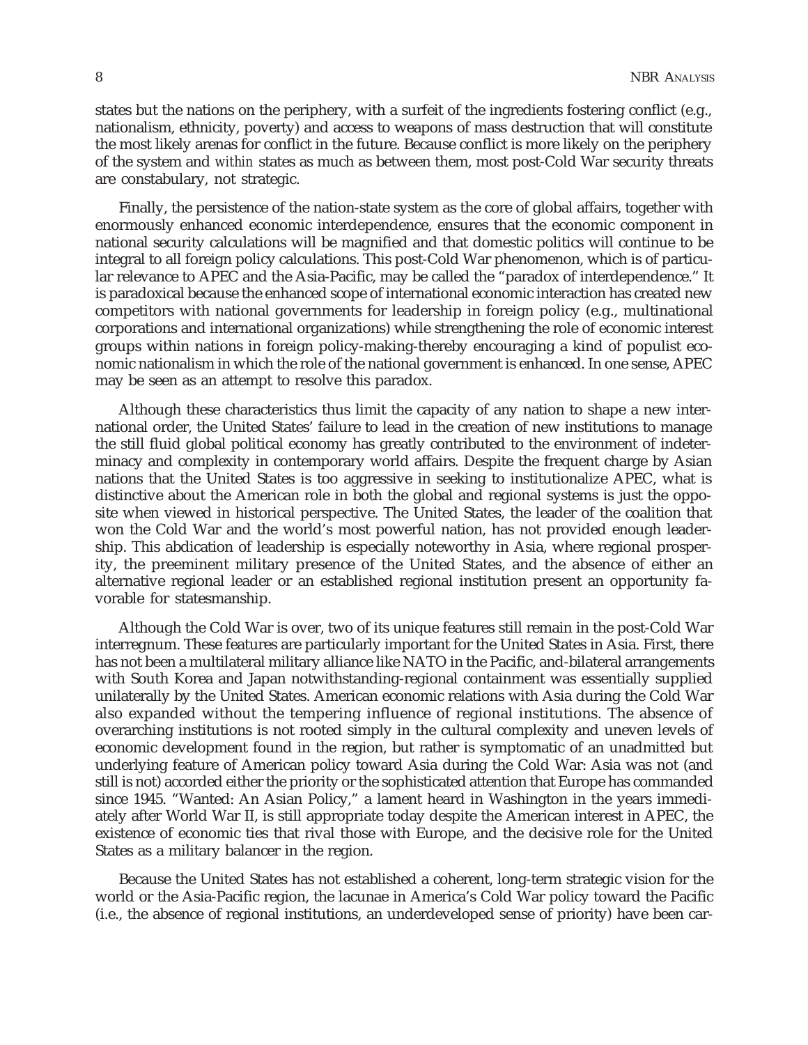states but the nations on the periphery, with a surfeit of the ingredients fostering conflict (e.g., nationalism, ethnicity, poverty) and access to weapons of mass destruction that will constitute the most likely arenas for conflict in the future. Because conflict is more likely on the periphery of the system and *within* states as much as between them, most post-Cold War security threats are constabulary, not strategic.

Finally, the persistence of the nation-state system as the core of global affairs, together with enormously enhanced economic interdependence, ensures that the economic component in national security calculations will be magnified and that domestic politics will continue to be integral to all foreign policy calculations. This post-Cold War phenomenon, which is of particular relevance to APEC and the Asia-Pacific, may be called the "paradox of interdependence." It is paradoxical because the enhanced scope of international economic interaction has created new competitors with national governments for leadership in foreign policy (e.g., multinational corporations and international organizations) while strengthening the role of economic interest groups within nations in foreign policy-making-thereby encouraging a kind of populist economic nationalism in which the role of the national government is enhanced. In one sense, APEC may be seen as an attempt to resolve this paradox.

Although these characteristics thus limit the capacity of any nation to shape a new international order, the United States' failure to lead in the creation of new institutions to manage the still fluid global political economy has greatly contributed to the environment of indeterminacy and complexity in contemporary world affairs. Despite the frequent charge by Asian nations that the United States is too aggressive in seeking to institutionalize APEC, what is distinctive about the American role in both the global and regional systems is just the opposite when viewed in historical perspective. The United States, the leader of the coalition that won the Cold War and the world's most powerful nation, has not provided enough leadership. This abdication of leadership is especially noteworthy in Asia, where regional prosperity, the preeminent military presence of the United States, and the absence of either an alternative regional leader or an established regional institution present an opportunity favorable for statesmanship.

Although the Cold War is over, two of its unique features still remain in the post-Cold War interregnum. These features are particularly important for the United States in Asia. First, there has not been a multilateral military alliance like NATO in the Pacific, and-bilateral arrangements with South Korea and Japan notwithstanding-regional containment was essentially supplied unilaterally by the United States. American economic relations with Asia during the Cold War also expanded without the tempering influence of regional institutions. The absence of overarching institutions is not rooted simply in the cultural complexity and uneven levels of economic development found in the region, but rather is symptomatic of an unadmitted but underlying feature of American policy toward Asia during the Cold War: Asia was not (and still is not) accorded either the priority or the sophisticated attention that Europe has commanded since 1945. "Wanted: An Asian Policy," a lament heard in Washington in the years immediately after World War II, is still appropriate today despite the American interest in APEC, the existence of economic ties that rival those with Europe, and the decisive role for the United States as a military balancer in the region.

Because the United States has not established a coherent, long-term strategic vision for the world or the Asia-Pacific region, the lacunae in America's Cold War policy toward the Pacific (i.e., the absence of regional institutions, an underdeveloped sense of priority) have been car-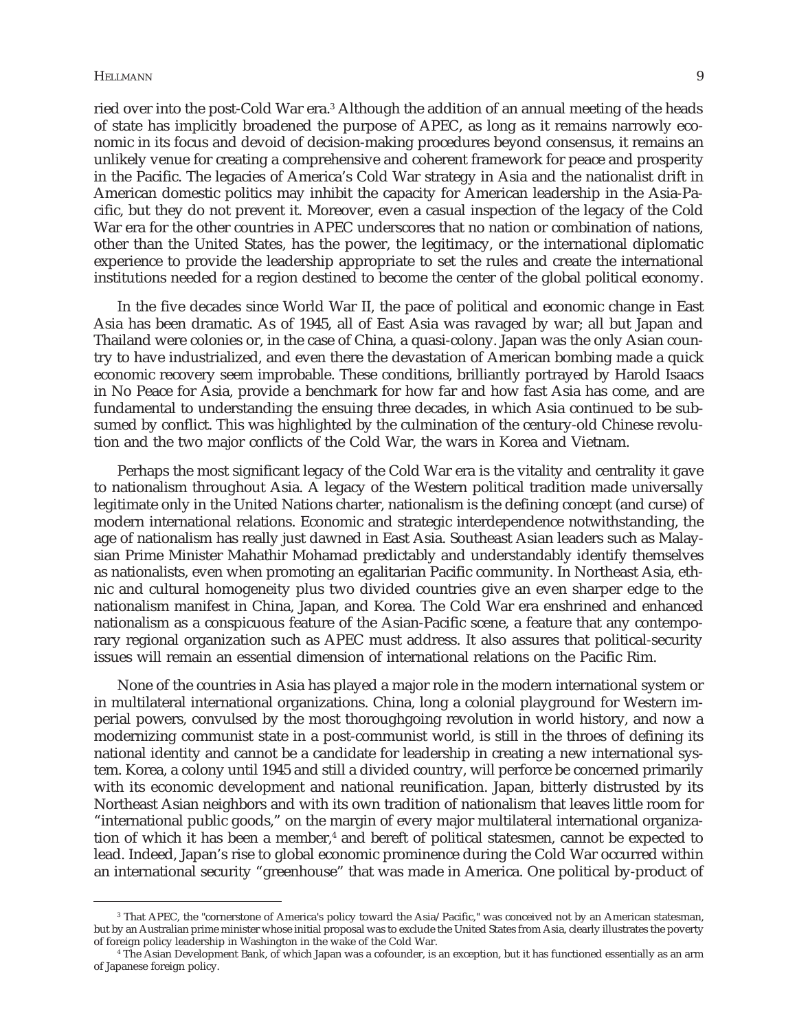ried over into the post-Cold War era.[3] Although the addition of an annual meeting of the heads of state has implicitly broadened the purpose of APEC, as long as it remains narrowly economic in its focus and devoid of decision-making procedures beyond consensus, it remains an unlikely venue for creating a comprehensive and coherent framework for peace and prosperity in the Pacific. The legacies of America's Cold War strategy in Asia and the nationalist drift in American domestic politics may inhibit the capacity for American leadership in the Asia-Pacific, but they do not prevent it. Moreover, even a casual inspection of the legacy of the Cold War era for the other countries in APEC underscores that no nation or combination of nations, other than the United States, has the power, the legitimacy, or the international diplomatic experience to provide the leadership appropriate to set the rules and create the international institutions needed for a region destined to become the center of the global political economy.

In the five decades since World War II, the pace of political and economic change in East Asia has been dramatic. As of 1945, all of East Asia was ravaged by war; all but Japan and Thailand were colonies or, in the case of China, a quasi-colony. Japan was the only Asian country to have industrialized, and even there the devastation of American bombing made a quick economic recovery seem improbable. These conditions, brilliantly portrayed by Harold Isaacs in No Peace for Asia, provide a benchmark for how far and how fast Asia has come, and are fundamental to understanding the ensuing three decades, in which Asia continued to be subsumed by conflict. This was highlighted by the culmination of the century-old Chinese revolution and the two major conflicts of the Cold War, the wars in Korea and Vietnam.

Perhaps the most significant legacy of the Cold War era is the vitality and centrality it gave to nationalism throughout Asia. A legacy of the Western political tradition made universally legitimate only in the United Nations charter, nationalism is the defining concept (and curse) of modern international relations. Economic and strategic interdependence notwithstanding, the age of nationalism has really just dawned in East Asia. Southeast Asian leaders such as Malaysian Prime Minister Mahathir Mohamad predictably and understandably identify themselves as nationalists, even when promoting an egalitarian Pacific community. In Northeast Asia, ethnic and cultural homogeneity plus two divided countries give an even sharper edge to the nationalism manifest in China, Japan, and Korea. The Cold War era enshrined and enhanced nationalism as a conspicuous feature of the Asian-Pacific scene, a feature that any contemporary regional organization such as APEC must address. It also assures that political-security issues will remain an essential dimension of international relations on the Pacific Rim.

None of the countries in Asia has played a major role in the modern international system or in multilateral international organizations. China, long a colonial playground for Western imperial powers, convulsed by the most thoroughgoing revolution in world history, and now a modernizing communist state in a post-communist world, is still in the throes of defining its national identity and cannot be a candidate for leadership in creating a new international system. Korea, a colony until 1945 and still a divided country, will perforce be concerned primarily with its economic development and national reunification. Japan, bitterly distrusted by its Northeast Asian neighbors and with its own tradition of nationalism that leaves little room for "international public goods," on the margin of every major multilateral international organization of which it has been a member,[4] and bereft of political statesmen, cannot be expected to lead. Indeed, Japan's rise to global economic prominence during the Cold War occurred within an international security "greenhouse" that was made in America. One political by-product of

---

[3] That APEC, the "cornerstone of America's policy toward the Asia/Pacific," was conceived not by an American statesman, but by an Australian prime minister whose initial proposal was to exclude the United States from Asia, clearly illustrates the poverty of foreign policy leadership in Washington in the wake of the Cold War.

[4] The Asian Development Bank, of which Japan was a cofounder, is an exception, but it has functioned essentially as an arm of Japanese foreign policy.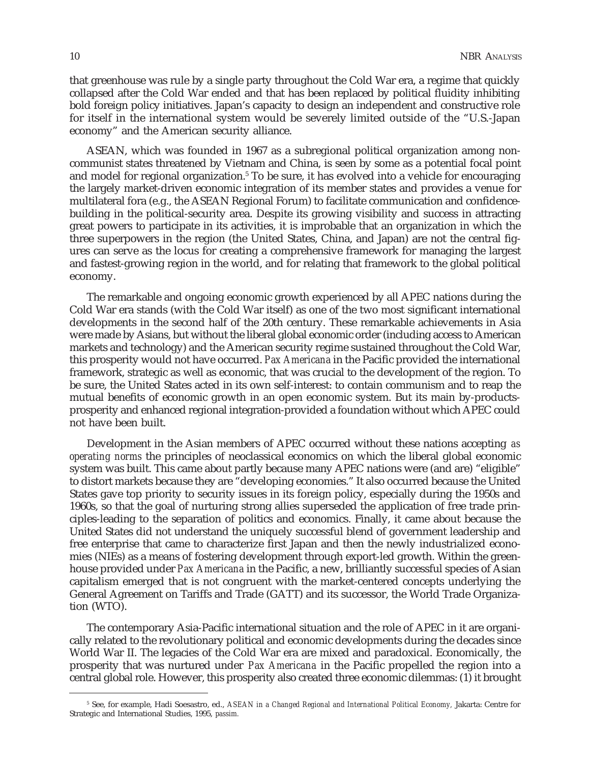that greenhouse was rule by a single party throughout the Cold War era, a regime that quickly collapsed after the Cold War ended and that has been replaced by political fluidity inhibiting bold foreign policy initiatives. Japan's capacity to design an independent and constructive role for itself in the international system would be severely limited outside of the "U.S.-Japan economy" and the American security alliance.

ASEAN, which was founded in 1967 as a subregional political organization among non-communist states threatened by Vietnam and China, is seen by some as a potential focal point and model for regional organization.[5] To be sure, it has evolved into a vehicle for encouraging the largely market-driven economic integration of its member states and provides a venue for multilateral fora (e.g., the ASEAN Regional Forum) to facilitate communication and confidence-building in the political-security area. Despite its growing visibility and success in attracting great powers to participate in its activities, it is improbable that an organization in which the three superpowers in the region (the United States, China, and Japan) are not the central figures can serve as the locus for creating a comprehensive framework for managing the largest and fastest-growing region in the world, and for relating that framework to the global political economy.

The remarkable and ongoing economic growth experienced by all APEC nations during the Cold War era stands (with the Cold War itself) as one of the two most significant international developments in the second half of the 20th century. These remarkable achievements in Asia were made by Asians, but without the liberal global economic order (including access to American markets and technology) and the American security regime sustained throughout the Cold War, this prosperity would not have occurred. *Pax Americana* in the Pacific provided the international framework, strategic as well as economic, that was crucial to the development of the region. To be sure, the United States acted in its own self-interest: to contain communism and to reap the mutual benefits of economic growth in an open economic system. But its main by-products-prosperity and enhanced regional integration-provided a foundation without which APEC could not have been built.

Development in the Asian members of APEC occurred without these nations accepting *as operating norms* the principles of neoclassical economics on which the liberal global economic system was built. This came about partly because many APEC nations were (and are) "eligible" to distort markets because they are "developing economies." It also occurred because the United States gave top priority to security issues in its foreign policy, especially during the 1950s and 1960s, so that the goal of nurturing strong allies superseded the application of free trade principles-leading to the separation of politics and economics. Finally, it came about because the United States did not understand the uniquely successful blend of government leadership and free enterprise that came to characterize first Japan and then the newly industrialized economies (NIEs) as a means of fostering development through export-led growth. Within the greenhouse provided under *Pax Americana* in the Pacific, a new, brilliantly successful species of Asian capitalism emerged that is not congruent with the market-centered concepts underlying the General Agreement on Tariffs and Trade (GATT) and its successor, the World Trade Organization (WTO).

The contemporary Asia-Pacific international situation and the role of APEC in it are organically related to the revolutionary political and economic developments during the decades since World War II. The legacies of the Cold War era are mixed and paradoxical. Economically, the prosperity that was nurtured under *Pax Americana* in the Pacific propelled the region into a central global role. However, this prosperity also created three economic dilemmas: (1) it brought

---

[5] See, for example, Hadi Soesastro, ed., *ASEAN in a Changed Regional and International Political Economy,* Jakarta: Centre for Strategic and International Studies, 1995, *passim.*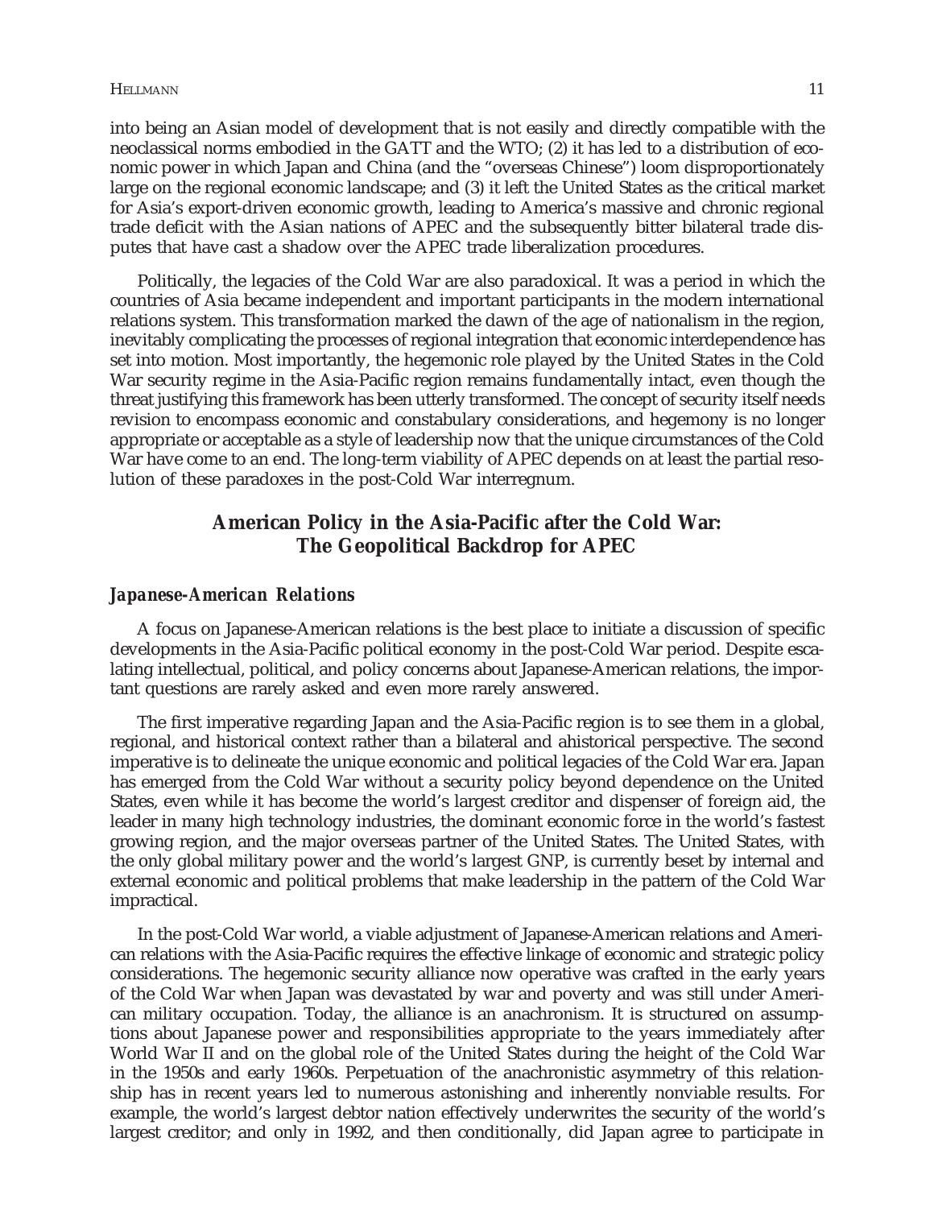into being an Asian model of development that is not easily and directly compatible with the neoclassical norms embodied in the GATT and the WTO; (2) it has led to a distribution of economic power in which Japan and China (and the "overseas Chinese") loom disproportionately large on the regional economic landscape; and (3) it left the United States as the critical market for Asia's export-driven economic growth, leading to America's massive and chronic regional trade deficit with the Asian nations of APEC and the subsequently bitter bilateral trade disputes that have cast a shadow over the APEC trade liberalization procedures.

Politically, the legacies of the Cold War are also paradoxical. It was a period in which the countries of Asia became independent and important participants in the modern international relations system. This transformation marked the dawn of the age of nationalism in the region, inevitably complicating the processes of regional integration that economic interdependence has set into motion. Most importantly, the hegemonic role played by the United States in the Cold War security regime in the Asia-Pacific region remains fundamentally intact, even though the threat justifying this framework has been utterly transformed. The concept of security itself needs revision to encompass economic and constabulary considerations, and hegemony is no longer appropriate or acceptable as a style of leadership now that the unique circumstances of the Cold War have come to an end. The long-term viability of APEC depends on at least the partial resolution of these paradoxes in the post-Cold War interregnum.

## American Policy in the Asia-Pacific after the Cold War: The Geopolitical Backdrop for APEC

### *Japanese-American Relations*

A focus on Japanese-American relations is the best place to initiate a discussion of specific developments in the Asia-Pacific political economy in the post-Cold War period. Despite escalating intellectual, political, and policy concerns about Japanese-American relations, the important questions are rarely asked and even more rarely answered.

The first imperative regarding Japan and the Asia-Pacific region is to see them in a global, regional, and historical context rather than a bilateral and ahistorical perspective. The second imperative is to delineate the unique economic and political legacies of the Cold War era. Japan has emerged from the Cold War without a security policy beyond dependence on the United States, even while it has become the world's largest creditor and dispenser of foreign aid, the leader in many high technology industries, the dominant economic force in the world's fastest growing region, and the major overseas partner of the United States. The United States, with the only global military power and the world's largest GNP, is currently beset by internal and external economic and political problems that make leadership in the pattern of the Cold War impractical.

In the post-Cold War world, a viable adjustment of Japanese-American relations and American relations with the Asia-Pacific requires the effective linkage of economic and strategic policy considerations. The hegemonic security alliance now operative was crafted in the early years of the Cold War when Japan was devastated by war and poverty and was still under American military occupation. Today, the alliance is an anachronism. It is structured on assumptions about Japanese power and responsibilities appropriate to the years immediately after World War II and on the global role of the United States during the height of the Cold War in the 1950s and early 1960s. Perpetuation of the anachronistic asymmetry of this relationship has in recent years led to numerous astonishing and inherently nonviable results. For example, the world's largest debtor nation effectively underwrites the security of the world's largest creditor; and only in 1992, and then conditionally, did Japan agree to participate in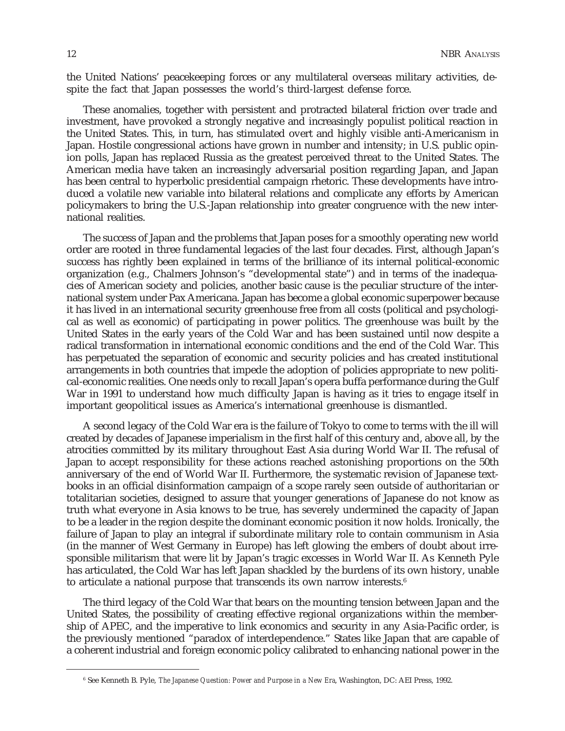the United Nations' peacekeeping forces or any multilateral overseas military activities, despite the fact that Japan possesses the world's third-largest defense force.

These anomalies, together with persistent and protracted bilateral friction over trade and investment, have provoked a strongly negative and increasingly populist political reaction in the United States. This, in turn, has stimulated overt and highly visible anti-Americanism in Japan. Hostile congressional actions have grown in number and intensity; in U.S. public opinion polls, Japan has replaced Russia as the greatest perceived threat to the United States. The American media have taken an increasingly adversarial position regarding Japan, and Japan has been central to hyperbolic presidential campaign rhetoric. These developments have introduced a volatile new variable into bilateral relations and complicate any efforts by American policymakers to bring the U.S.-Japan relationship into greater congruence with the new international realities.

The success of Japan and the problems that Japan poses for a smoothly operating new world order are rooted in three fundamental legacies of the last four decades. First, although Japan's success has rightly been explained in terms of the brilliance of its internal political-economic organization (e.g., Chalmers Johnson's "developmental state") and in terms of the inadequacies of American society and policies, another basic cause is the peculiar structure of the international system under Pax Americana. Japan has become a global economic superpower because it has lived in an international security greenhouse free from all costs (political and psychological as well as economic) of participating in power politics. The greenhouse was built by the United States in the early years of the Cold War and has been sustained until now despite a radical transformation in international economic conditions and the end of the Cold War. This has perpetuated the separation of economic and security policies and has created institutional arrangements in both countries that impede the adoption of policies appropriate to new political-economic realities. One needs only to recall Japan's opera buffa performance during the Gulf War in 1991 to understand how much difficulty Japan is having as it tries to engage itself in important geopolitical issues as America's international greenhouse is dismantled.

A second legacy of the Cold War era is the failure of Tokyo to come to terms with the ill will created by decades of Japanese imperialism in the first half of this century and, above all, by the atrocities committed by its military throughout East Asia during World War II. The refusal of Japan to accept responsibility for these actions reached astonishing proportions on the 50th anniversary of the end of World War II. Furthermore, the systematic revision of Japanese textbooks in an official disinformation campaign of a scope rarely seen outside of authoritarian or totalitarian societies, designed to assure that younger generations of Japanese do not know as truth what everyone in Asia knows to be true, has severely undermined the capacity of Japan to be a leader in the region despite the dominant economic position it now holds. Ironically, the failure of Japan to play an integral if subordinate military role to contain communism in Asia (in the manner of West Germany in Europe) has left glowing the embers of doubt about irresponsible militarism that were lit by Japan's tragic excesses in World War II. As Kenneth Pyle has articulated, the Cold War has left Japan shackled by the burdens of its own history, unable to articulate a national purpose that transcends its own narrow interests.[6]

The third legacy of the Cold War that bears on the mounting tension between Japan and the United States, the possibility of creating effective regional organizations within the membership of APEC, and the imperative to link economics and security in any Asia-Pacific order, is the previously mentioned "paradox of interdependence." States like Japan that are capable of a coherent industrial and foreign economic policy calibrated to enhancing national power in the

---

[6] See Kenneth B. Pyle, *The Japanese Question: Power and Purpose in a New Era*, Washington, DC: AEI Press, 1992.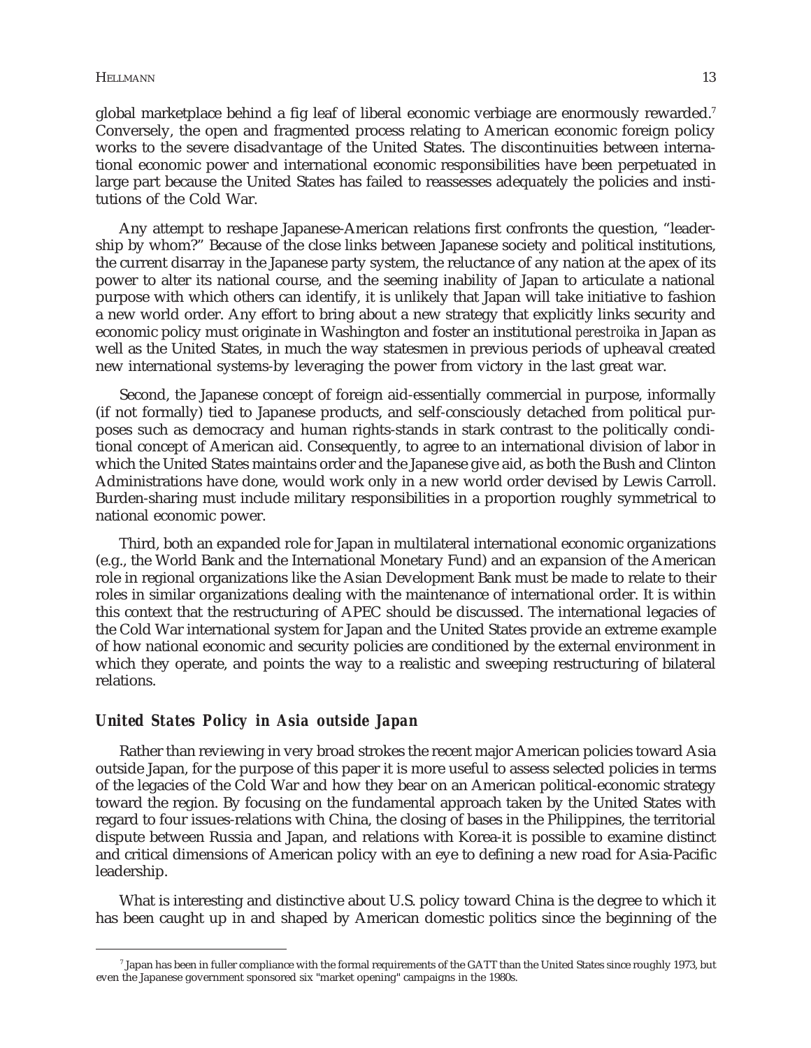global marketplace behind a fig leaf of liberal economic verbiage are enormously rewarded.[7] Conversely, the open and fragmented process relating to American economic foreign policy works to the severe disadvantage of the United States. The discontinuities between international economic power and international economic responsibilities have been perpetuated in large part because the United States has failed to reassesses adequately the policies and institutions of the Cold War.

Any attempt to reshape Japanese-American relations first confronts the question, "leadership by whom?" Because of the close links between Japanese society and political institutions, the current disarray in the Japanese party system, the reluctance of any nation at the apex of its power to alter its national course, and the seeming inability of Japan to articulate a national purpose with which others can identify, it is unlikely that Japan will take initiative to fashion a new world order. Any effort to bring about a new strategy that explicitly links security and economic policy must originate in Washington and foster an institutional *perestroika* in Japan as well as the United States, in much the way statesmen in previous periods of upheaval created new international systems-by leveraging the power from victory in the last great war.

Second, the Japanese concept of foreign aid-essentially commercial in purpose, informally (if not formally) tied to Japanese products, and self-consciously detached from political purposes such as democracy and human rights-stands in stark contrast to the politically conditional concept of American aid. Consequently, to agree to an international division of labor in which the United States maintains order and the Japanese give aid, as both the Bush and Clinton Administrations have done, would work only in a new world order devised by Lewis Carroll. Burden-sharing must include military responsibilities in a proportion roughly symmetrical to national economic power.

Third, both an expanded role for Japan in multilateral international economic organizations (e.g., the World Bank and the International Monetary Fund) and an expansion of the American role in regional organizations like the Asian Development Bank must be made to relate to their roles in similar organizations dealing with the maintenance of international order. It is within this context that the restructuring of APEC should be discussed. The international legacies of the Cold War international system for Japan and the United States provide an extreme example of how national economic and security policies are conditioned by the external environment in which they operate, and points the way to a realistic and sweeping restructuring of bilateral relations.

### *United States Policy in Asia outside Japan*

Rather than reviewing in very broad strokes the recent major American policies toward Asia outside Japan, for the purpose of this paper it is more useful to assess selected policies in terms of the legacies of the Cold War and how they bear on an American political-economic strategy toward the region. By focusing on the fundamental approach taken by the United States with regard to four issues-relations with China, the closing of bases in the Philippines, the territorial dispute between Russia and Japan, and relations with Korea-it is possible to examine distinct and critical dimensions of American policy with an eye to defining a new road for Asia-Pacific leadership.

What is interesting and distinctive about U.S. policy toward China is the degree to which it has been caught up in and shaped by American domestic politics since the beginning of the

---

[7] Japan has been in fuller compliance with the formal requirements of the GATT than the United States since roughly 1973, but even the Japanese government sponsored six "market opening" campaigns in the 1980s.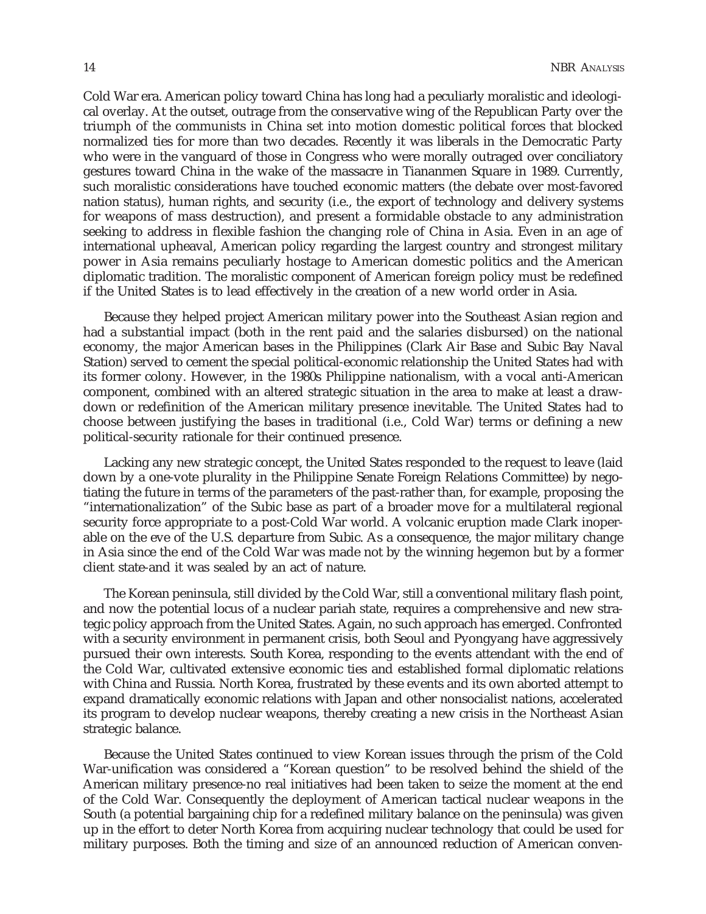Cold War era. American policy toward China has long had a peculiarly moralistic and ideological overlay. At the outset, outrage from the conservative wing of the Republican Party over the triumph of the communists in China set into motion domestic political forces that blocked normalized ties for more than two decades. Recently it was liberals in the Democratic Party who were in the vanguard of those in Congress who were morally outraged over conciliatory gestures toward China in the wake of the massacre in Tiananmen Square in 1989. Currently, such moralistic considerations have touched economic matters (the debate over most-favored nation status), human rights, and security (i.e., the export of technology and delivery systems for weapons of mass destruction), and present a formidable obstacle to any administration seeking to address in flexible fashion the changing role of China in Asia. Even in an age of international upheaval, American policy regarding the largest country and strongest military power in Asia remains peculiarly hostage to American domestic politics and the American diplomatic tradition. The moralistic component of American foreign policy must be redefined if the United States is to lead effectively in the creation of a new world order in Asia.

Because they helped project American military power into the Southeast Asian region and had a substantial impact (both in the rent paid and the salaries disbursed) on the national economy, the major American bases in the Philippines (Clark Air Base and Subic Bay Naval Station) served to cement the special political-economic relationship the United States had with its former colony. However, in the 1980s Philippine nationalism, with a vocal anti-American component, combined with an altered strategic situation in the area to make at least a drawdown or redefinition of the American military presence inevitable. The United States had to choose between justifying the bases in traditional (i.e., Cold War) terms or defining a new political-security rationale for their continued presence.

Lacking any new strategic concept, the United States responded to the request to leave (laid down by a one-vote plurality in the Philippine Senate Foreign Relations Committee) by negotiating the future in terms of the parameters of the past-rather than, for example, proposing the "internationalization" of the Subic base as part of a broader move for a multilateral regional security force appropriate to a post-Cold War world. A volcanic eruption made Clark inoperable on the eve of the U.S. departure from Subic. As a consequence, the major military change in Asia since the end of the Cold War was made not by the winning hegemon but by a former client state-and it was sealed by an act of nature.

The Korean peninsula, still divided by the Cold War, still a conventional military flash point, and now the potential locus of a nuclear pariah state, requires a comprehensive and new strategic policy approach from the United States. Again, no such approach has emerged. Confronted with a security environment in permanent crisis, both Seoul and Pyongyang have aggressively pursued their own interests. South Korea, responding to the events attendant with the end of the Cold War, cultivated extensive economic ties and established formal diplomatic relations with China and Russia. North Korea, frustrated by these events and its own aborted attempt to expand dramatically economic relations with Japan and other nonsocialist nations, accelerated its program to develop nuclear weapons, thereby creating a new crisis in the Northeast Asian strategic balance.

Because the United States continued to view Korean issues through the prism of the Cold War-unification was considered a "Korean question" to be resolved behind the shield of the American military presence-no real initiatives had been taken to seize the moment at the end of the Cold War. Consequently the deployment of American tactical nuclear weapons in the South (a potential bargaining chip for a redefined military balance on the peninsula) was given up in the effort to deter North Korea from acquiring nuclear technology that could be used for military purposes. Both the timing and size of an announced reduction of American conven-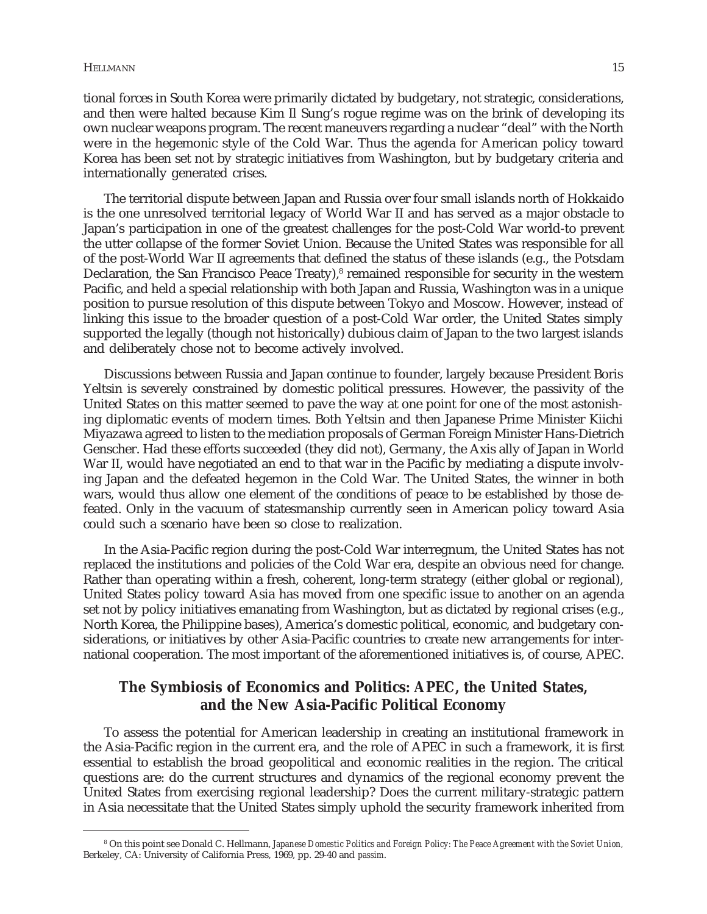tional forces in South Korea were primarily dictated by budgetary, not strategic, considerations, and then were halted because Kim Il Sung's rogue regime was on the brink of developing its own nuclear weapons program. The recent maneuvers regarding a nuclear "deal" with the North were in the hegemonic style of the Cold War. Thus the agenda for American policy toward Korea has been set not by strategic initiatives from Washington, but by budgetary criteria and internationally generated crises.

The territorial dispute between Japan and Russia over four small islands north of Hokkaido is the one unresolved territorial legacy of World War II and has served as a major obstacle to Japan's participation in one of the greatest challenges for the post-Cold War world-to prevent the utter collapse of the former Soviet Union. Because the United States was responsible for all of the post-World War II agreements that defined the status of these islands (e.g., the Potsdam Declaration, the San Francisco Peace Treaty),[8] remained responsible for security in the western Pacific, and held a special relationship with both Japan and Russia, Washington was in a unique position to pursue resolution of this dispute between Tokyo and Moscow. However, instead of linking this issue to the broader question of a post-Cold War order, the United States simply supported the legally (though not historically) dubious claim of Japan to the two largest islands and deliberately chose not to become actively involved.

Discussions between Russia and Japan continue to founder, largely because President Boris Yeltsin is severely constrained by domestic political pressures. However, the passivity of the United States on this matter seemed to pave the way at one point for one of the most astonishing diplomatic events of modern times. Both Yeltsin and then Japanese Prime Minister Kiichi Miyazawa agreed to listen to the mediation proposals of German Foreign Minister Hans-Dietrich Genscher. Had these efforts succeeded (they did not), Germany, the Axis ally of Japan in World War II, would have negotiated an end to that war in the Pacific by mediating a dispute involving Japan and the defeated hegemon in the Cold War. The United States, the winner in both wars, would thus allow one element of the conditions of peace to be established by those defeated. Only in the vacuum of statesmanship currently seen in American policy toward Asia could such a scenario have been so close to realization.

In the Asia-Pacific region during the post-Cold War interregnum, the United States has not replaced the institutions and policies of the Cold War era, despite an obvious need for change. Rather than operating within a fresh, coherent, long-term strategy (either global or regional), United States policy toward Asia has moved from one specific issue to another on an agenda set not by policy initiatives emanating from Washington, but as dictated by regional crises (e.g., North Korea, the Philippine bases), America's domestic political, economic, and budgetary considerations, or initiatives by other Asia-Pacific countries to create new arrangements for international cooperation. The most important of the aforementioned initiatives is, of course, APEC.

## The Symbiosis of Economics and Politics: APEC, the United States, and the New Asia-Pacific Political Economy

To assess the potential for American leadership in creating an institutional framework in the Asia-Pacific region in the current era, and the role of APEC in such a framework, it is first essential to establish the broad geopolitical and economic realities in the region. The critical questions are: do the current structures and dynamics of the regional economy prevent the United States from exercising regional leadership? Does the current military-strategic pattern in Asia necessitate that the United States simply uphold the security framework inherited from

---

[8] On this point see Donald C. Hellmann, *Japanese Domestic Politics and Foreign Policy: The Peace Agreement with the Soviet Union*, Berkeley, CA: University of California Press, 1969, pp. 29-40 and *passim*.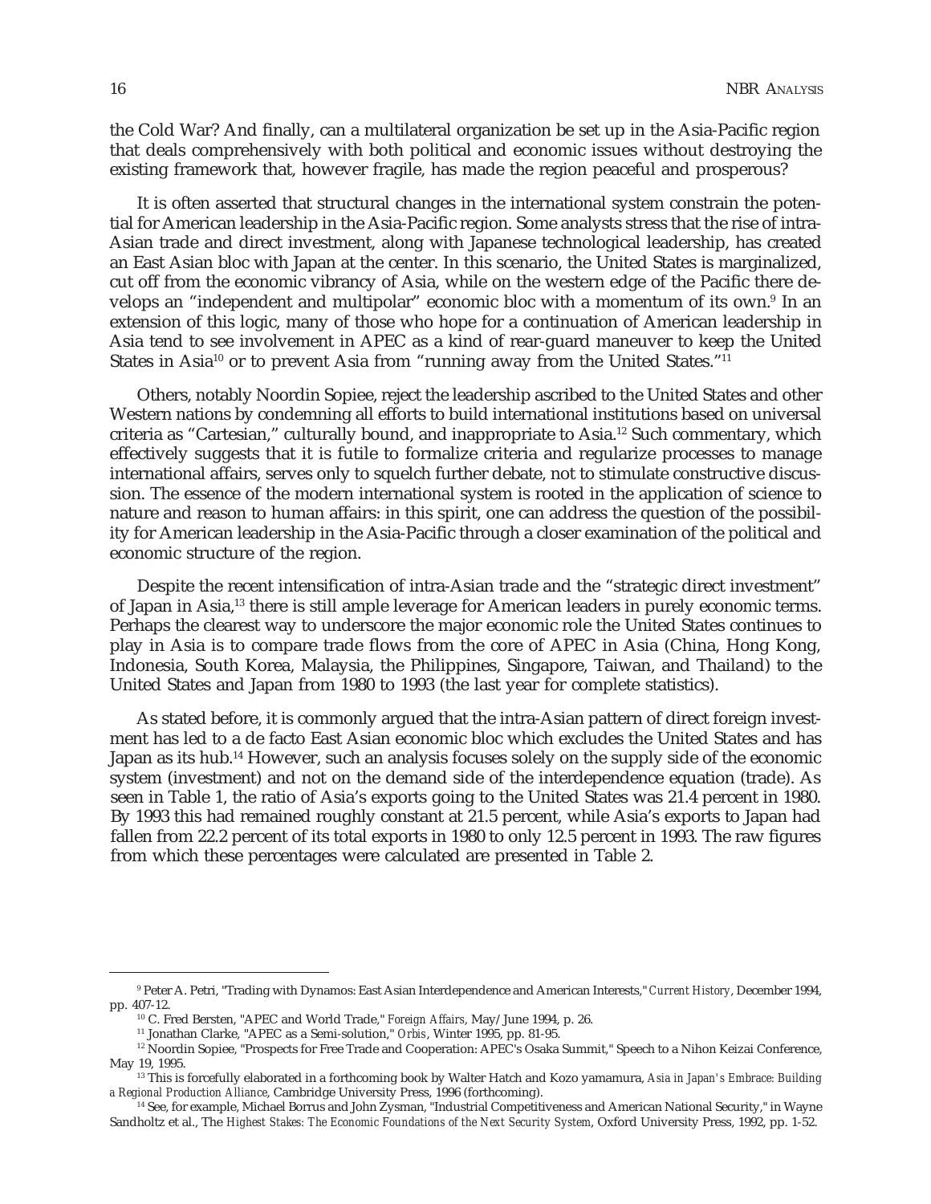the Cold War? And finally, can a multilateral organization be set up in the Asia-Pacific region that deals comprehensively with both political and economic issues without destroying the existing framework that, however fragile, has made the region peaceful and prosperous?

It is often asserted that structural changes in the international system constrain the potential for American leadership in the Asia-Pacific region. Some analysts stress that the rise of intra-Asian trade and direct investment, along with Japanese technological leadership, has created an East Asian bloc with Japan at the center. In this scenario, the United States is marginalized, cut off from the economic vibrancy of Asia, while on the western edge of the Pacific there develops an "independent and multipolar" economic bloc with a momentum of its own.[9] In an extension of this logic, many of those who hope for a continuation of American leadership in Asia tend to see involvement in APEC as a kind of rear-guard maneuver to keep the United States in Asia[10] or to prevent Asia from "running away from the United States."[11]

Others, notably Noordin Sopiee, reject the leadership ascribed to the United States and other Western nations by condemning all efforts to build international institutions based on universal criteria as "Cartesian," culturally bound, and inappropriate to Asia.[12] Such commentary, which effectively suggests that it is futile to formalize criteria and regularize processes to manage international affairs, serves only to squelch further debate, not to stimulate constructive discussion. The essence of the modern international system is rooted in the application of science to nature and reason to human affairs: in this spirit, one can address the question of the possibility for American leadership in the Asia-Pacific through a closer examination of the political and economic structure of the region.

Despite the recent intensification of intra-Asian trade and the "strategic direct investment" of Japan in Asia,[13] there is still ample leverage for American leaders in purely economic terms. Perhaps the clearest way to underscore the major economic role the United States continues to play in Asia is to compare trade flows from the core of APEC in Asia (China, Hong Kong, Indonesia, South Korea, Malaysia, the Philippines, Singapore, Taiwan, and Thailand) to the United States and Japan from 1980 to 1993 (the last year for complete statistics).

As stated before, it is commonly argued that the intra-Asian pattern of direct foreign investment has led to a de facto East Asian economic bloc which excludes the United States and has Japan as its hub.[14] However, such an analysis focuses solely on the supply side of the economic system (investment) and not on the demand side of the interdependence equation (trade). As seen in Table 1, the ratio of Asia's exports going to the United States was 21.4 percent in 1980. By 1993 this had remained roughly constant at 21.5 percent, while Asia's exports to Japan had fallen from 22.2 percent of its total exports in 1980 to only 12.5 percent in 1993. The raw figures from which these percentages were calculated are presented in Table 2.

---

[9] Peter A. Petri, "Trading with Dynamos: East Asian Interdependence and American Interests," *Current History*, December 1994, pp. 407-12.

[10] C. Fred Bersten, "APEC and World Trade," *Foreign Affairs*, May/June 1994, p. 26.

[11] Jonathan Clarke, "APEC as a Semi-solution," *Orbis*, Winter 1995, pp. 81-95.

[12] Noordin Sopiee, "Prospects for Free Trade and Cooperation: APEC's Osaka Summit," Speech to a Nihon Keizai Conference, May 19, 1995.

[13] This is forcefully elaborated in a forthcoming book by Walter Hatch and Kozo yamamura, *Asia in Japan's Embrace: Building a Regional Production Alliance*, Cambridge University Press, 1996 (forthcoming).

[14] See, for example, Michael Borrus and John Zysman, "Industrial Competitiveness and American National Security," in Wayne Sandholtz et al., The *Highest Stakes: The Economic Foundations of the Next Security System*, Oxford University Press, 1992, pp. 1-52.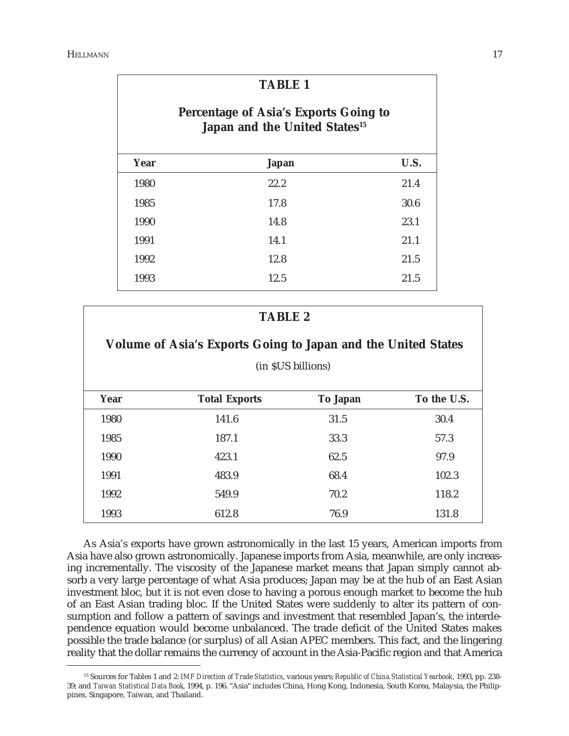**TABLE 1**

**Percentage of Asia's Exports Going to Japan and the United States[15]**

| Year | Japan | U.S. |
|---|---|---|
| 1980 | 22.2 | 21.4 |
| 1985 | 17.8 | 30.6 |
| 1990 | 14.8 | 23.1 |
| 1991 | 14.1 | 21.1 |
| 1992 | 12.8 | 21.5 |
| 1993 | 12.5 | 21.5 |

**TABLE 2**

**Volume of Asia's Exports Going to Japan and the United States**

(in $US billions)

| Year | Total Exports | To Japan | To the U.S. |
|---|---|---|---|
| 1980 | 141.6 | 31.5 | 30.4 |
| 1985 | 187.1 | 33.3 | 57.3 |
| 1990 | 423.1 | 62.5 | 97.9 |
| 1991 | 483.9 | 68.4 | 102.3 |
| 1992 | 549.9 | 70.2 | 118.2 |
| 1993 | 612.8 | 76.9 | 131.8 |

As Asia's exports have grown astronomically in the last 15 years, American imports from Asia have also grown astronomically. Japanese imports from Asia, meanwhile, are only increasing incrementally. The viscosity of the Japanese market means that Japan simply cannot absorb a very large percentage of what Asia produces; Japan may be at the hub of an East Asian investment bloc, but it is not even close to having a porous enough market to become the hub of an East Asian trading bloc. If the United States were suddenly to alter its pattern of consumption and follow a pattern of savings and investment that resembled Japan's, the interdependence equation would become unbalanced. The trade deficit of the United States makes possible the trade balance (or surplus) of all Asian APEC members. This fact, and the lingering reality that the dollar remains the currency of account in the Asia-Pacific region and that America

[15] Sources for Tables 1 and 2: *IMF Direction of Trade Statistics*, various years; *Republic of China Statistical Yearbook*, 1993, pp. 238-39; and *Taiwan Statistical Data Book*, 1994, p. 196. "Asia" includes China, Hong Kong, Indonesia, South Korea, Malaysia, the Philippines, Singapore, Taiwan, and Thailand.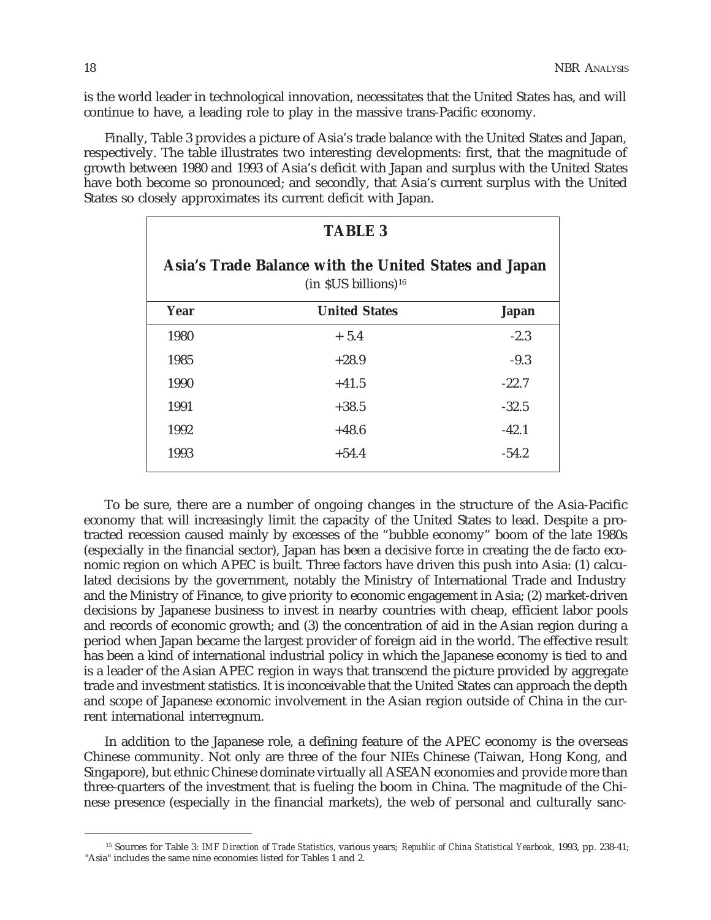is the world leader in technological innovation, necessitates that the United States has, and will continue to have, a leading role to play in the massive trans-Pacific economy.

Finally, Table 3 provides a picture of Asia's trade balance with the United States and Japan, respectively. The table illustrates two interesting developments: first, that the magnitude of growth between 1980 and 1993 of Asia's deficit with Japan and surplus with the United States have both become so pronounced; and secondly, that Asia's current surplus with the United States so closely approximates its current deficit with Japan.

**TABLE 3**

**Asia's Trade Balance with the United States and Japan**
(in $US billions)[16]

| Year | United States | Japan |
|---|---|---|
| 1980 | + 5.4 | -2.3 |
| 1985 | +28.9 | -9.3 |
| 1990 | +41.5 | -22.7 |
| 1991 | +38.5 | -32.5 |
| 1992 | +48.6 | -42.1 |
| 1993 | +54.4 | -54.2 |

To be sure, there are a number of ongoing changes in the structure of the Asia-Pacific economy that will increasingly limit the capacity of the United States to lead. Despite a protracted recession caused mainly by excesses of the "bubble economy" boom of the late 1980s (especially in the financial sector), Japan has been a decisive force in creating the de facto economic region on which APEC is built. Three factors have driven this push into Asia: (1) calculated decisions by the government, notably the Ministry of International Trade and Industry and the Ministry of Finance, to give priority to economic engagement in Asia; (2) market-driven decisions by Japanese business to invest in nearby countries with cheap, efficient labor pools and records of economic growth; and (3) the concentration of aid in the Asian region during a period when Japan became the largest provider of foreign aid in the world. The effective result has been a kind of international industrial policy in which the Japanese economy is tied to and is a leader of the Asian APEC region in ways that transcend the picture provided by aggregate trade and investment statistics. It is inconceivable that the United States can approach the depth and scope of Japanese economic involvement in the Asian region outside of China in the current international interregnum.

In addition to the Japanese role, a defining feature of the APEC economy is the overseas Chinese community. Not only are three of the four NIEs Chinese (Taiwan, Hong Kong, and Singapore), but ethnic Chinese dominate virtually all ASEAN economies and provide more than three-quarters of the investment that is fueling the boom in China. The magnitude of the Chinese presence (especially in the financial markets), the web of personal and culturally sanc-

[15] Sources for Table 3: *IMF Direction of Trade Statistics*, various years; *Republic of China Statistical Yearbook*, 1993, pp. 238-41; "Asia" includes the same nine economies listed for Tables 1 and 2.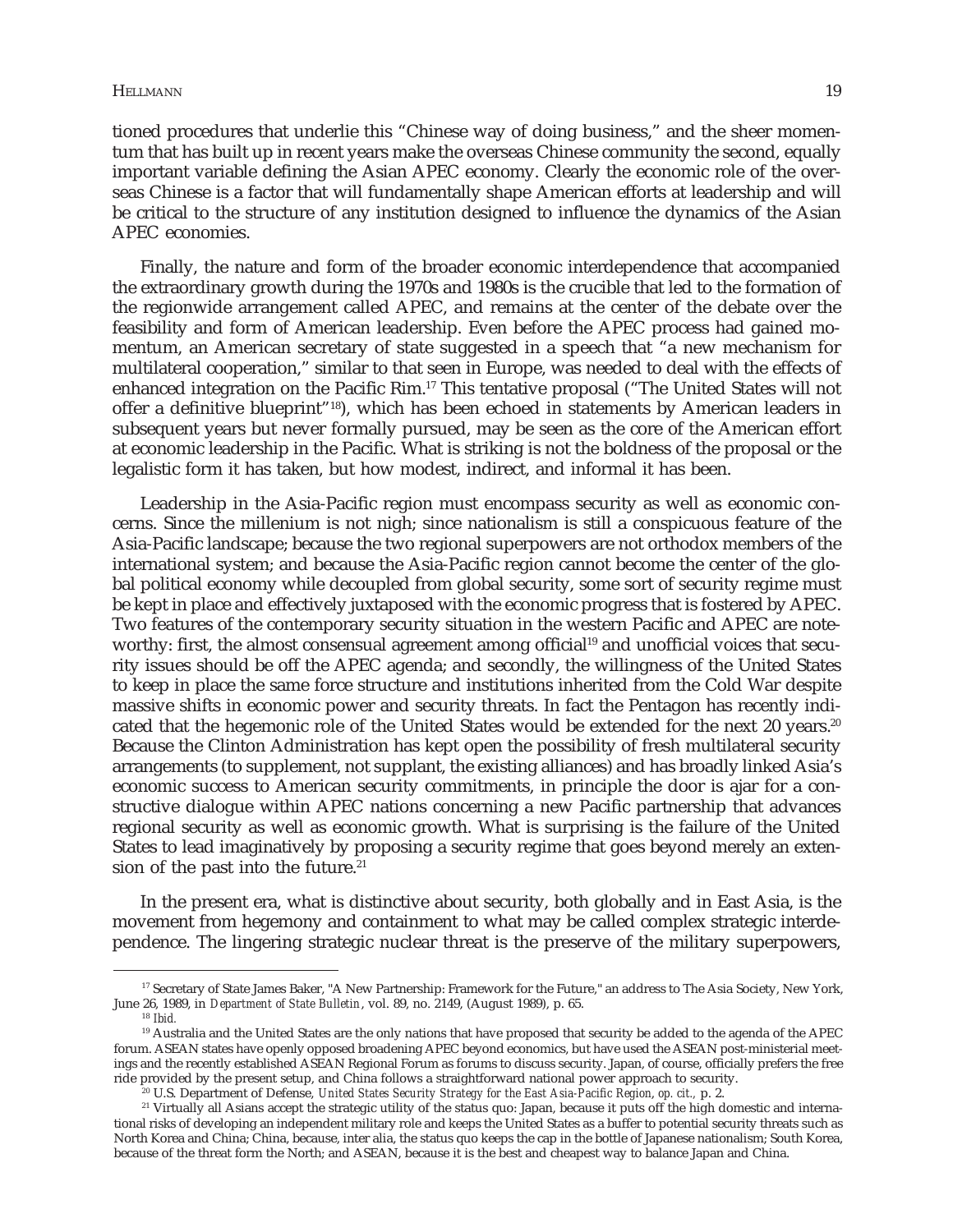tioned procedures that underlie this "Chinese way of doing business," and the sheer momentum that has built up in recent years make the overseas Chinese community the second, equally important variable defining the Asian APEC economy. Clearly the economic role of the overseas Chinese is a factor that will fundamentally shape American efforts at leadership and will be critical to the structure of any institution designed to influence the dynamics of the Asian APEC economies.

Finally, the nature and form of the broader economic interdependence that accompanied the extraordinary growth during the 1970s and 1980s is the crucible that led to the formation of the regionwide arrangement called APEC, and remains at the center of the debate over the feasibility and form of American leadership. Even before the APEC process had gained momentum, an American secretary of state suggested in a speech that "a new mechanism for multilateral cooperation," similar to that seen in Europe, was needed to deal with the effects of enhanced integration on the Pacific Rim.[17] This tentative proposal ("The United States will not offer a definitive blueprint"[18]), which has been echoed in statements by American leaders in subsequent years but never formally pursued, may be seen as the core of the American effort at economic leadership in the Pacific. What is striking is not the boldness of the proposal or the legalistic form it has taken, but how modest, indirect, and informal it has been.

Leadership in the Asia-Pacific region must encompass security as well as economic concerns. Since the millenium is not nigh; since nationalism is still a conspicuous feature of the Asia-Pacific landscape; because the two regional superpowers are not orthodox members of the international system; and because the Asia-Pacific region cannot become the center of the global political economy while decoupled from global security, some sort of security regime must be kept in place and effectively juxtaposed with the economic progress that is fostered by APEC. Two features of the contemporary security situation in the western Pacific and APEC are noteworthy: first, the almost consensual agreement among official[19] and unofficial voices that security issues should be off the APEC agenda; and secondly, the willingness of the United States to keep in place the same force structure and institutions inherited from the Cold War despite massive shifts in economic power and security threats. In fact the Pentagon has recently indicated that the hegemonic role of the United States would be extended for the next 20 years.[20] Because the Clinton Administration has kept open the possibility of fresh multilateral security arrangements (to supplement, not supplant, the existing alliances) and has broadly linked Asia's economic success to American security commitments, in principle the door is ajar for a constructive dialogue within APEC nations concerning a new Pacific partnership that advances regional security as well as economic growth. What is surprising is the failure of the United States to lead imaginatively by proposing a security regime that goes beyond merely an extension of the past into the future.[21]

In the present era, what is distinctive about security, both globally and in East Asia, is the movement from hegemony and containment to what may be called complex strategic interdependence. The lingering strategic nuclear threat is the preserve of the military superpowers,

---

[17] Secretary of State James Baker, "A New Partnership: Framework for the Future," an address to The Asia Society, New York, June 26, 1989, in *Department of State Bulletin*, vol. 89, no. 2149, (August 1989), p. 65.

[18] *Ibid.*

[19] Australia and the United States are the only nations that have proposed that security be added to the agenda of the APEC forum. ASEAN states have openly opposed broadening APEC beyond economics, but have used the ASEAN post-ministerial meetings and the recently established ASEAN Regional Forum as forums to discuss security. Japan, of course, officially prefers the free ride provided by the present setup, and China follows a straightforward national power approach to security.

[20] U.S. Department of Defense, *United States Security Strategy for the East Asia-Pacific Region*, *op. cit.*, p. 2.

[21] Virtually all Asians accept the strategic utility of the status quo: Japan, because it puts off the high domestic and international risks of developing an independent military role and keeps the United States as a buffer to potential security threats such as North Korea and China; China, because, inter alia, the status quo keeps the cap in the bottle of Japanese nationalism; South Korea, because of the threat form the North; and ASEAN, because it is the best and cheapest way to balance Japan and China.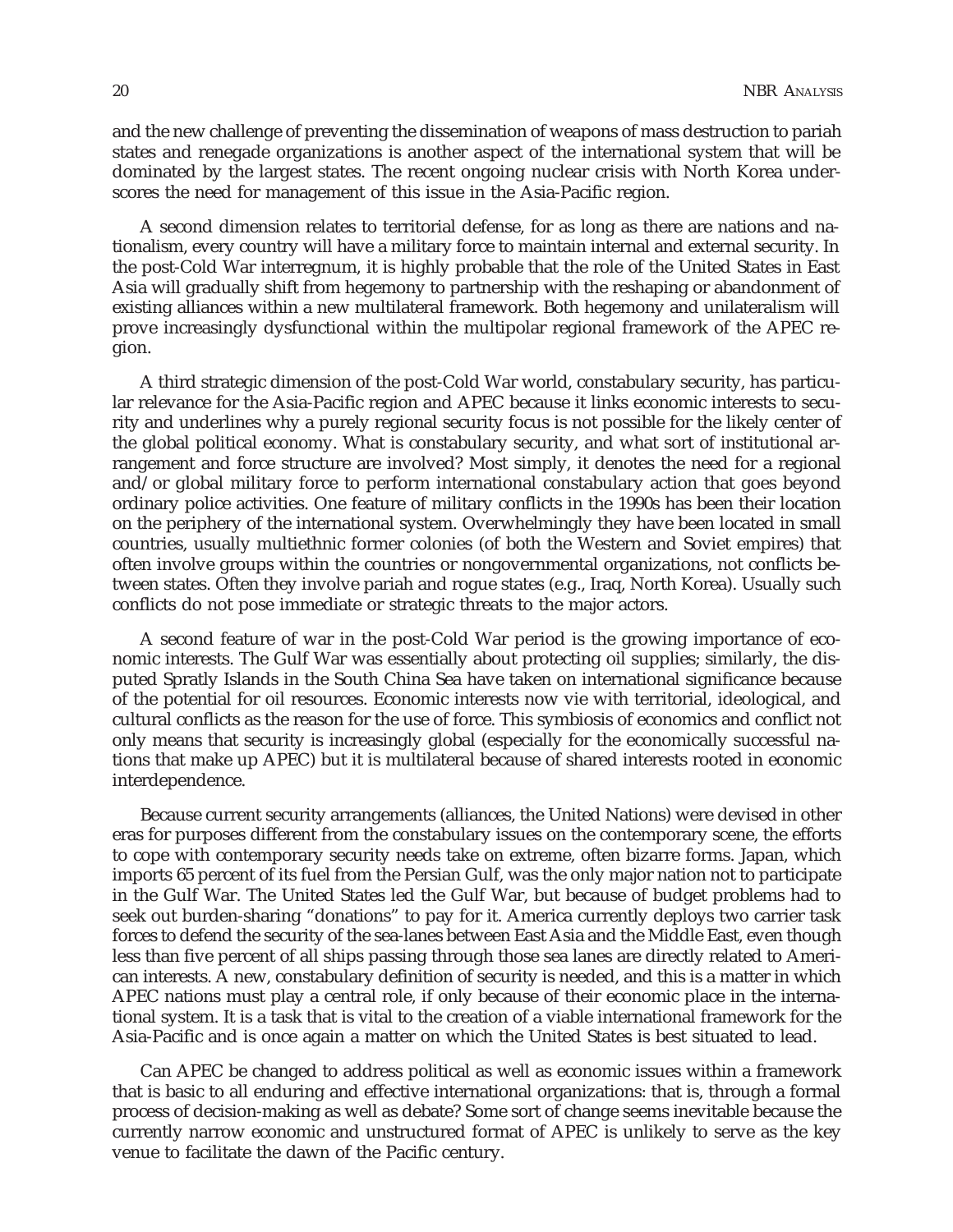and the new challenge of preventing the dissemination of weapons of mass destruction to pariah states and renegade organizations is another aspect of the international system that will be dominated by the largest states. The recent ongoing nuclear crisis with North Korea underscores the need for management of this issue in the Asia-Pacific region.

A second dimension relates to territorial defense, for as long as there are nations and nationalism, every country will have a military force to maintain internal and external security. In the post-Cold War interregnum, it is highly probable that the role of the United States in East Asia will gradually shift from hegemony to partnership with the reshaping or abandonment of existing alliances within a new multilateral framework. Both hegemony and unilateralism will prove increasingly dysfunctional within the multipolar regional framework of the APEC region.

A third strategic dimension of the post-Cold War world, constabulary security, has particular relevance for the Asia-Pacific region and APEC because it links economic interests to security and underlines why a purely regional security focus is not possible for the likely center of the global political economy. What is constabulary security, and what sort of institutional arrangement and force structure are involved? Most simply, it denotes the need for a regional and/or global military force to perform international constabulary action that goes beyond ordinary police activities. One feature of military conflicts in the 1990s has been their location on the periphery of the international system. Overwhelmingly they have been located in small countries, usually multiethnic former colonies (of both the Western and Soviet empires) that often involve groups within the countries or nongovernmental organizations, not conflicts between states. Often they involve pariah and rogue states (e.g., Iraq, North Korea). Usually such conflicts do not pose immediate or strategic threats to the major actors.

A second feature of war in the post-Cold War period is the growing importance of economic interests. The Gulf War was essentially about protecting oil supplies; similarly, the disputed Spratly Islands in the South China Sea have taken on international significance because of the potential for oil resources. Economic interests now vie with territorial, ideological, and cultural conflicts as the reason for the use of force. This symbiosis of economics and conflict not only means that security is increasingly global (especially for the economically successful nations that make up APEC) but it is multilateral because of shared interests rooted in economic interdependence.

Because current security arrangements (alliances, the United Nations) were devised in other eras for purposes different from the constabulary issues on the contemporary scene, the efforts to cope with contemporary security needs take on extreme, often bizarre forms. Japan, which imports 65 percent of its fuel from the Persian Gulf, was the only major nation not to participate in the Gulf War. The United States led the Gulf War, but because of budget problems had to seek out burden-sharing "donations" to pay for it. America currently deploys two carrier task forces to defend the security of the sea-lanes between East Asia and the Middle East, even though less than five percent of all ships passing through those sea lanes are directly related to American interests. A new, constabulary definition of security is needed, and this is a matter in which APEC nations must play a central role, if only because of their economic place in the international system. It is a task that is vital to the creation of a viable international framework for the Asia-Pacific and is once again a matter on which the United States is best situated to lead.

Can APEC be changed to address political as well as economic issues within a framework that is basic to all enduring and effective international organizations: that is, through a formal process of decision-making as well as debate? Some sort of change seems inevitable because the currently narrow economic and unstructured format of APEC is unlikely to serve as the key venue to facilitate the dawn of the Pacific century.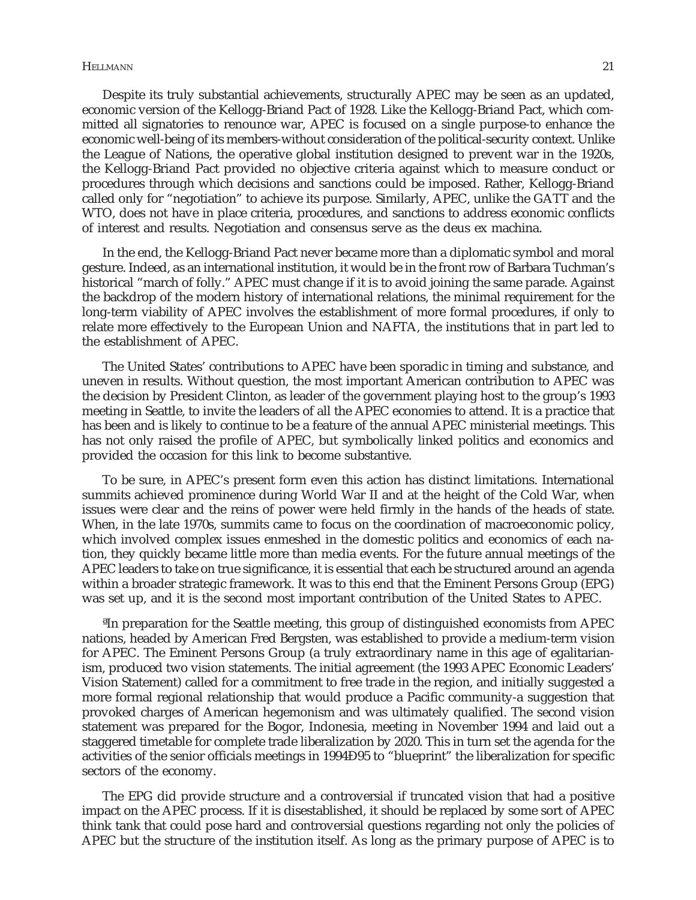Despite its truly substantial achievements, structurally APEC may be seen as an updated, economic version of the Kellogg-Briand Pact of 1928. Like the Kellogg-Briand Pact, which committed all signatories to renounce war, APEC is focused on a single purpose-to enhance the economic well-being of its members-without consideration of the political-security context. Unlike the League of Nations, the operative global institution designed to prevent war in the 1920s, the Kellogg-Briand Pact provided no objective criteria against which to measure conduct or procedures through which decisions and sanctions could be imposed. Rather, Kellogg-Briand called only for "negotiation" to achieve its purpose. Similarly, APEC, unlike the GATT and the WTO, does not have in place criteria, procedures, and sanctions to address economic conflicts of interest and results. Negotiation and consensus serve as the deus ex machina.

In the end, the Kellogg-Briand Pact never became more than a diplomatic symbol and moral gesture. Indeed, as an international institution, it would be in the front row of Barbara Tuchman's historical "march of folly." APEC must change if it is to avoid joining the same parade. Against the backdrop of the modern history of international relations, the minimal requirement for the long-term viability of APEC involves the establishment of more formal procedures, if only to relate more effectively to the European Union and NAFTA, the institutions that in part led to the establishment of APEC.

The United States' contributions to APEC have been sporadic in timing and substance, and uneven in results. Without question, the most important American contribution to APEC was the decision by President Clinton, as leader of the government playing host to the group's 1993 meeting in Seattle, to invite the leaders of all the APEC economies to attend. It is a practice that has been and is likely to continue to be a feature of the annual APEC ministerial meetings. This has not only raised the profile of APEC, but symbolically linked politics and economics and provided the occasion for this link to become substantive.

To be sure, in APEC's present form even this action has distinct limitations. International summits achieved prominence during World War II and at the height of the Cold War, when issues were clear and the reins of power were held firmly in the hands of the heads of state. When, in the late 1970s, summits came to focus on the coordination of macroeconomic policy, which involved complex issues enmeshed in the domestic politics and economics of each nation, they quickly became little more than media events. For the future annual meetings of the APEC leaders to take on true significance, it is essential that each be structured around an agenda within a broader strategic framework. It was to this end that the Eminent Persons Group (EPG) was set up, and it is the second most important contribution of the United States to APEC.

ªIn preparation for the Seattle meeting, this group of distinguished economists from APEC nations, headed by American Fred Bergsten, was established to provide a medium-term vision for APEC. The Eminent Persons Group (a truly extraordinary name in this age of egalitarianism, produced two vision statements. The initial agreement (the 1993 APEC Economic Leaders' Vision Statement) called for a commitment to free trade in the region, and initially suggested a more formal regional relationship that would produce a Pacific community-a suggestion that provoked charges of American hegemonism and was ultimately qualified. The second vision statement was prepared for the Bogor, Indonesia, meeting in November 1994 and laid out a staggered timetable for complete trade liberalization by 2020. This in turn set the agenda for the activities of the senior officials meetings in 1994Ð95 to "blueprint" the liberalization for specific sectors of the economy.

The EPG did provide structure and a controversial if truncated vision that had a positive impact on the APEC process. If it is disestablished, it should be replaced by some sort of APEC think tank that could pose hard and controversial questions regarding not only the policies of APEC but the structure of the institution itself. As long as the primary purpose of APEC is to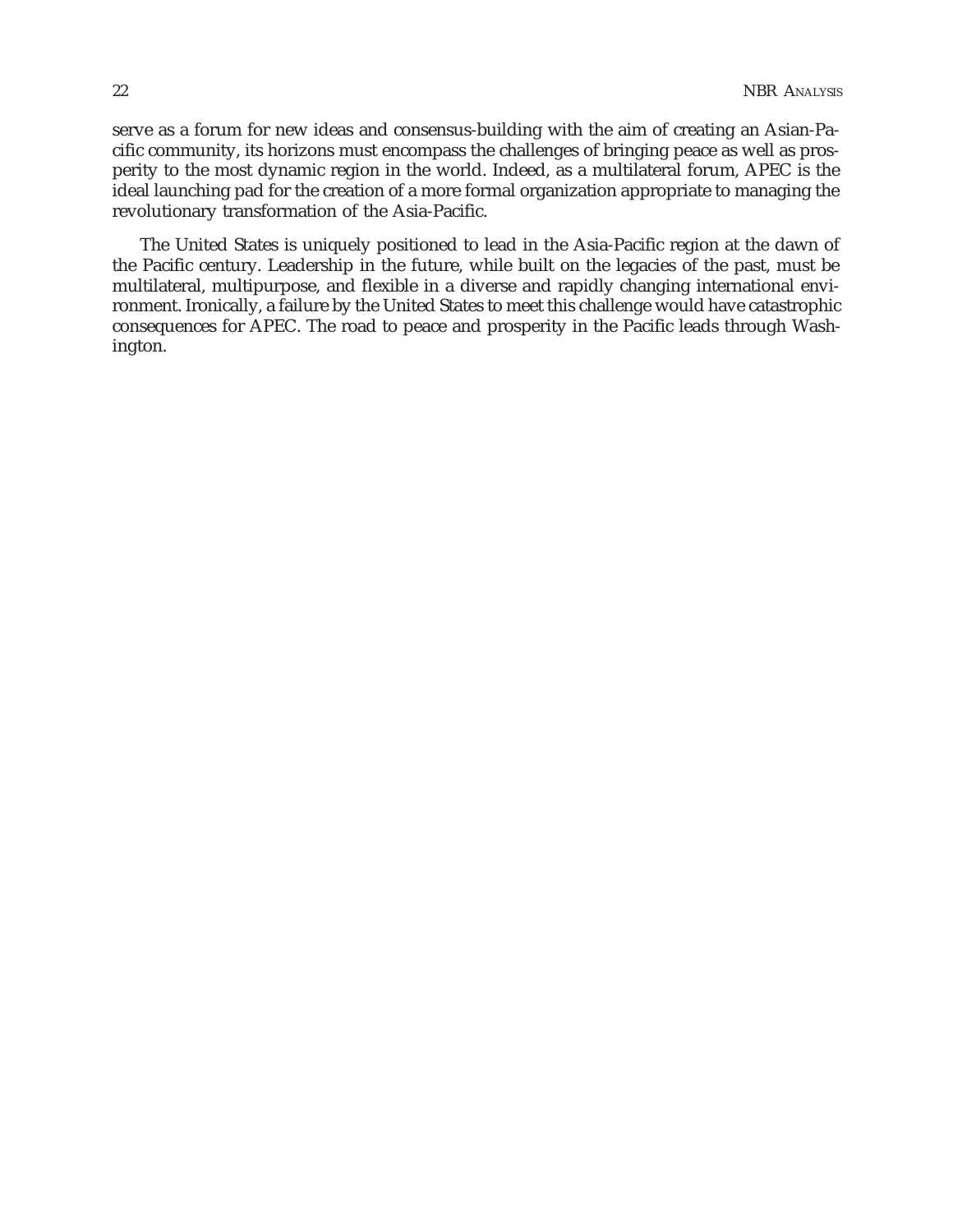serve as a forum for new ideas and consensus-building with the aim of creating an Asian-Pacific community, its horizons must encompass the challenges of bringing peace as well as prosperity to the most dynamic region in the world. Indeed, as a multilateral forum, APEC is the ideal launching pad for the creation of a more formal organization appropriate to managing the revolutionary transformation of the Asia-Pacific.

The United States is uniquely positioned to lead in the Asia-Pacific region at the dawn of the Pacific century. Leadership in the future, while built on the legacies of the past, must be multilateral, multipurpose, and flexible in a diverse and rapidly changing international environment. Ironically, a failure by the United States to meet this challenge would have catastrophic consequences for APEC. The road to peace and prosperity in the Pacific leads through Washington.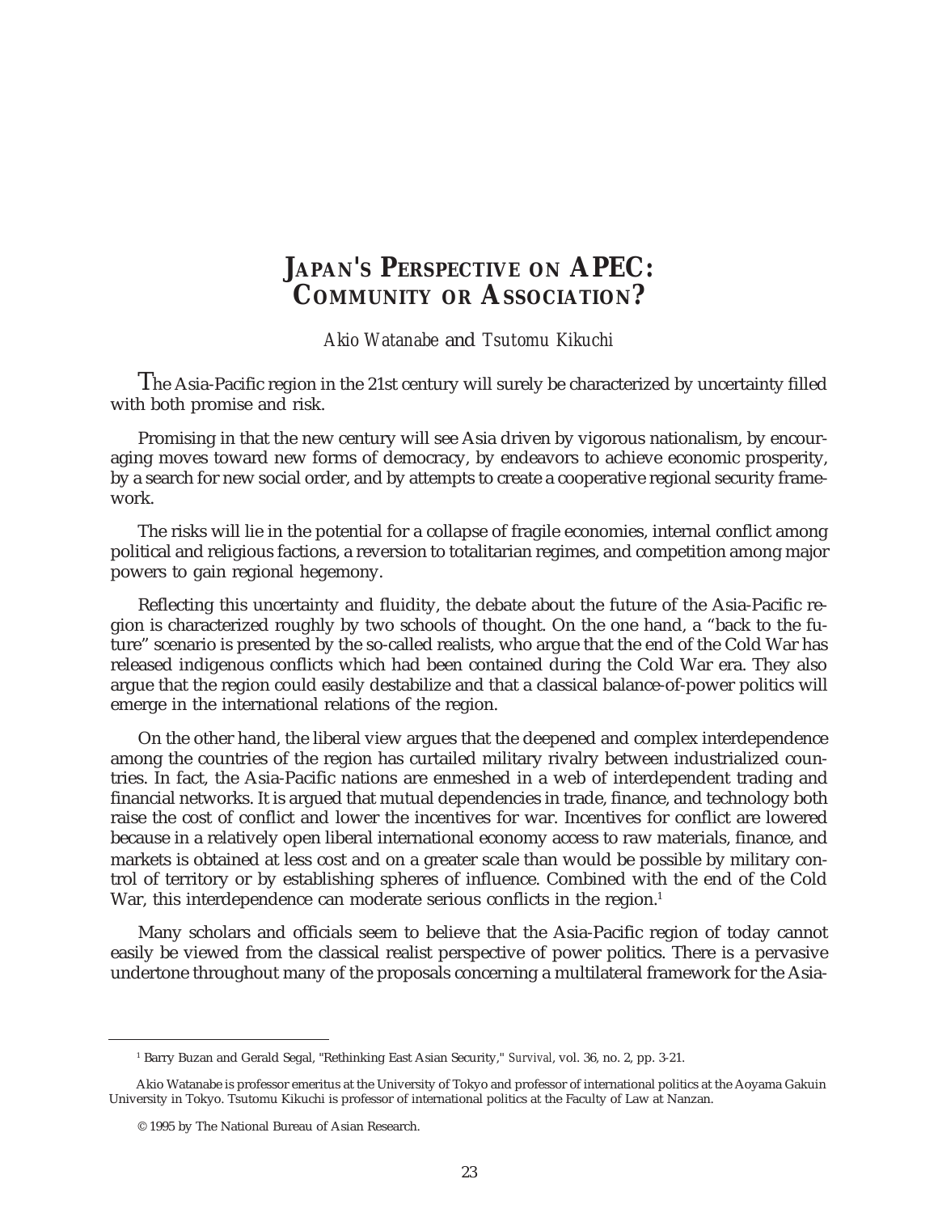# JAPAN'S PERSPECTIVE ON APEC: COMMUNITY OR ASSOCIATION?

*Akio Watanabe* and *Tsutomu Kikuchi*

The Asia-Pacific region in the 21st century will surely be characterized by uncertainty filled with both promise and risk.

Promising in that the new century will see Asia driven by vigorous nationalism, by encouraging moves toward new forms of democracy, by endeavors to achieve economic prosperity, by a search for new social order, and by attempts to create a cooperative regional security framework.

The risks will lie in the potential for a collapse of fragile economies, internal conflict among political and religious factions, a reversion to totalitarian regimes, and competition among major powers to gain regional hegemony.

Reflecting this uncertainty and fluidity, the debate about the future of the Asia-Pacific region is characterized roughly by two schools of thought. On the one hand, a "back to the future" scenario is presented by the so-called realists, who argue that the end of the Cold War has released indigenous conflicts which had been contained during the Cold War era. They also argue that the region could easily destabilize and that a classical balance-of-power politics will emerge in the international relations of the region.

On the other hand, the liberal view argues that the deepened and complex interdependence among the countries of the region has curtailed military rivalry between industrialized countries. In fact, the Asia-Pacific nations are enmeshed in a web of interdependent trading and financial networks. It is argued that mutual dependencies in trade, finance, and technology both raise the cost of conflict and lower the incentives for war. Incentives for conflict are lowered because in a relatively open liberal international economy access to raw materials, finance, and markets is obtained at less cost and on a greater scale than would be possible by military control of territory or by establishing spheres of influence. Combined with the end of the Cold War, this interdependence can moderate serious conflicts in the region.[1]

Many scholars and officials seem to believe that the Asia-Pacific region of today cannot easily be viewed from the classical realist perspective of power politics. There is a pervasive undertone throughout many of the proposals concerning a multilateral framework for the Asia-

---

[1] Barry Buzan and Gerald Segal, "Rethinking East Asian Security," *Survival*, vol. 36, no. 2, pp. 3-21.

Akio Watanabe is professor emeritus at the University of Tokyo and professor of international politics at the Aoyama Gakuin University in Tokyo. Tsutomu Kikuchi is professor of international politics at the Faculty of Law at Nanzan.

© 1995 by The National Bureau of Asian Research.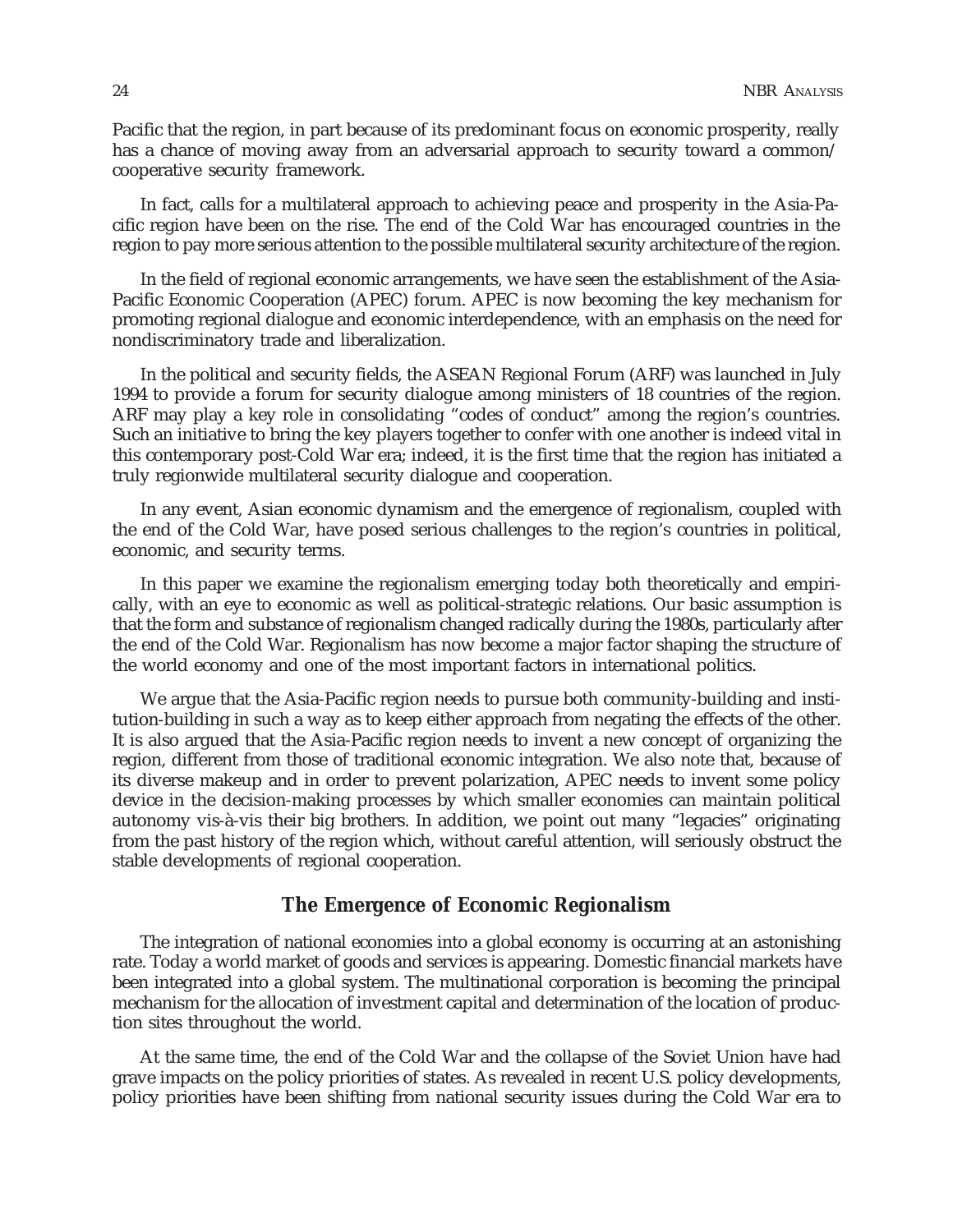Pacific that the region, in part because of its predominant focus on economic prosperity, really has a chance of moving away from an adversarial approach to security toward a common/ cooperative security framework.

In fact, calls for a multilateral approach to achieving peace and prosperity in the Asia-Pacific region have been on the rise. The end of the Cold War has encouraged countries in the region to pay more serious attention to the possible multilateral security architecture of the region.

In the field of regional economic arrangements, we have seen the establishment of the Asia-Pacific Economic Cooperation (APEC) forum. APEC is now becoming the key mechanism for promoting regional dialogue and economic interdependence, with an emphasis on the need for nondiscriminatory trade and liberalization.

In the political and security fields, the ASEAN Regional Forum (ARF) was launched in July 1994 to provide a forum for security dialogue among ministers of 18 countries of the region. ARF may play a key role in consolidating "codes of conduct" among the region's countries. Such an initiative to bring the key players together to confer with one another is indeed vital in this contemporary post-Cold War era; indeed, it is the first time that the region has initiated a truly regionwide multilateral security dialogue and cooperation.

In any event, Asian economic dynamism and the emergence of regionalism, coupled with the end of the Cold War, have posed serious challenges to the region's countries in political, economic, and security terms.

In this paper we examine the regionalism emerging today both theoretically and empirically, with an eye to economic as well as political-strategic relations. Our basic assumption is that the form and substance of regionalism changed radically during the 1980s, particularly after the end of the Cold War. Regionalism has now become a major factor shaping the structure of the world economy and one of the most important factors in international politics.

We argue that the Asia-Pacific region needs to pursue both community-building and institution-building in such a way as to keep either approach from negating the effects of the other. It is also argued that the Asia-Pacific region needs to invent a new concept of organizing the region, different from those of traditional economic integration. We also note that, because of its diverse makeup and in order to prevent polarization, APEC needs to invent some policy device in the decision-making processes by which smaller economies can maintain political autonomy vis-à-vis their big brothers. In addition, we point out many "legacies" originating from the past history of the region which, without careful attention, will seriously obstruct the stable developments of regional cooperation.

## The Emergence of Economic Regionalism

The integration of national economies into a global economy is occurring at an astonishing rate. Today a world market of goods and services is appearing. Domestic financial markets have been integrated into a global system. The multinational corporation is becoming the principal mechanism for the allocation of investment capital and determination of the location of production sites throughout the world.

At the same time, the end of the Cold War and the collapse of the Soviet Union have had grave impacts on the policy priorities of states. As revealed in recent U.S. policy developments, policy priorities have been shifting from national security issues during the Cold War era to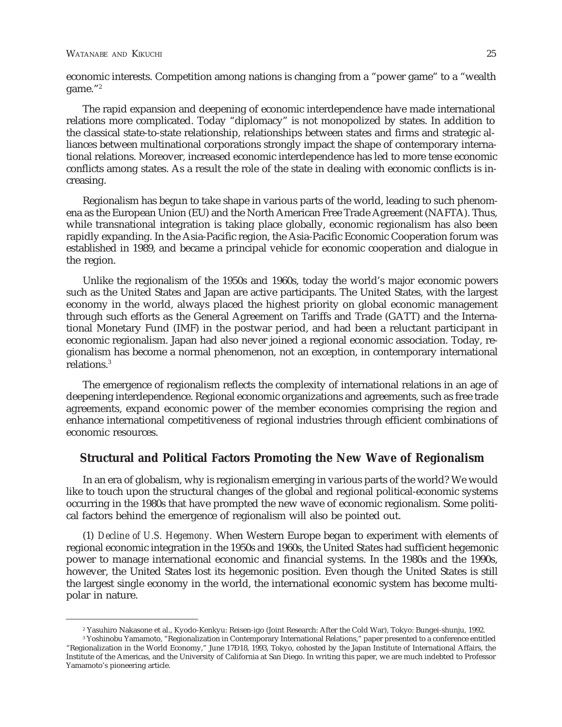economic interests. Competition among nations is changing from a "power game" to a "wealth game."[2]

The rapid expansion and deepening of economic interdependence have made international relations more complicated. Today "diplomacy" is not monopolized by states. In addition to the classical state-to-state relationship, relationships between states and firms and strategic alliances between multinational corporations strongly impact the shape of contemporary international relations. Moreover, increased economic interdependence has led to more tense economic conflicts among states. As a result the role of the state in dealing with economic conflicts is increasing.

Regionalism has begun to take shape in various parts of the world, leading to such phenomena as the European Union (EU) and the North American Free Trade Agreement (NAFTA). Thus, while transnational integration is taking place globally, economic regionalism has also been rapidly expanding. In the Asia-Pacific region, the Asia-Pacific Economic Cooperation forum was established in 1989, and became a principal vehicle for economic cooperation and dialogue in the region.

Unlike the regionalism of the 1950s and 1960s, today the world's major economic powers such as the United States and Japan are active participants. The United States, with the largest economy in the world, always placed the highest priority on global economic management through such efforts as the General Agreement on Tariffs and Trade (GATT) and the International Monetary Fund (IMF) in the postwar period, and had been a reluctant participant in economic regionalism. Japan had also never joined a regional economic association. Today, regionalism has become a normal phenomenon, not an exception, in contemporary international relations.[3]

The emergence of regionalism reflects the complexity of international relations in an age of deepening interdependence. Regional economic organizations and agreements, such as free trade agreements, expand economic power of the member economies comprising the region and enhance international competitiveness of regional industries through efficient combinations of economic resources.

## Structural and Political Factors Promoting the New Wave of Regionalism

In an era of globalism, why is regionalism emerging in various parts of the world? We would like to touch upon the structural changes of the global and regional political-economic systems occurring in the 1980s that have prompted the new wave of economic regionalism. Some political factors behind the emergence of regionalism will also be pointed out.

(1) *Decline of U.S. Hegemony.* When Western Europe began to experiment with elements of regional economic integration in the 1950s and 1960s, the United States had sufficient hegemonic power to manage international economic and financial systems. In the 1980s and the 1990s, however, the United States lost its hegemonic position. Even though the United States is still the largest single economy in the world, the international economic system has become multipolar in nature.

---

[2] Yasuhiro Nakasone et al., Kyodo-Kenkyu: Reisen-igo (Joint Research: After the Cold War), Tokyo: Bungei-shunju, 1992.

[3] Yoshinobu Yamamoto, "Regionalization in Contemporary International Relations," paper presented to a conference entitled "Regionalization in the World Economy," June 17Ð18, 1993, Tokyo, cohosted by the Japan Institute of International Affairs, the Institute of the Americas, and the University of California at San Diego. In writing this paper, we are much indebted to Professor Yamamoto's pioneering article.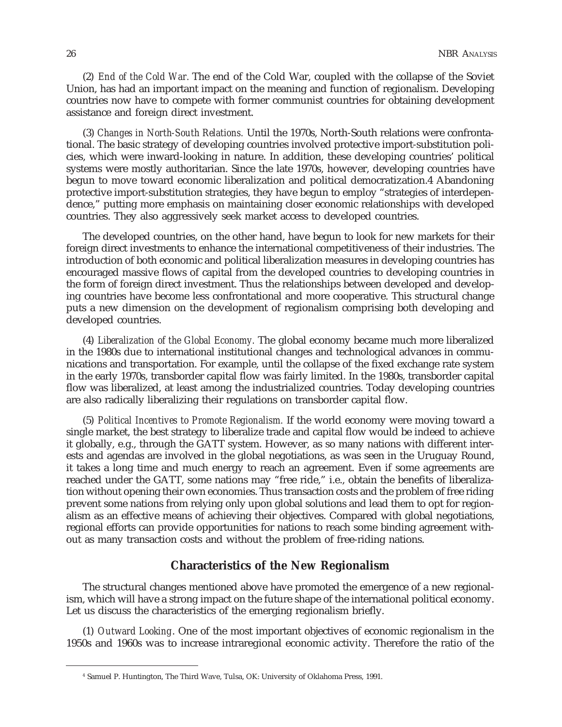(2) *End of the Cold War.* The end of the Cold War, coupled with the collapse of the Soviet Union, has had an important impact on the meaning and function of regionalism. Developing countries now have to compete with former communist countries for obtaining development assistance and foreign direct investment.

(3) *Changes in North-South Relations.* Until the 1970s, North-South relations were confrontational. The basic strategy of developing countries involved protective import-substitution policies, which were inward-looking in nature. In addition, these developing countries' political systems were mostly authoritarian. Since the late 1970s, however, developing countries have begun to move toward economic liberalization and political democratization.[4] Abandoning protective import-substitution strategies, they have begun to employ "strategies of interdependence," putting more emphasis on maintaining closer economic relationships with developed countries. They also aggressively seek market access to developed countries.

The developed countries, on the other hand, have begun to look for new markets for their foreign direct investments to enhance the international competitiveness of their industries. The introduction of both economic and political liberalization measures in developing countries has encouraged massive flows of capital from the developed countries to developing countries in the form of foreign direct investment. Thus the relationships between developed and developing countries have become less confrontational and more cooperative. This structural change puts a new dimension on the development of regionalism comprising both developing and developed countries.

(4) *Liberalization of the Global Economy.* The global economy became much more liberalized in the 1980s due to international institutional changes and technological advances in communications and transportation. For example, until the collapse of the fixed exchange rate system in the early 1970s, transborder capital flow was fairly limited. In the 1980s, transborder capital flow was liberalized, at least among the industrialized countries. Today developing countries are also radically liberalizing their regulations on transborder capital flow.

(5) *Political Incentives to Promote Regionalism.* If the world economy were moving toward a single market, the best strategy to liberalize trade and capital flow would be indeed to achieve it globally, e.g., through the GATT system. However, as so many nations with different interests and agendas are involved in the global negotiations, as was seen in the Uruguay Round, it takes a long time and much energy to reach an agreement. Even if some agreements are reached under the GATT, some nations may "free ride," i.e., obtain the benefits of liberalization without opening their own economies. Thus transaction costs and the problem of free riding prevent some nations from relying only upon global solutions and lead them to opt for regionalism as an effective means of achieving their objectives. Compared with global negotiations, regional efforts can provide opportunities for nations to reach some binding agreement without as many transaction costs and without the problem of free-riding nations.

## Characteristics of the New Regionalism

The structural changes mentioned above have promoted the emergence of a new regionalism, which will have a strong impact on the future shape of the international political economy. Let us discuss the characteristics of the emerging regionalism briefly.

(1) *Outward Looking*. One of the most important objectives of economic regionalism in the 1950s and 1960s was to increase intraregional economic activity. Therefore the ratio of the

[4] Samuel P. Huntington, The Third Wave, Tulsa, OK: University of Oklahoma Press, 1991.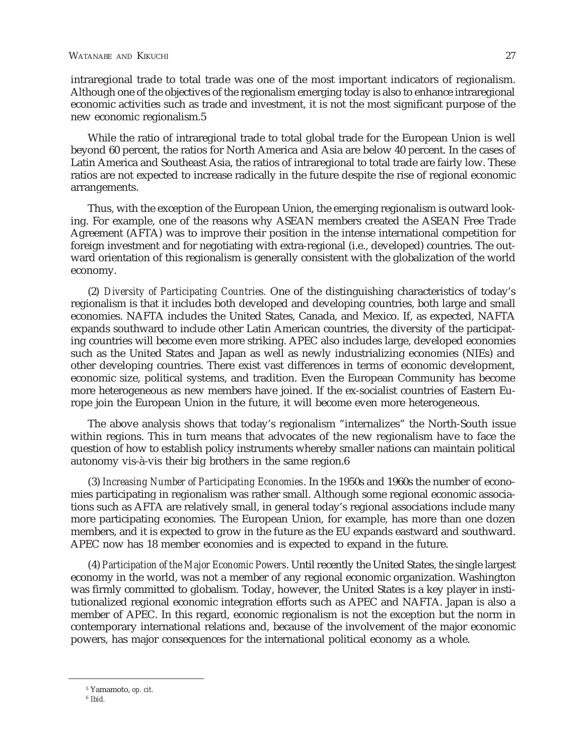intraregional trade to total trade was one of the most important indicators of regionalism. Although one of the objectives of the regionalism emerging today is also to enhance intraregional economic activities such as trade and investment, it is not the most significant purpose of the new economic regionalism.[5]

While the ratio of intraregional trade to total global trade for the European Union is well beyond 60 percent, the ratios for North America and Asia are below 40 percent. In the cases of Latin America and Southeast Asia, the ratios of intraregional to total trade are fairly low. These ratios are not expected to increase radically in the future despite the rise of regional economic arrangements.

Thus, with the exception of the European Union, the emerging regionalism is outward looking. For example, one of the reasons why ASEAN members created the ASEAN Free Trade Agreement (AFTA) was to improve their position in the intense international competition for foreign investment and for negotiating with extra-regional (i.e., developed) countries. The outward orientation of this regionalism is generally consistent with the globalization of the world economy.

(2) *Diversity of Participating Countries.* One of the distinguishing characteristics of today's regionalism is that it includes both developed and developing countries, both large and small economies. NAFTA includes the United States, Canada, and Mexico. If, as expected, NAFTA expands southward to include other Latin American countries, the diversity of the participating countries will become even more striking. APEC also includes large, developed economies such as the United States and Japan as well as newly industrializing economies (NIEs) and other developing countries. There exist vast differences in terms of economic development, economic size, political systems, and tradition. Even the European Community has become more heterogeneous as new members have joined. If the ex-socialist countries of Eastern Europe join the European Union in the future, it will become even more heterogeneous.

The above analysis shows that today's regionalism "internalizes" the North-South issue within regions. This in turn means that advocates of the new regionalism have to face the question of how to establish policy instruments whereby smaller nations can maintain political autonomy vis-à-vis their big brothers in the same region.[6]

(3) *Increasing Number of Participating Economies*. In the 1950s and 1960s the number of economies participating in regionalism was rather small. Although some regional economic associations such as AFTA are relatively small, in general today's regional associations include many more participating economies. The European Union, for example, has more than one dozen members, and it is expected to grow in the future as the EU expands eastward and southward. APEC now has 18 member economies and is expected to expand in the future.

(4) *Participation of the Major Economic Powers*. Until recently the United States, the single largest economy in the world, was not a member of any regional economic organization. Washington was firmly committed to globalism. Today, however, the United States is a key player in institutionalized regional economic integration efforts such as APEC and NAFTA. Japan is also a member of APEC. In this regard, economic regionalism is not the exception but the norm in contemporary international relations and, because of the involvement of the major economic powers, has major consequences for the international political economy as a whole.

---

[5] Yamamoto, *op. cit.*

[6] *Ibid.*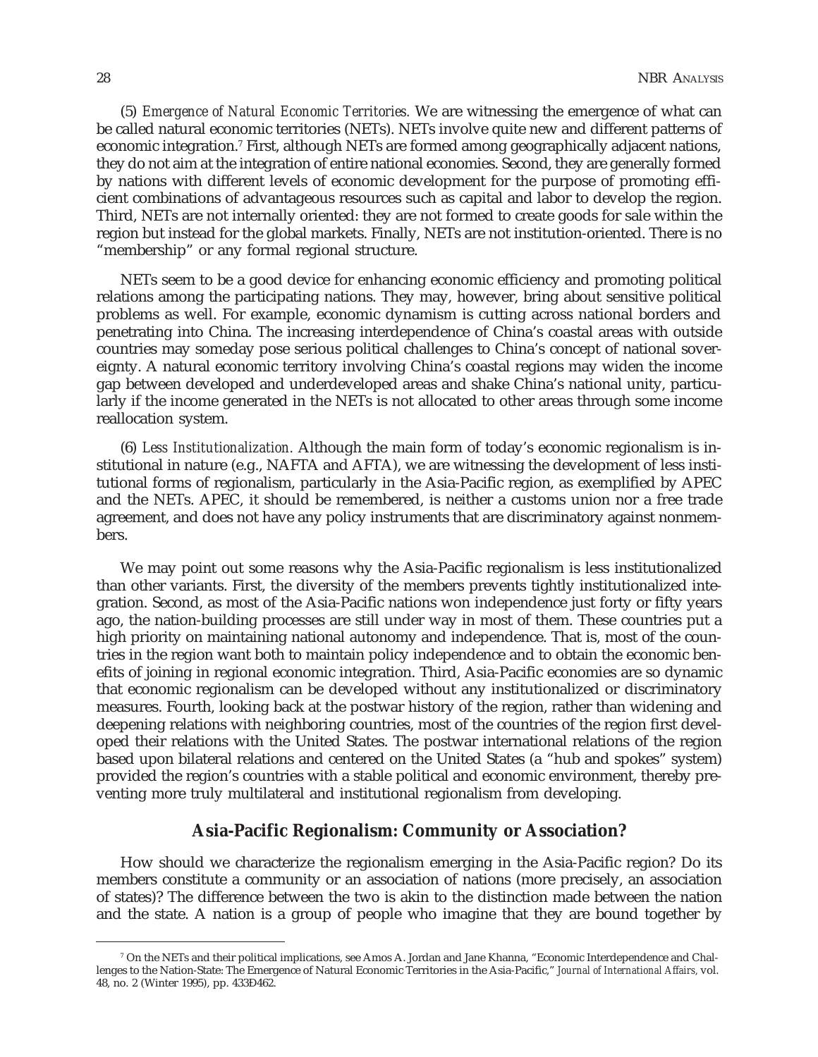(5) *Emergence of Natural Economic Territories.* We are witnessing the emergence of what can be called natural economic territories (NETs). NETs involve quite new and different patterns of economic integration.[7] First, although NETs are formed among geographically adjacent nations, they do not aim at the integration of entire national economies. Second, they are generally formed by nations with different levels of economic development for the purpose of promoting efficient combinations of advantageous resources such as capital and labor to develop the region. Third, NETs are not internally oriented: they are not formed to create goods for sale within the region but instead for the global markets. Finally, NETs are not institution-oriented. There is no "membership" or any formal regional structure.

NETs seem to be a good device for enhancing economic efficiency and promoting political relations among the participating nations. They may, however, bring about sensitive political problems as well. For example, economic dynamism is cutting across national borders and penetrating into China. The increasing interdependence of China's coastal areas with outside countries may someday pose serious political challenges to China's concept of national sovereignty. A natural economic territory involving China's coastal regions may widen the income gap between developed and underdeveloped areas and shake China's national unity, particularly if the income generated in the NETs is not allocated to other areas through some income reallocation system.

(6) *Less Institutionalization.* Although the main form of today's economic regionalism is institutional in nature (e.g., NAFTA and AFTA), we are witnessing the development of less institutional forms of regionalism, particularly in the Asia-Pacific region, as exemplified by APEC and the NETs. APEC, it should be remembered, is neither a customs union nor a free trade agreement, and does not have any policy instruments that are discriminatory against nonmembers.

We may point out some reasons why the Asia-Pacific regionalism is less institutionalized than other variants. First, the diversity of the members prevents tightly institutionalized integration. Second, as most of the Asia-Pacific nations won independence just forty or fifty years ago, the nation-building processes are still under way in most of them. These countries put a high priority on maintaining national autonomy and independence. That is, most of the countries in the region want both to maintain policy independence and to obtain the economic benefits of joining in regional economic integration. Third, Asia-Pacific economies are so dynamic that economic regionalism can be developed without any institutionalized or discriminatory measures. Fourth, looking back at the postwar history of the region, rather than widening and deepening relations with neighboring countries, most of the countries of the region first developed their relations with the United States. The postwar international relations of the region based upon bilateral relations and centered on the United States (a "hub and spokes" system) provided the region's countries with a stable political and economic environment, thereby preventing more truly multilateral and institutional regionalism from developing.

## Asia-Pacific Regionalism: Community or Association?

How should we characterize the regionalism emerging in the Asia-Pacific region? Do its members constitute a community or an association of nations (more precisely, an association of states)? The difference between the two is akin to the distinction made between the nation and the state. A nation is a group of people who imagine that they are bound together by

---

[7] On the NETs and their political implications, see Amos A. Jordan and Jane Khanna, "Economic Interdependence and Challenges to the Nation-State: The Emergence of Natural Economic Territories in the Asia-Pacific," *Journal of International Affairs,* vol. 48, no. 2 (Winter 1995), pp. 433Ð462.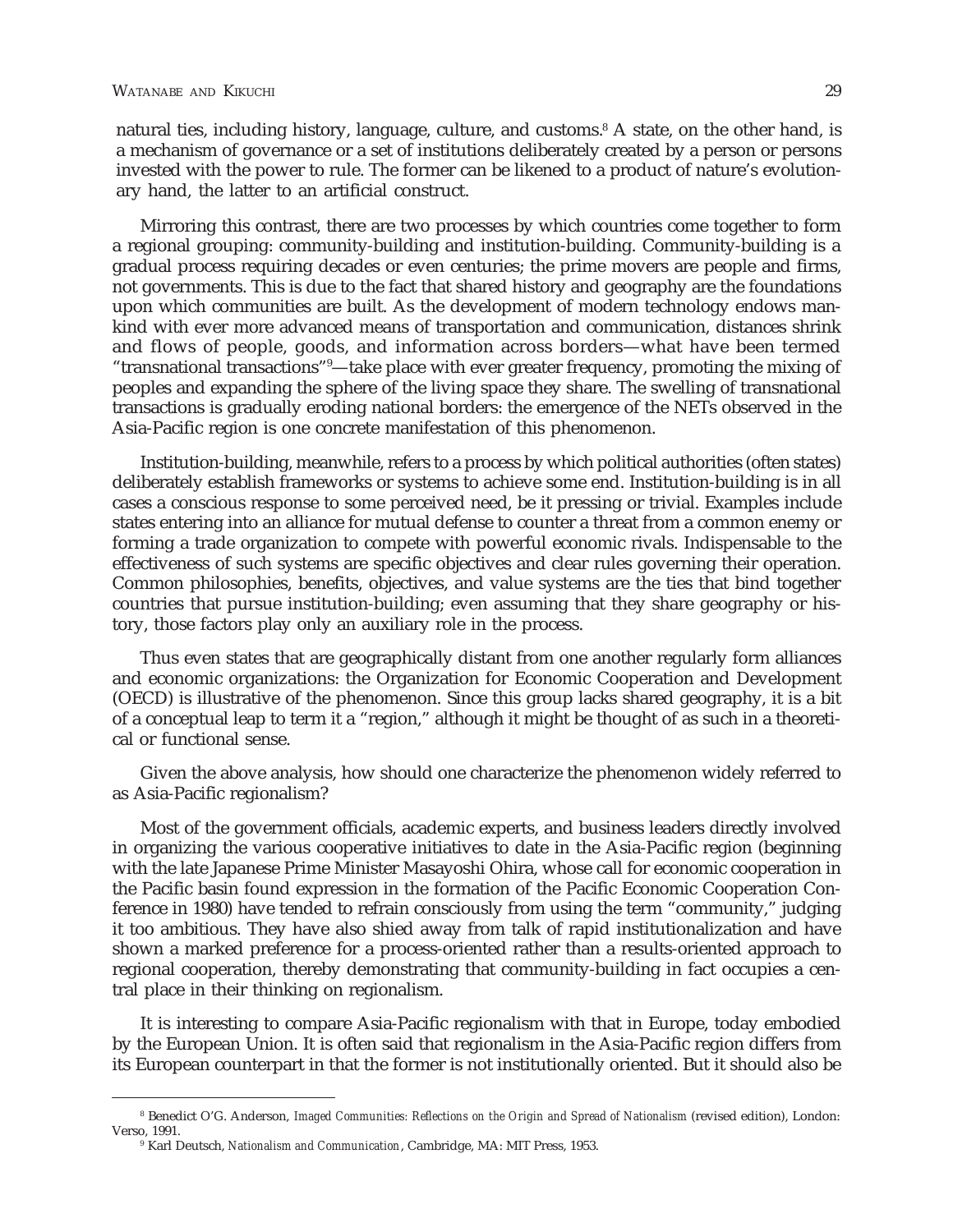natural ties, including history, language, culture, and customs.[8] A state, on the other hand, is a mechanism of governance or a set of institutions deliberately created by a person or persons invested with the power to rule. The former can be likened to a product of nature's evolutionary hand, the latter to an artificial construct.

Mirroring this contrast, there are two processes by which countries come together to form a regional grouping: community-building and institution-building. Community-building is a gradual process requiring decades or even centuries; the prime movers are people and firms, not governments. This is due to the fact that shared history and geography are the foundations upon which communities are built. As the development of modern technology endows mankind with ever more advanced means of transportation and communication, distances shrink and flows of people, goods, and information across borders—what have been termed "transnational transactions"[9]—take place with ever greater frequency, promoting the mixing of peoples and expanding the sphere of the living space they share. The swelling of transnational transactions is gradually eroding national borders: the emergence of the NETs observed in the Asia-Pacific region is one concrete manifestation of this phenomenon.

Institution-building, meanwhile, refers to a process by which political authorities (often states) deliberately establish frameworks or systems to achieve some end. Institution-building is in all cases a conscious response to some perceived need, be it pressing or trivial. Examples include states entering into an alliance for mutual defense to counter a threat from a common enemy or forming a trade organization to compete with powerful economic rivals. Indispensable to the effectiveness of such systems are specific objectives and clear rules governing their operation. Common philosophies, benefits, objectives, and value systems are the ties that bind together countries that pursue institution-building; even assuming that they share geography or history, those factors play only an auxiliary role in the process.

Thus even states that are geographically distant from one another regularly form alliances and economic organizations: the Organization for Economic Cooperation and Development (OECD) is illustrative of the phenomenon. Since this group lacks shared geography, it is a bit of a conceptual leap to term it a "region," although it might be thought of as such in a theoretical or functional sense.

Given the above analysis, how should one characterize the phenomenon widely referred to as Asia-Pacific regionalism?

Most of the government officials, academic experts, and business leaders directly involved in organizing the various cooperative initiatives to date in the Asia-Pacific region (beginning with the late Japanese Prime Minister Masayoshi Ohira, whose call for economic cooperation in the Pacific basin found expression in the formation of the Pacific Economic Cooperation Conference in 1980) have tended to refrain consciously from using the term "community," judging it too ambitious. They have also shied away from talk of rapid institutionalization and have shown a marked preference for a process-oriented rather than a results-oriented approach to regional cooperation, thereby demonstrating that community-building in fact occupies a central place in their thinking on regionalism.

It is interesting to compare Asia-Pacific regionalism with that in Europe, today embodied by the European Union. It is often said that regionalism in the Asia-Pacific region differs from its European counterpart in that the former is not institutionally oriented. But it should also be

---

[8] Benedict O'G. Anderson, *Imaged Communities: Reflections on the Origin and Spread of Nationalism* (revised edition), London: Verso, 1991.

[9] Karl Deutsch, *Nationalism and Communication*, Cambridge, MA: MIT Press, 1953.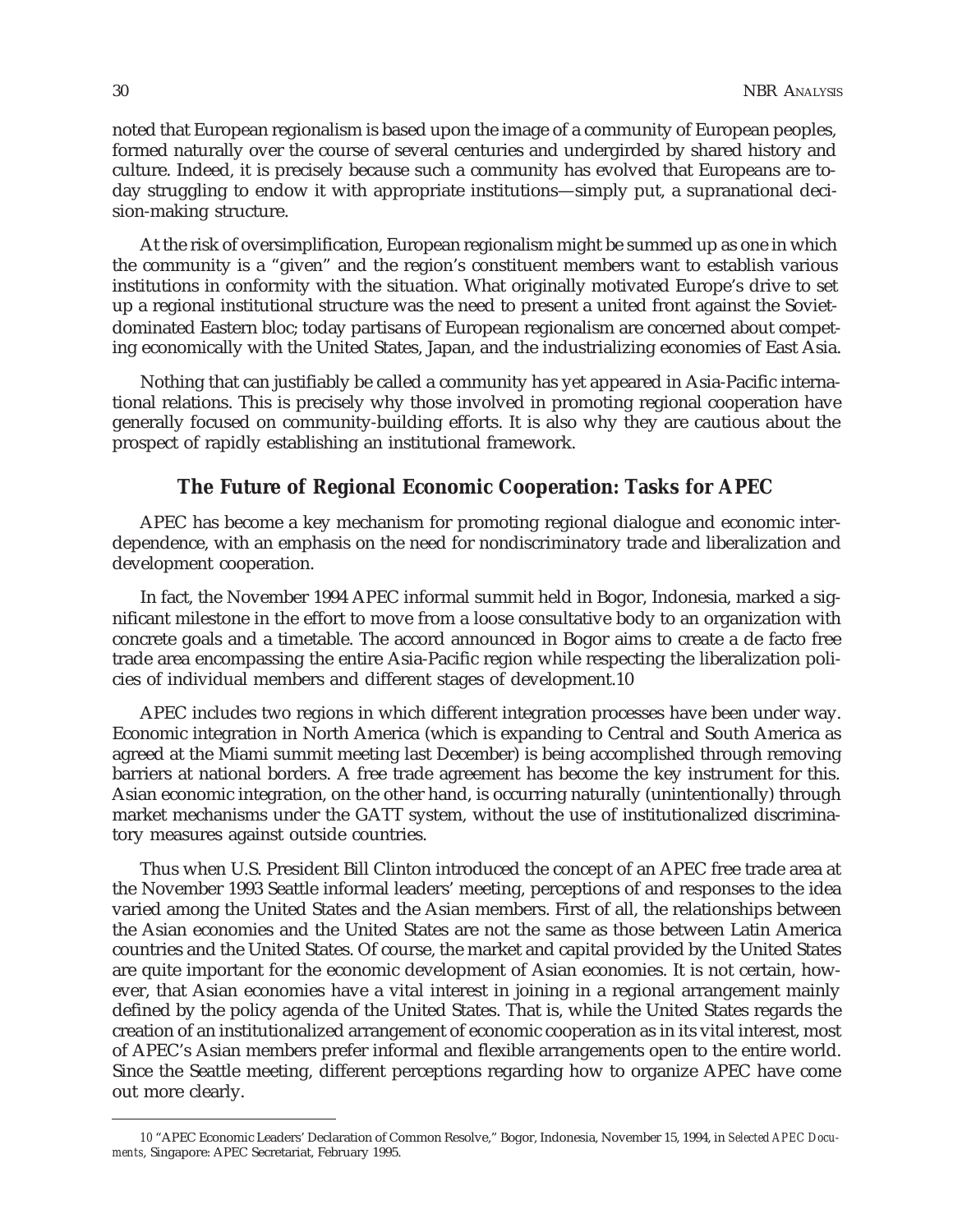noted that European regionalism is based upon the image of a community of European peoples, formed naturally over the course of several centuries and undergirded by shared history and culture. Indeed, it is precisely because such a community has evolved that Europeans are today struggling to endow it with appropriate institutions—simply put, a supranational decision-making structure.

At the risk of oversimplification, European regionalism might be summed up as one in which the community is a "given" and the region's constituent members want to establish various institutions in conformity with the situation. What originally motivated Europe's drive to set up a regional institutional structure was the need to present a united front against the Soviet-dominated Eastern bloc; today partisans of European regionalism are concerned about competing economically with the United States, Japan, and the industrializing economies of East Asia.

Nothing that can justifiably be called a community has yet appeared in Asia-Pacific international relations. This is precisely why those involved in promoting regional cooperation have generally focused on community-building efforts. It is also why they are cautious about the prospect of rapidly establishing an institutional framework.

## The Future of Regional Economic Cooperation: Tasks for APEC

APEC has become a key mechanism for promoting regional dialogue and economic interdependence, with an emphasis on the need for nondiscriminatory trade and liberalization and development cooperation.

In fact, the November 1994 APEC informal summit held in Bogor, Indonesia, marked a significant milestone in the effort to move from a loose consultative body to an organization with concrete goals and a timetable. The accord announced in Bogor aims to create a de facto free trade area encompassing the entire Asia-Pacific region while respecting the liberalization policies of individual members and different stages of development.10

APEC includes two regions in which different integration processes have been under way. Economic integration in North America (which is expanding to Central and South America as agreed at the Miami summit meeting last December) is being accomplished through removing barriers at national borders. A free trade agreement has become the key instrument for this. Asian economic integration, on the other hand, is occurring naturally (unintentionally) through market mechanisms under the GATT system, without the use of institutionalized discriminatory measures against outside countries.

Thus when U.S. President Bill Clinton introduced the concept of an APEC free trade area at the November 1993 Seattle informal leaders' meeting, perceptions of and responses to the idea varied among the United States and the Asian members. First of all, the relationships between the Asian economies and the United States are not the same as those between Latin America countries and the United States. Of course, the market and capital provided by the United States are quite important for the economic development of Asian economies. It is not certain, however, that Asian economies have a vital interest in joining in a regional arrangement mainly defined by the policy agenda of the United States. That is, while the United States regards the creation of an institutionalized arrangement of economic cooperation as in its vital interest, most of APEC's Asian members prefer informal and flexible arrangements open to the entire world. Since the Seattle meeting, different perceptions regarding how to organize APEC have come out more clearly.

---

10 "APEC Economic Leaders' Declaration of Common Resolve," Bogor, Indonesia, November 15, 1994, in *Selected APEC Documents*, Singapore: APEC Secretariat, February 1995.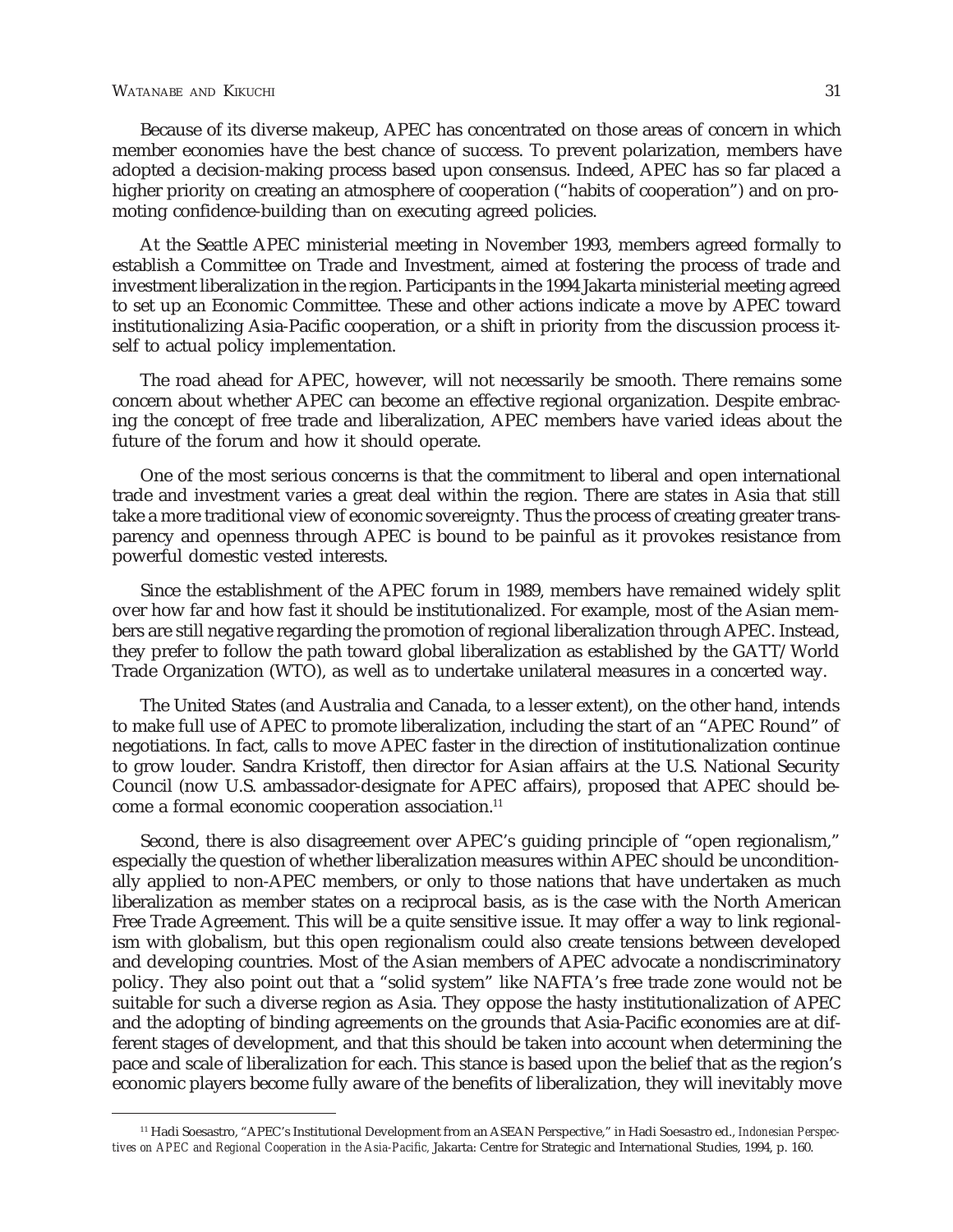Because of its diverse makeup, APEC has concentrated on those areas of concern in which member economies have the best chance of success. To prevent polarization, members have adopted a decision-making process based upon consensus. Indeed, APEC has so far placed a higher priority on creating an atmosphere of cooperation ("habits of cooperation") and on promoting confidence-building than on executing agreed policies.

At the Seattle APEC ministerial meeting in November 1993, members agreed formally to establish a Committee on Trade and Investment, aimed at fostering the process of trade and investment liberalization in the region. Participants in the 1994 Jakarta ministerial meeting agreed to set up an Economic Committee. These and other actions indicate a move by APEC toward institutionalizing Asia-Pacific cooperation, or a shift in priority from the discussion process itself to actual policy implementation.

The road ahead for APEC, however, will not necessarily be smooth. There remains some concern about whether APEC can become an effective regional organization. Despite embracing the concept of free trade and liberalization, APEC members have varied ideas about the future of the forum and how it should operate.

One of the most serious concerns is that the commitment to liberal and open international trade and investment varies a great deal within the region. There are states in Asia that still take a more traditional view of economic sovereignty. Thus the process of creating greater transparency and openness through APEC is bound to be painful as it provokes resistance from powerful domestic vested interests.

Since the establishment of the APEC forum in 1989, members have remained widely split over how far and how fast it should be institutionalized. For example, most of the Asian members are still negative regarding the promotion of regional liberalization through APEC. Instead, they prefer to follow the path toward global liberalization as established by the GATT/World Trade Organization (WTO), as well as to undertake unilateral measures in a concerted way.

The United States (and Australia and Canada, to a lesser extent), on the other hand, intends to make full use of APEC to promote liberalization, including the start of an "APEC Round" of negotiations. In fact, calls to move APEC faster in the direction of institutionalization continue to grow louder. Sandra Kristoff, then director for Asian affairs at the U.S. National Security Council (now U.S. ambassador-designate for APEC affairs), proposed that APEC should become a formal economic cooperation association.[11]

Second, there is also disagreement over APEC's guiding principle of "open regionalism," especially the question of whether liberalization measures within APEC should be unconditionally applied to non-APEC members, or only to those nations that have undertaken as much liberalization as member states on a reciprocal basis, as is the case with the North American Free Trade Agreement. This will be a quite sensitive issue. It may offer a way to link regionalism with globalism, but this open regionalism could also create tensions between developed and developing countries. Most of the Asian members of APEC advocate a nondiscriminatory policy. They also point out that a "solid system" like NAFTA's free trade zone would not be suitable for such a diverse region as Asia. They oppose the hasty institutionalization of APEC and the adopting of binding agreements on the grounds that Asia-Pacific economies are at different stages of development, and that this should be taken into account when determining the pace and scale of liberalization for each. This stance is based upon the belief that as the region's economic players become fully aware of the benefits of liberalization, they will inevitably move

[11] Hadi Soesastro, "APEC's Institutional Development from an ASEAN Perspective," in Hadi Soesastro ed., *Indonesian Perspectives on APEC and Regional Cooperation in the Asia-Pacific*, Jakarta: Centre for Strategic and International Studies, 1994, p. 160.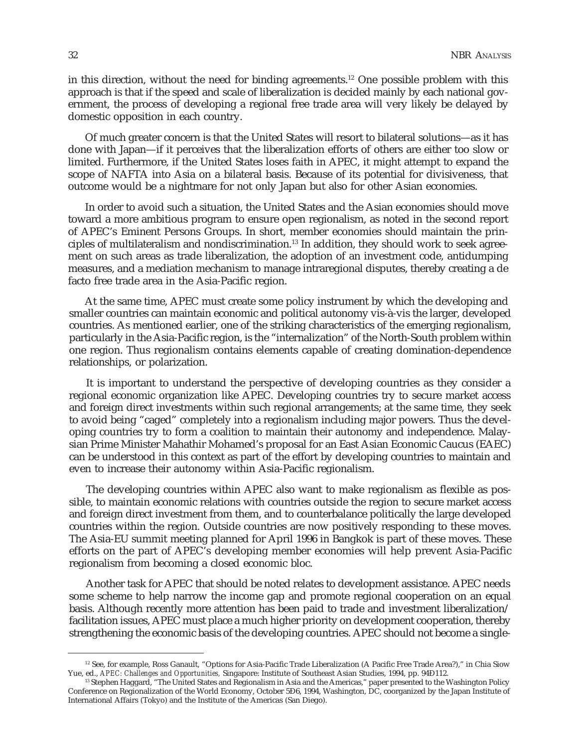in this direction, without the need for binding agreements.[12] One possible problem with this approach is that if the speed and scale of liberalization is decided mainly by each national government, the process of developing a regional free trade area will very likely be delayed by domestic opposition in each country.

Of much greater concern is that the United States will resort to bilateral solutions—as it has done with Japan—if it perceives that the liberalization efforts of others are either too slow or limited. Furthermore, if the United States loses faith in APEC, it might attempt to expand the scope of NAFTA into Asia on a bilateral basis. Because of its potential for divisiveness, that outcome would be a nightmare for not only Japan but also for other Asian economies.

In order to avoid such a situation, the United States and the Asian economies should move toward a more ambitious program to ensure open regionalism, as noted in the second report of APEC's Eminent Persons Groups. In short, member economies should maintain the principles of multilateralism and nondiscrimination.[13] In addition, they should work to seek agreement on such areas as trade liberalization, the adoption of an investment code, antidumping measures, and a mediation mechanism to manage intraregional disputes, thereby creating a de facto free trade area in the Asia-Pacific region.

At the same time, APEC must create some policy instrument by which the developing and smaller countries can maintain economic and political autonomy vis-à-vis the larger, developed countries. As mentioned earlier, one of the striking characteristics of the emerging regionalism, particularly in the Asia-Pacific region, is the "internalization" of the North-South problem within one region. Thus regionalism contains elements capable of creating domination-dependence relationships, or polarization.

It is important to understand the perspective of developing countries as they consider a regional economic organization like APEC. Developing countries try to secure market access and foreign direct investments within such regional arrangements; at the same time, they seek to avoid being "caged" completely into a regionalism including major powers. Thus the developing countries try to form a coalition to maintain their autonomy and independence. Malaysian Prime Minister Mahathir Mohamed's proposal for an East Asian Economic Caucus (EAEC) can be understood in this context as part of the effort by developing countries to maintain and even to increase their autonomy within Asia-Pacific regionalism.

The developing countries within APEC also want to make regionalism as flexible as possible, to maintain economic relations with countries outside the region to secure market access and foreign direct investment from them, and to counterbalance politically the large developed countries within the region. Outside countries are now positively responding to these moves. The Asia-EU summit meeting planned for April 1996 in Bangkok is part of these moves. These efforts on the part of APEC's developing member economies will help prevent Asia-Pacific regionalism from becoming a closed economic bloc.

Another task for APEC that should be noted relates to development assistance. APEC needs some scheme to help narrow the income gap and promote regional cooperation on an equal basis. Although recently more attention has been paid to trade and investment liberalization/facilitation issues, APEC must place a much higher priority on development cooperation, thereby strengthening the economic basis of the developing countries. APEC should not become a single-

---

[12] See, for example, Ross Ganault, "Options for Asia-Pacific Trade Liberalization (A Pacific Free Trade Area?)," in Chia Siow Yue, ed., *APEC: Challenges and Opportunities,* Singapore: Institute of Southeast Asian Studies, 1994, pp. 94Ð112.

[13] Stephen Haggard, "The United States and Regionalism in Asia and the Americas," paper presented to the Washington Policy Conference on Regionalization of the World Economy, October 5Ð6, 1994, Washington, DC, coorganized by the Japan Institute of International Affairs (Tokyo) and the Institute of the Americas (San Diego).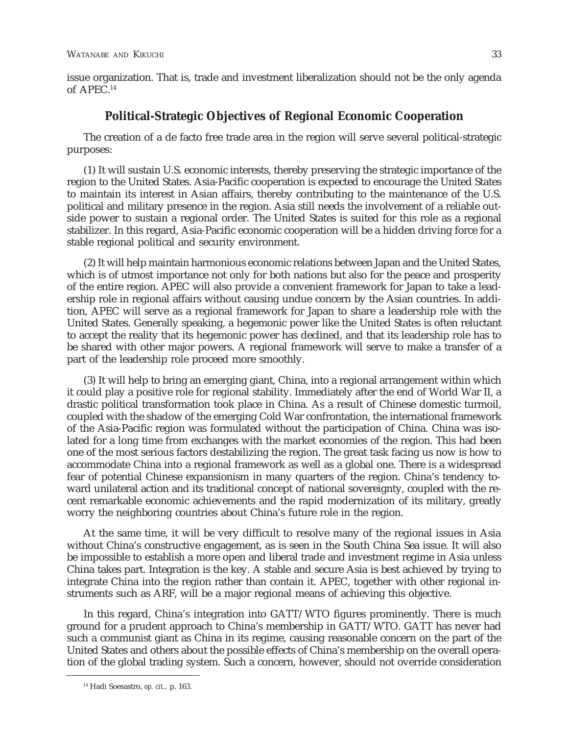issue organization. That is, trade and investment liberalization should not be the only agenda of APEC.[14]

## Political-Strategic Objectives of Regional Economic Cooperation

The creation of a de facto free trade area in the region will serve several political-strategic purposes:

(1) It will sustain U.S. economic interests, thereby preserving the strategic importance of the region to the United States. Asia-Pacific cooperation is expected to encourage the United States to maintain its interest in Asian affairs, thereby contributing to the maintenance of the U.S. political and military presence in the region. Asia still needs the involvement of a reliable outside power to sustain a regional order. The United States is suited for this role as a regional stabilizer. In this regard, Asia-Pacific economic cooperation will be a hidden driving force for a stable regional political and security environment.

(2) It will help maintain harmonious economic relations between Japan and the United States, which is of utmost importance not only for both nations but also for the peace and prosperity of the entire region. APEC will also provide a convenient framework for Japan to take a leadership role in regional affairs without causing undue concern by the Asian countries. In addition, APEC will serve as a regional framework for Japan to share a leadership role with the United States. Generally speaking, a hegemonic power like the United States is often reluctant to accept the reality that its hegemonic power has declined, and that its leadership role has to be shared with other major powers. A regional framework will serve to make a transfer of a part of the leadership role proceed more smoothly.

(3) It will help to bring an emerging giant, China, into a regional arrangement within which it could play a positive role for regional stability. Immediately after the end of World War II, a drastic political transformation took place in China. As a result of Chinese domestic turmoil, coupled with the shadow of the emerging Cold War confrontation, the international framework of the Asia-Pacific region was formulated without the participation of China. China was isolated for a long time from exchanges with the market economies of the region. This had been one of the most serious factors destabilizing the region. The great task facing us now is how to accommodate China into a regional framework as well as a global one. There is a widespread fear of potential Chinese expansionism in many quarters of the region. China's tendency toward unilateral action and its traditional concept of national sovereignty, coupled with the recent remarkable economic achievements and the rapid modernization of its military, greatly worry the neighboring countries about China's future role in the region.

At the same time, it will be very difficult to resolve many of the regional issues in Asia without China's constructive engagement, as is seen in the South China Sea issue. It will also be impossible to establish a more open and liberal trade and investment regime in Asia unless China takes part. Integration is the key. A stable and secure Asia is best achieved by trying to integrate China into the region rather than contain it. APEC, together with other regional instruments such as ARF, will be a major regional means of achieving this objective.

In this regard, China's integration into GATT/WTO figures prominently. There is much ground for a prudent approach to China's membership in GATT/WTO. GATT has never had such a communist giant as China in its regime, causing reasonable concern on the part of the United States and others about the possible effects of China's membership on the overall operation of the global trading system. Such a concern, however, should not override consideration

[14] Hadi Soesastro, *op. cit.*, p. 163.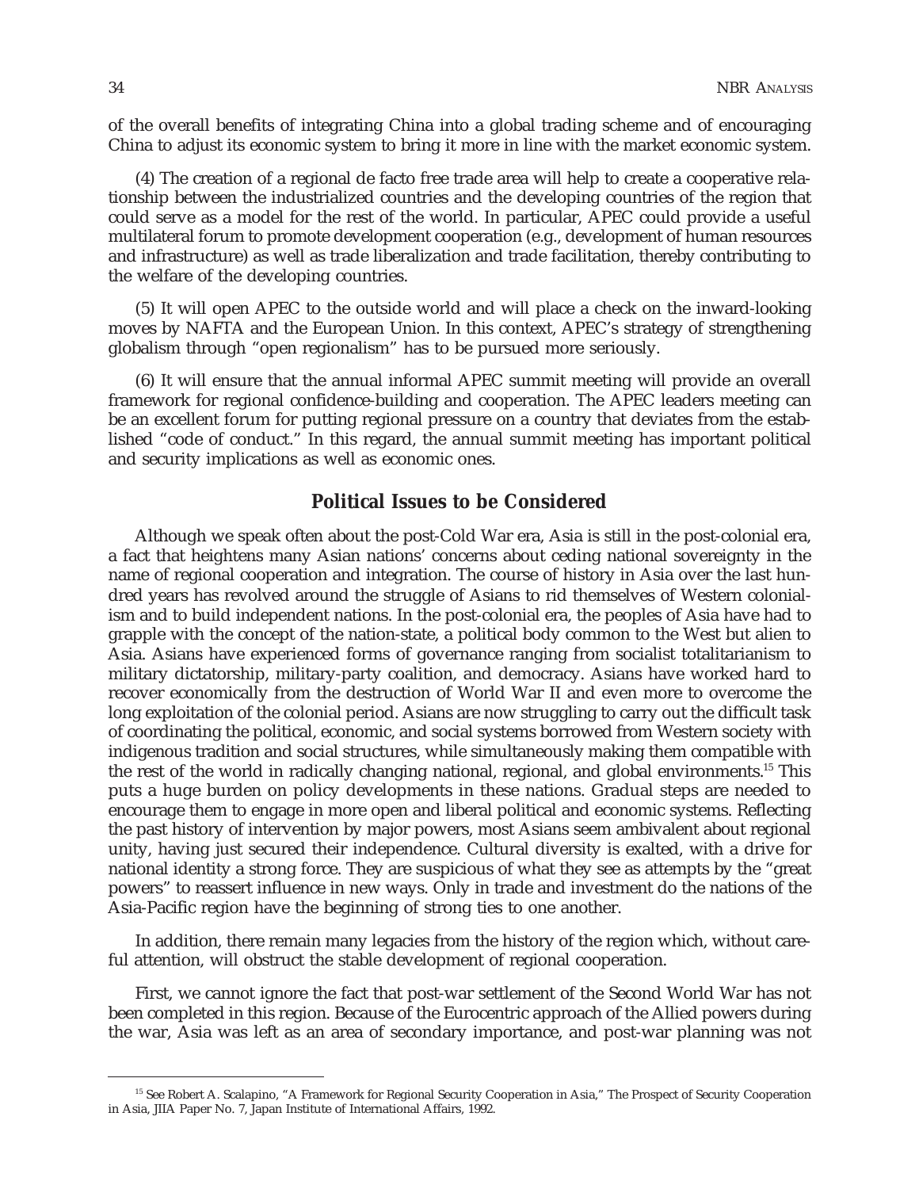of the overall benefits of integrating China into a global trading scheme and of encouraging China to adjust its economic system to bring it more in line with the market economic system.

(4) The creation of a regional de facto free trade area will help to create a cooperative relationship between the industrialized countries and the developing countries of the region that could serve as a model for the rest of the world. In particular, APEC could provide a useful multilateral forum to promote development cooperation (e.g., development of human resources and infrastructure) as well as trade liberalization and trade facilitation, thereby contributing to the welfare of the developing countries.

(5) It will open APEC to the outside world and will place a check on the inward-looking moves by NAFTA and the European Union. In this context, APEC's strategy of strengthening globalism through "open regionalism" has to be pursued more seriously.

(6) It will ensure that the annual informal APEC summit meeting will provide an overall framework for regional confidence-building and cooperation. The APEC leaders meeting can be an excellent forum for putting regional pressure on a country that deviates from the established "code of conduct." In this regard, the annual summit meeting has important political and security implications as well as economic ones.

## Political Issues to be Considered

Although we speak often about the post-Cold War era, Asia is still in the post-colonial era, a fact that heightens many Asian nations' concerns about ceding national sovereignty in the name of regional cooperation and integration. The course of history in Asia over the last hundred years has revolved around the struggle of Asians to rid themselves of Western colonialism and to build independent nations. In the post-colonial era, the peoples of Asia have had to grapple with the concept of the nation-state, a political body common to the West but alien to Asia. Asians have experienced forms of governance ranging from socialist totalitarianism to military dictatorship, military-party coalition, and democracy. Asians have worked hard to recover economically from the destruction of World War II and even more to overcome the long exploitation of the colonial period. Asians are now struggling to carry out the difficult task of coordinating the political, economic, and social systems borrowed from Western society with indigenous tradition and social structures, while simultaneously making them compatible with the rest of the world in radically changing national, regional, and global environments.[15] This puts a huge burden on policy developments in these nations. Gradual steps are needed to encourage them to engage in more open and liberal political and economic systems. Reflecting the past history of intervention by major powers, most Asians seem ambivalent about regional unity, having just secured their independence. Cultural diversity is exalted, with a drive for national identity a strong force. They are suspicious of what they see as attempts by the "great powers" to reassert influence in new ways. Only in trade and investment do the nations of the Asia-Pacific region have the beginning of strong ties to one another.

In addition, there remain many legacies from the history of the region which, without careful attention, will obstruct the stable development of regional cooperation.

First, we cannot ignore the fact that post-war settlement of the Second World War has not been completed in this region. Because of the Eurocentric approach of the Allied powers during the war, Asia was left as an area of secondary importance, and post-war planning was not

[15] See Robert A. Scalapino, "A Framework for Regional Security Cooperation in Asia," The Prospect of Security Cooperation in Asia, JIIA Paper No. 7, Japan Institute of International Affairs, 1992.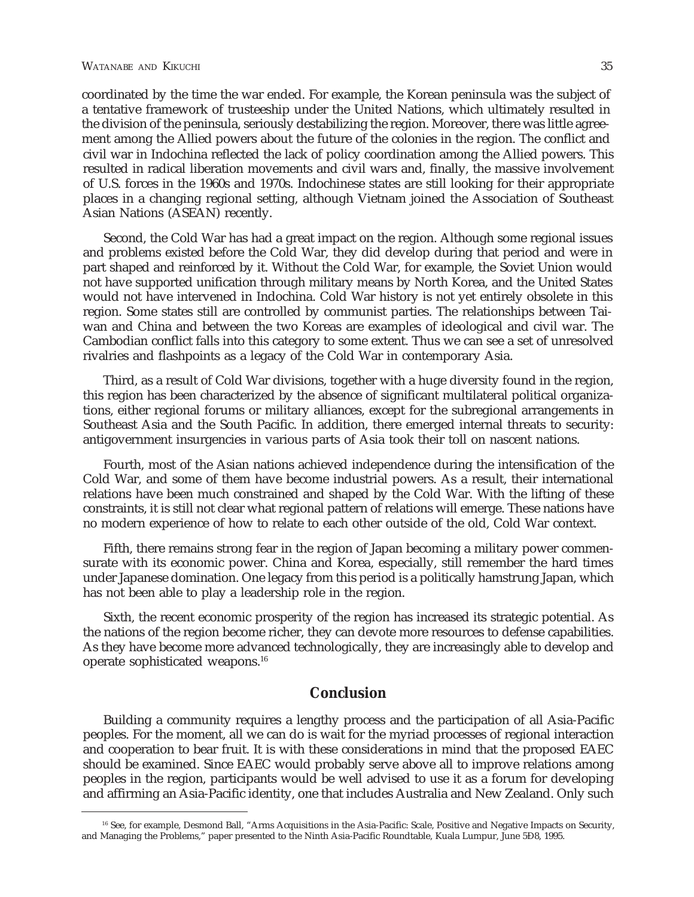coordinated by the time the war ended. For example, the Korean peninsula was the subject of a tentative framework of trusteeship under the United Nations, which ultimately resulted in the division of the peninsula, seriously destabilizing the region. Moreover, there was little agreement among the Allied powers about the future of the colonies in the region. The conflict and civil war in Indochina reflected the lack of policy coordination among the Allied powers. This resulted in radical liberation movements and civil wars and, finally, the massive involvement of U.S. forces in the 1960s and 1970s. Indochinese states are still looking for their appropriate places in a changing regional setting, although Vietnam joined the Association of Southeast Asian Nations (ASEAN) recently.

Second, the Cold War has had a great impact on the region. Although some regional issues and problems existed before the Cold War, they did develop during that period and were in part shaped and reinforced by it. Without the Cold War, for example, the Soviet Union would not have supported unification through military means by North Korea, and the United States would not have intervened in Indochina. Cold War history is not yet entirely obsolete in this region. Some states still are controlled by communist parties. The relationships between Taiwan and China and between the two Koreas are examples of ideological and civil war. The Cambodian conflict falls into this category to some extent. Thus we can see a set of unresolved rivalries and flashpoints as a legacy of the Cold War in contemporary Asia.

Third, as a result of Cold War divisions, together with a huge diversity found in the region, this region has been characterized by the absence of significant multilateral political organizations, either regional forums or military alliances, except for the subregional arrangements in Southeast Asia and the South Pacific. In addition, there emerged internal threats to security: antigovernment insurgencies in various parts of Asia took their toll on nascent nations.

Fourth, most of the Asian nations achieved independence during the intensification of the Cold War, and some of them have become industrial powers. As a result, their international relations have been much constrained and shaped by the Cold War. With the lifting of these constraints, it is still not clear what regional pattern of relations will emerge. These nations have no modern experience of how to relate to each other outside of the old, Cold War context.

Fifth, there remains strong fear in the region of Japan becoming a military power commensurate with its economic power. China and Korea, especially, still remember the hard times under Japanese domination. One legacy from this period is a politically hamstrung Japan, which has not been able to play a leadership role in the region.

Sixth, the recent economic prosperity of the region has increased its strategic potential. As the nations of the region become richer, they can devote more resources to defense capabilities. As they have become more advanced technologically, they are increasingly able to develop and operate sophisticated weapons.[16]

## Conclusion

Building a community requires a lengthy process and the participation of all Asia-Pacific peoples. For the moment, all we can do is wait for the myriad processes of regional interaction and cooperation to bear fruit. It is with these considerations in mind that the proposed EAEC should be examined. Since EAEC would probably serve above all to improve relations among peoples in the region, participants would be well advised to use it as a forum for developing and affirming an Asia-Pacific identity, one that includes Australia and New Zealand. Only such

[16] See, for example, Desmond Ball, "Arms Acquisitions in the Asia-Pacific: Scale, Positive and Negative Impacts on Security, and Managing the Problems," paper presented to the Ninth Asia-Pacific Roundtable, Kuala Lumpur, June 5Ð8, 1995.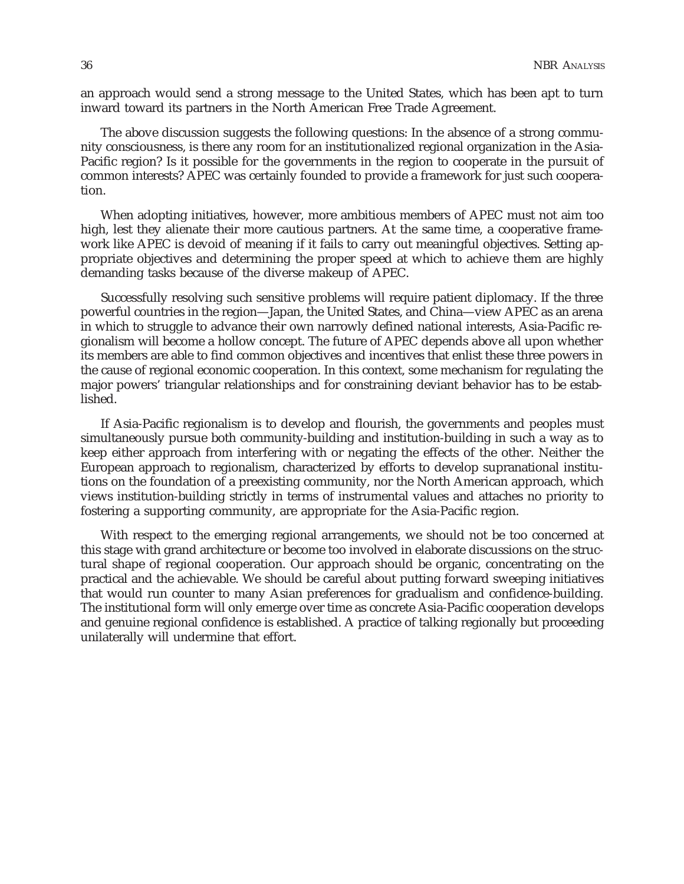an approach would send a strong message to the United States, which has been apt to turn inward toward its partners in the North American Free Trade Agreement.

The above discussion suggests the following questions: In the absence of a strong community consciousness, is there any room for an institutionalized regional organization in the Asia-Pacific region? Is it possible for the governments in the region to cooperate in the pursuit of common interests? APEC was certainly founded to provide a framework for just such cooperation.

When adopting initiatives, however, more ambitious members of APEC must not aim too high, lest they alienate their more cautious partners. At the same time, a cooperative framework like APEC is devoid of meaning if it fails to carry out meaningful objectives. Setting appropriate objectives and determining the proper speed at which to achieve them are highly demanding tasks because of the diverse makeup of APEC.

Successfully resolving such sensitive problems will require patient diplomacy. If the three powerful countries in the region—Japan, the United States, and China—view APEC as an arena in which to struggle to advance their own narrowly defined national interests, Asia-Pacific regionalism will become a hollow concept. The future of APEC depends above all upon whether its members are able to find common objectives and incentives that enlist these three powers in the cause of regional economic cooperation. In this context, some mechanism for regulating the major powers' triangular relationships and for constraining deviant behavior has to be established.

If Asia-Pacific regionalism is to develop and flourish, the governments and peoples must simultaneously pursue both community-building and institution-building in such a way as to keep either approach from interfering with or negating the effects of the other. Neither the European approach to regionalism, characterized by efforts to develop supranational institutions on the foundation of a preexisting community, nor the North American approach, which views institution-building strictly in terms of instrumental values and attaches no priority to fostering a supporting community, are appropriate for the Asia-Pacific region.

With respect to the emerging regional arrangements, we should not be too concerned at this stage with grand architecture or become too involved in elaborate discussions on the structural shape of regional cooperation. Our approach should be organic, concentrating on the practical and the achievable. We should be careful about putting forward sweeping initiatives that would run counter to many Asian preferences for gradualism and confidence-building. The institutional form will only emerge over time as concrete Asia-Pacific cooperation develops and genuine regional confidence is established. A practice of talking regionally but proceeding unilaterally will undermine that effort.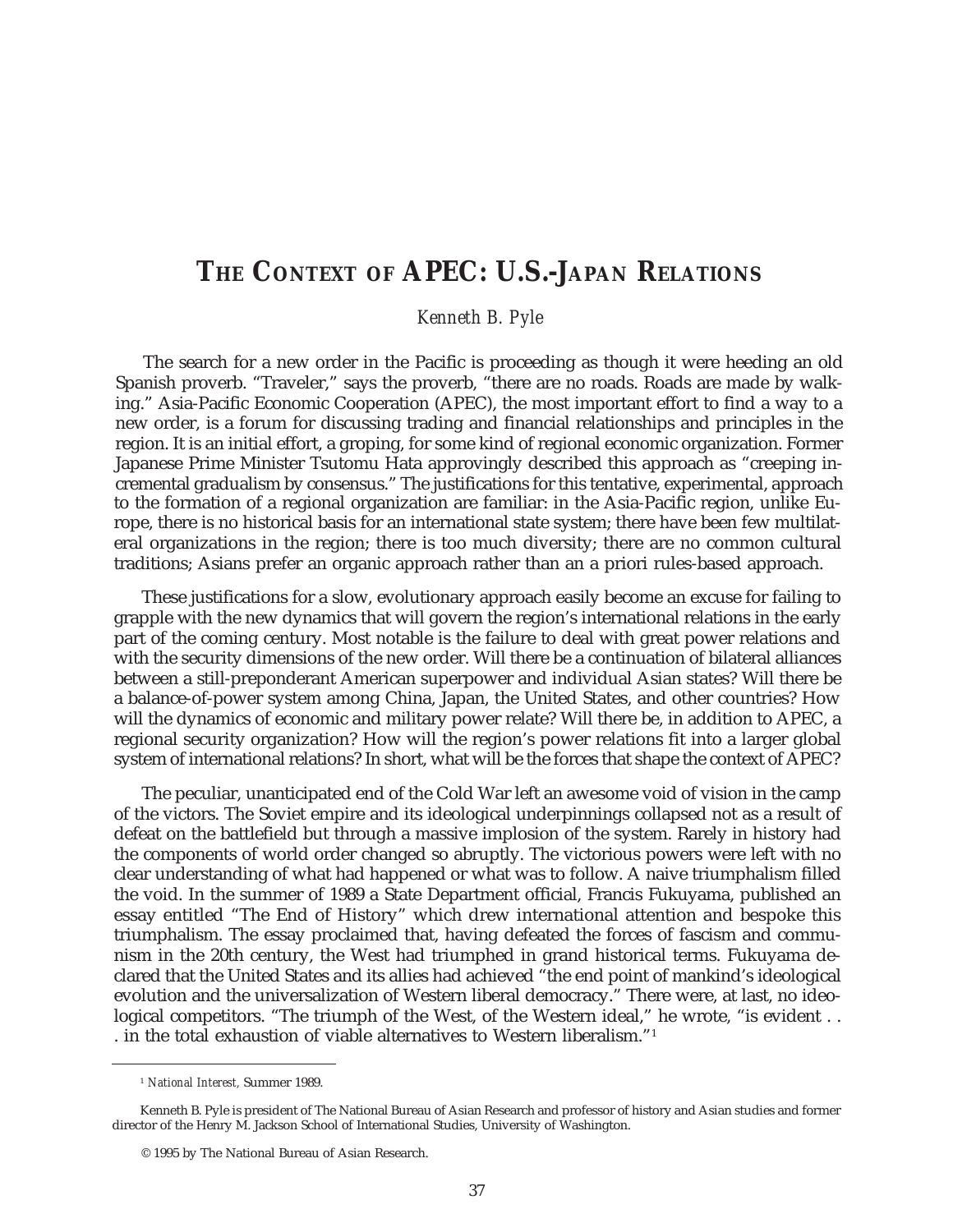# THE CONTEXT OF APEC: U.S.-JAPAN RELATIONS

*Kenneth B. Pyle*

The search for a new order in the Pacific is proceeding as though it were heeding an old Spanish proverb. "Traveler," says the proverb, "there are no roads. Roads are made by walking." Asia-Pacific Economic Cooperation (APEC), the most important effort to find a way to a new order, is a forum for discussing trading and financial relationships and principles in the region. It is an initial effort, a groping, for some kind of regional economic organization. Former Japanese Prime Minister Tsutomu Hata approvingly described this approach as "creeping incremental gradualism by consensus." The justifications for this tentative, experimental, approach to the formation of a regional organization are familiar: in the Asia-Pacific region, unlike Europe, there is no historical basis for an international state system; there have been few multilateral organizations in the region; there is too much diversity; there are no common cultural traditions; Asians prefer an organic approach rather than an a priori rules-based approach.

These justifications for a slow, evolutionary approach easily become an excuse for failing to grapple with the new dynamics that will govern the region's international relations in the early part of the coming century. Most notable is the failure to deal with great power relations and with the security dimensions of the new order. Will there be a continuation of bilateral alliances between a still-preponderant American superpower and individual Asian states? Will there be a balance-of-power system among China, Japan, the United States, and other countries? How will the dynamics of economic and military power relate? Will there be, in addition to APEC, a regional security organization? How will the region's power relations fit into a larger global system of international relations? In short, what will be the forces that shape the context of APEC?

The peculiar, unanticipated end of the Cold War left an awesome void of vision in the camp of the victors. The Soviet empire and its ideological underpinnings collapsed not as a result of defeat on the battlefield but through a massive implosion of the system. Rarely in history had the components of world order changed so abruptly. The victorious powers were left with no clear understanding of what had happened or what was to follow. A naive triumphalism filled the void. In the summer of 1989 a State Department official, Francis Fukuyama, published an essay entitled "The End of History" which drew international attention and bespoke this triumphalism. The essay proclaimed that, having defeated the forces of fascism and communism in the 20th century, the West had triumphed in grand historical terms. Fukuyama declared that the United States and its allies had achieved "the end point of mankind's ideological evolution and the universalization of Western liberal democracy." There were, at last, no ideological competitors. "The triumph of the West, of the Western ideal," he wrote, "is evident . . . in the total exhaustion of viable alternatives to Western liberalism."[1]

---

[1] *National Interest,* Summer 1989.

Kenneth B. Pyle is president of The National Bureau of Asian Research and professor of history and Asian studies and former director of the Henry M. Jackson School of International Studies, University of Washington.

© 1995 by The National Bureau of Asian Research.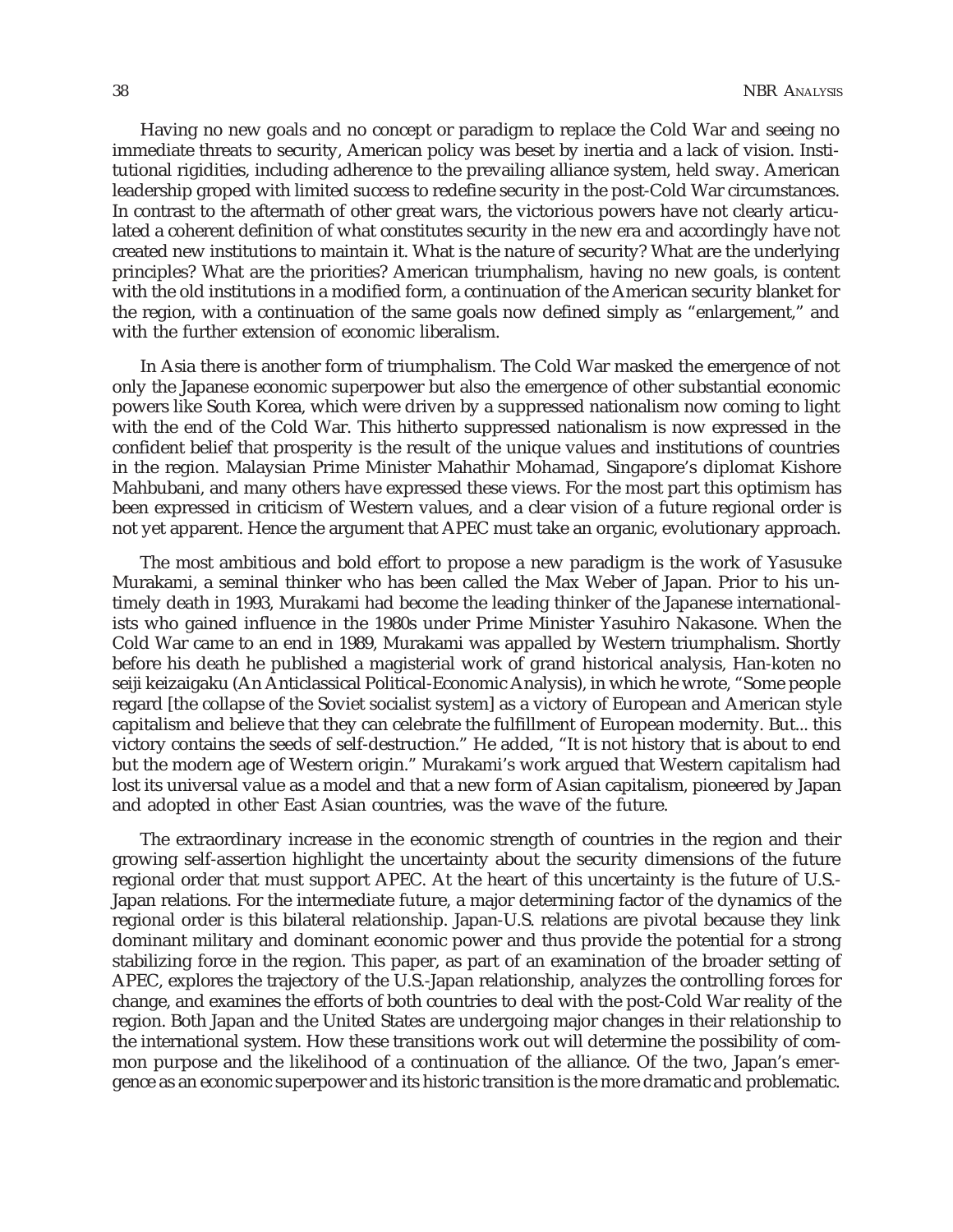Having no new goals and no concept or paradigm to replace the Cold War and seeing no immediate threats to security, American policy was beset by inertia and a lack of vision. Institutional rigidities, including adherence to the prevailing alliance system, held sway. American leadership groped with limited success to redefine security in the post-Cold War circumstances. In contrast to the aftermath of other great wars, the victorious powers have not clearly articulated a coherent definition of what constitutes security in the new era and accordingly have not created new institutions to maintain it. What is the nature of security? What are the underlying principles? What are the priorities? American triumphalism, having no new goals, is content with the old institutions in a modified form, a continuation of the American security blanket for the region, with a continuation of the same goals now defined simply as "enlargement," and with the further extension of economic liberalism.

In Asia there is another form of triumphalism. The Cold War masked the emergence of not only the Japanese economic superpower but also the emergence of other substantial economic powers like South Korea, which were driven by a suppressed nationalism now coming to light with the end of the Cold War. This hitherto suppressed nationalism is now expressed in the confident belief that prosperity is the result of the unique values and institutions of countries in the region. Malaysian Prime Minister Mahathir Mohamad, Singapore's diplomat Kishore Mahbubani, and many others have expressed these views. For the most part this optimism has been expressed in criticism of Western values, and a clear vision of a future regional order is not yet apparent. Hence the argument that APEC must take an organic, evolutionary approach.

The most ambitious and bold effort to propose a new paradigm is the work of Yasusuke Murakami, a seminal thinker who has been called the Max Weber of Japan. Prior to his untimely death in 1993, Murakami had become the leading thinker of the Japanese internationalists who gained influence in the 1980s under Prime Minister Yasuhiro Nakasone. When the Cold War came to an end in 1989, Murakami was appalled by Western triumphalism. Shortly before his death he published a magisterial work of grand historical analysis, Han-koten no seiji keizaigaku (An Anticlassical Political-Economic Analysis), in which he wrote, "Some people regard [the collapse of the Soviet socialist system] as a victory of European and American style capitalism and believe that they can celebrate the fulfillment of European modernity. But... this victory contains the seeds of self-destruction." He added, "It is not history that is about to end but the modern age of Western origin." Murakami's work argued that Western capitalism had lost its universal value as a model and that a new form of Asian capitalism, pioneered by Japan and adopted in other East Asian countries, was the wave of the future.

The extraordinary increase in the economic strength of countries in the region and their growing self-assertion highlight the uncertainty about the security dimensions of the future regional order that must support APEC. At the heart of this uncertainty is the future of U.S.-Japan relations. For the intermediate future, a major determining factor of the dynamics of the regional order is this bilateral relationship. Japan-U.S. relations are pivotal because they link dominant military and dominant economic power and thus provide the potential for a strong stabilizing force in the region. This paper, as part of an examination of the broader setting of APEC, explores the trajectory of the U.S.-Japan relationship, analyzes the controlling forces for change, and examines the efforts of both countries to deal with the post-Cold War reality of the region. Both Japan and the United States are undergoing major changes in their relationship to the international system. How these transitions work out will determine the possibility of common purpose and the likelihood of a continuation of the alliance. Of the two, Japan's emergence as an economic superpower and its historic transition is the more dramatic and problematic.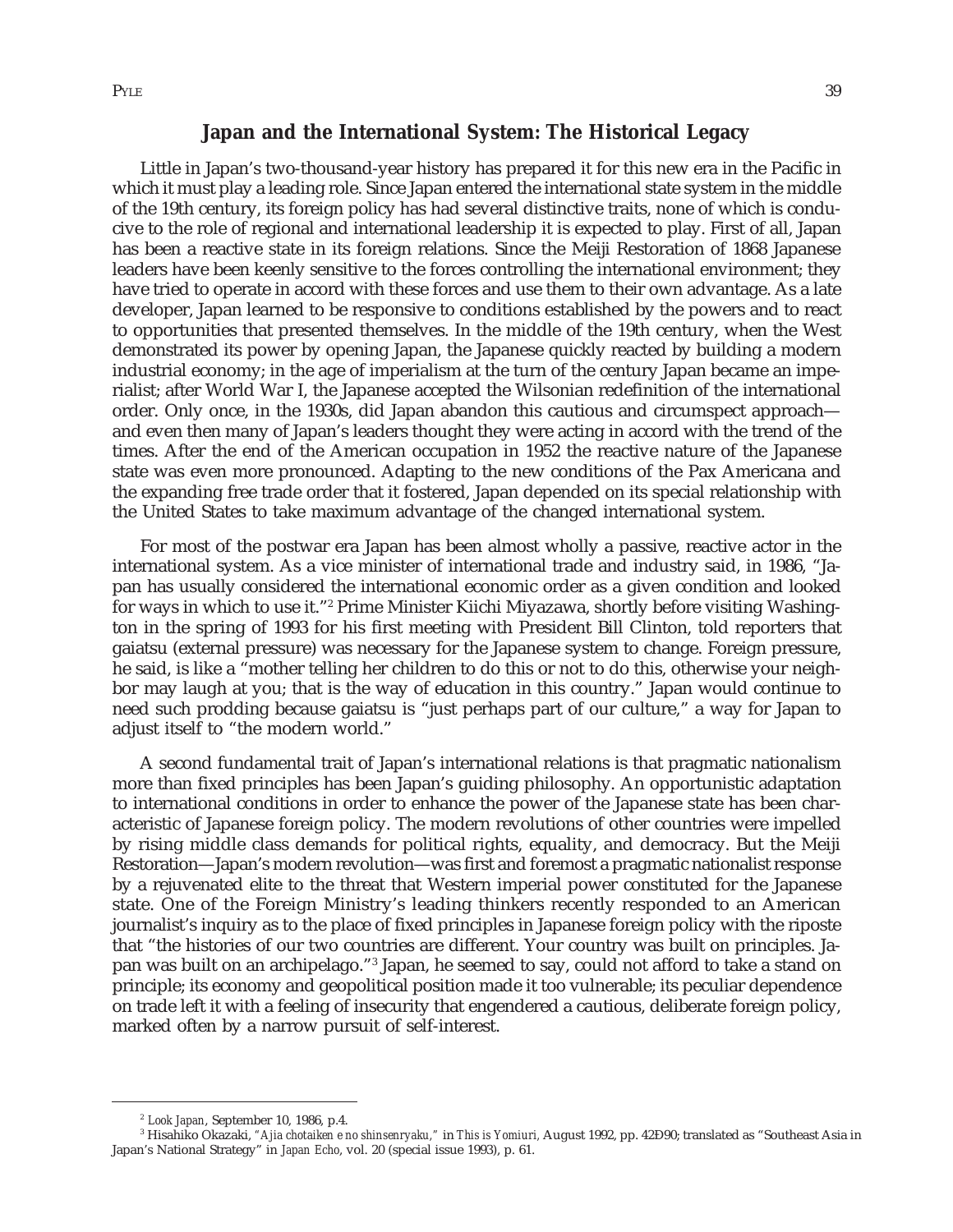## Japan and the International System: The Historical Legacy

Little in Japan's two-thousand-year history has prepared it for this new era in the Pacific in which it must play a leading role. Since Japan entered the international state system in the middle of the 19th century, its foreign policy has had several distinctive traits, none of which is conducive to the role of regional and international leadership it is expected to play. First of all, Japan has been a reactive state in its foreign relations. Since the Meiji Restoration of 1868 Japanese leaders have been keenly sensitive to the forces controlling the international environment; they have tried to operate in accord with these forces and use them to their own advantage. As a late developer, Japan learned to be responsive to conditions established by the powers and to react to opportunities that presented themselves. In the middle of the 19th century, when the West demonstrated its power by opening Japan, the Japanese quickly reacted by building a modern industrial economy; in the age of imperialism at the turn of the century Japan became an imperialist; after World War I, the Japanese accepted the Wilsonian redefinition of the international order. Only once, in the 1930s, did Japan abandon this cautious and circumspect approach—and even then many of Japan's leaders thought they were acting in accord with the trend of the times. After the end of the American occupation in 1952 the reactive nature of the Japanese state was even more pronounced. Adapting to the new conditions of the Pax Americana and the expanding free trade order that it fostered, Japan depended on its special relationship with the United States to take maximum advantage of the changed international system.

For most of the postwar era Japan has been almost wholly a passive, reactive actor in the international system. As a vice minister of international trade and industry said, in 1986, "Japan has usually considered the international economic order as a given condition and looked for ways in which to use it."[2] Prime Minister Kiichi Miyazawa, shortly before visiting Washington in the spring of 1993 for his first meeting with President Bill Clinton, told reporters that gaiatsu (external pressure) was necessary for the Japanese system to change. Foreign pressure, he said, is like a "mother telling her children to do this or not to do this, otherwise your neighbor may laugh at you; that is the way of education in this country." Japan would continue to need such prodding because gaiatsu is "just perhaps part of our culture," a way for Japan to adjust itself to "the modern world."

A second fundamental trait of Japan's international relations is that pragmatic nationalism more than fixed principles has been Japan's guiding philosophy. An opportunistic adaptation to international conditions in order to enhance the power of the Japanese state has been characteristic of Japanese foreign policy. The modern revolutions of other countries were impelled by rising middle class demands for political rights, equality, and democracy. But the Meiji Restoration—Japan's modern revolution—was first and foremost a pragmatic nationalist response by a rejuvenated elite to the threat that Western imperial power constituted for the Japanese state. One of the Foreign Ministry's leading thinkers recently responded to an American journalist's inquiry as to the place of fixed principles in Japanese foreign policy with the riposte that "the histories of our two countries are different. Your country was built on principles. Japan was built on an archipelago."[3] Japan, he seemed to say, could not afford to take a stand on principle; its economy and geopolitical position made it too vulnerable; its peculiar dependence on trade left it with a feeling of insecurity that engendered a cautious, deliberate foreign policy, marked often by a narrow pursuit of self-interest.

---

[2] *Look Japan*, September 10, 1986, p.4.

[3] Hisahiko Okazaki, *"Ajia chotaiken e no shinsenryaku,"* in *This is Yomiuri*, August 1992, pp. 42Ð90; translated as "Southeast Asia in Japan's National Strategy" in *Japan Echo*, vol. 20 (special issue 1993), p. 61.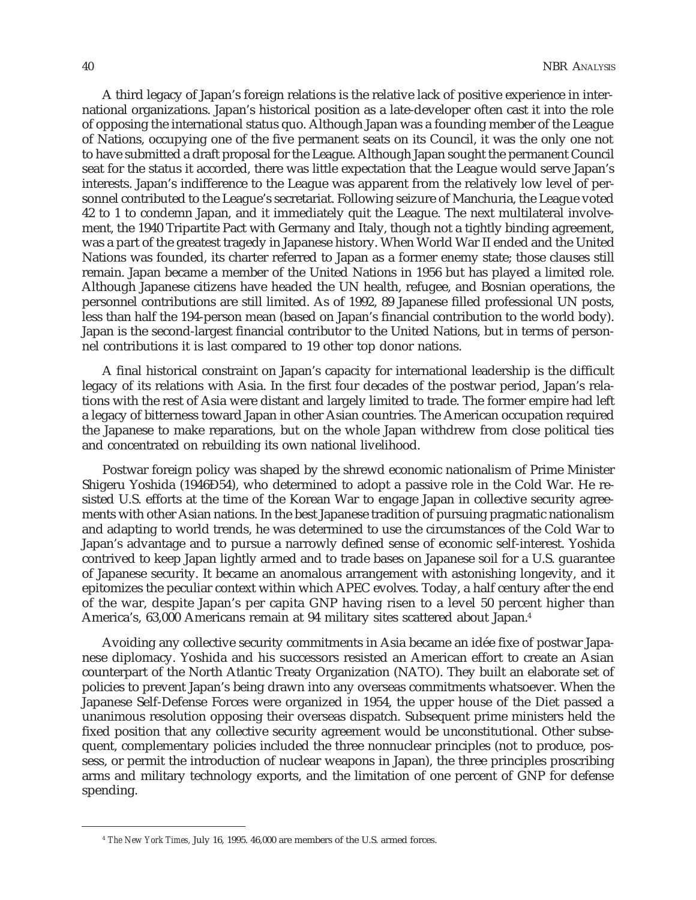A third legacy of Japan's foreign relations is the relative lack of positive experience in international organizations. Japan's historical position as a late-developer often cast it into the role of opposing the international status quo. Although Japan was a founding member of the League of Nations, occupying one of the five permanent seats on its Council, it was the only one not to have submitted a draft proposal for the League. Although Japan sought the permanent Council seat for the status it accorded, there was little expectation that the League would serve Japan's interests. Japan's indifference to the League was apparent from the relatively low level of personnel contributed to the League's secretariat. Following seizure of Manchuria, the League voted 42 to 1 to condemn Japan, and it immediately quit the League. The next multilateral involvement, the 1940 Tripartite Pact with Germany and Italy, though not a tightly binding agreement, was a part of the greatest tragedy in Japanese history. When World War II ended and the United Nations was founded, its charter referred to Japan as a former enemy state; those clauses still remain. Japan became a member of the United Nations in 1956 but has played a limited role. Although Japanese citizens have headed the UN health, refugee, and Bosnian operations, the personnel contributions are still limited. As of 1992, 89 Japanese filled professional UN posts, less than half the 194-person mean (based on Japan's financial contribution to the world body). Japan is the second-largest financial contributor to the United Nations, but in terms of personnel contributions it is last compared to 19 other top donor nations.

A final historical constraint on Japan's capacity for international leadership is the difficult legacy of its relations with Asia. In the first four decades of the postwar period, Japan's relations with the rest of Asia were distant and largely limited to trade. The former empire had left a legacy of bitterness toward Japan in other Asian countries. The American occupation required the Japanese to make reparations, but on the whole Japan withdrew from close political ties and concentrated on rebuilding its own national livelihood.

Postwar foreign policy was shaped by the shrewd economic nationalism of Prime Minister Shigeru Yoshida (1946Ð54), who determined to adopt a passive role in the Cold War. He resisted U.S. efforts at the time of the Korean War to engage Japan in collective security agreements with other Asian nations. In the best Japanese tradition of pursuing pragmatic nationalism and adapting to world trends, he was determined to use the circumstances of the Cold War to Japan's advantage and to pursue a narrowly defined sense of economic self-interest. Yoshida contrived to keep Japan lightly armed and to trade bases on Japanese soil for a U.S. guarantee of Japanese security. It became an anomalous arrangement with astonishing longevity, and it epitomizes the peculiar context within which APEC evolves. Today, a half century after the end of the war, despite Japan's per capita GNP having risen to a level 50 percent higher than America's, 63,000 Americans remain at 94 military sites scattered about Japan.[4]

Avoiding any collective security commitments in Asia became an idée fixe of postwar Japanese diplomacy. Yoshida and his successors resisted an American effort to create an Asian counterpart of the North Atlantic Treaty Organization (NATO). They built an elaborate set of policies to prevent Japan's being drawn into any overseas commitments whatsoever. When the Japanese Self-Defense Forces were organized in 1954, the upper house of the Diet passed a unanimous resolution opposing their overseas dispatch. Subsequent prime ministers held the fixed position that any collective security agreement would be unconstitutional. Other subsequent, complementary policies included the three nonnuclear principles (not to produce, possess, or permit the introduction of nuclear weapons in Japan), the three principles proscribing arms and military technology exports, and the limitation of one percent of GNP for defense spending.

[4] *The New York Times*, July 16, 1995. 46,000 are members of the U.S. armed forces.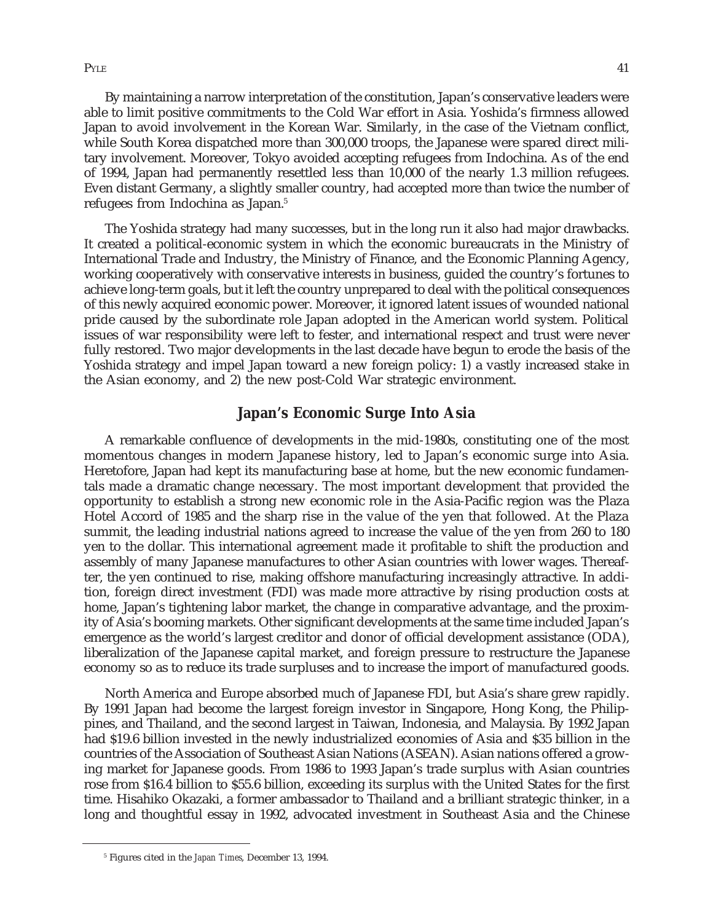By maintaining a narrow interpretation of the constitution, Japan's conservative leaders were able to limit positive commitments to the Cold War effort in Asia. Yoshida's firmness allowed Japan to avoid involvement in the Korean War. Similarly, in the case of the Vietnam conflict, while South Korea dispatched more than 300,000 troops, the Japanese were spared direct military involvement. Moreover, Tokyo avoided accepting refugees from Indochina. As of the end of 1994, Japan had permanently resettled less than 10,000 of the nearly 1.3 million refugees. Even distant Germany, a slightly smaller country, had accepted more than twice the number of refugees from Indochina as Japan.[5]

The Yoshida strategy had many successes, but in the long run it also had major drawbacks. It created a political-economic system in which the economic bureaucrats in the Ministry of International Trade and Industry, the Ministry of Finance, and the Economic Planning Agency, working cooperatively with conservative interests in business, guided the country's fortunes to achieve long-term goals, but it left the country unprepared to deal with the political consequences of this newly acquired economic power. Moreover, it ignored latent issues of wounded national pride caused by the subordinate role Japan adopted in the American world system. Political issues of war responsibility were left to fester, and international respect and trust were never fully restored. Two major developments in the last decade have begun to erode the basis of the Yoshida strategy and impel Japan toward a new foreign policy: 1) a vastly increased stake in the Asian economy, and 2) the new post-Cold War strategic environment.

## Japan's Economic Surge Into Asia

A remarkable confluence of developments in the mid-1980s, constituting one of the most momentous changes in modern Japanese history, led to Japan's economic surge into Asia. Heretofore, Japan had kept its manufacturing base at home, but the new economic fundamentals made a dramatic change necessary. The most important development that provided the opportunity to establish a strong new economic role in the Asia-Pacific region was the Plaza Hotel Accord of 1985 and the sharp rise in the value of the yen that followed. At the Plaza summit, the leading industrial nations agreed to increase the value of the yen from 260 to 180 yen to the dollar. This international agreement made it profitable to shift the production and assembly of many Japanese manufactures to other Asian countries with lower wages. Thereafter, the yen continued to rise, making offshore manufacturing increasingly attractive. In addition, foreign direct investment (FDI) was made more attractive by rising production costs at home, Japan's tightening labor market, the change in comparative advantage, and the proximity of Asia's booming markets. Other significant developments at the same time included Japan's emergence as the world's largest creditor and donor of official development assistance (ODA), liberalization of the Japanese capital market, and foreign pressure to restructure the Japanese economy so as to reduce its trade surpluses and to increase the import of manufactured goods.

North America and Europe absorbed much of Japanese FDI, but Asia's share grew rapidly. By 1991 Japan had become the largest foreign investor in Singapore, Hong Kong, the Philippines, and Thailand, and the second largest in Taiwan, Indonesia, and Malaysia. By 1992 Japan had $19.6 billion invested in the newly industrialized economies of Asia and $35 billion in the countries of the Association of Southeast Asian Nations (ASEAN). Asian nations offered a growing market for Japanese goods. From 1986 to 1993 Japan's trade surplus with Asian countries rose from $16.4 billion to $55.6 billion, exceeding its surplus with the United States for the first time. Hisahiko Okazaki, a former ambassador to Thailand and a brilliant strategic thinker, in a long and thoughtful essay in 1992, advocated investment in Southeast Asia and the Chinese

[5] Figures cited in the *Japan Times*, December 13, 1994.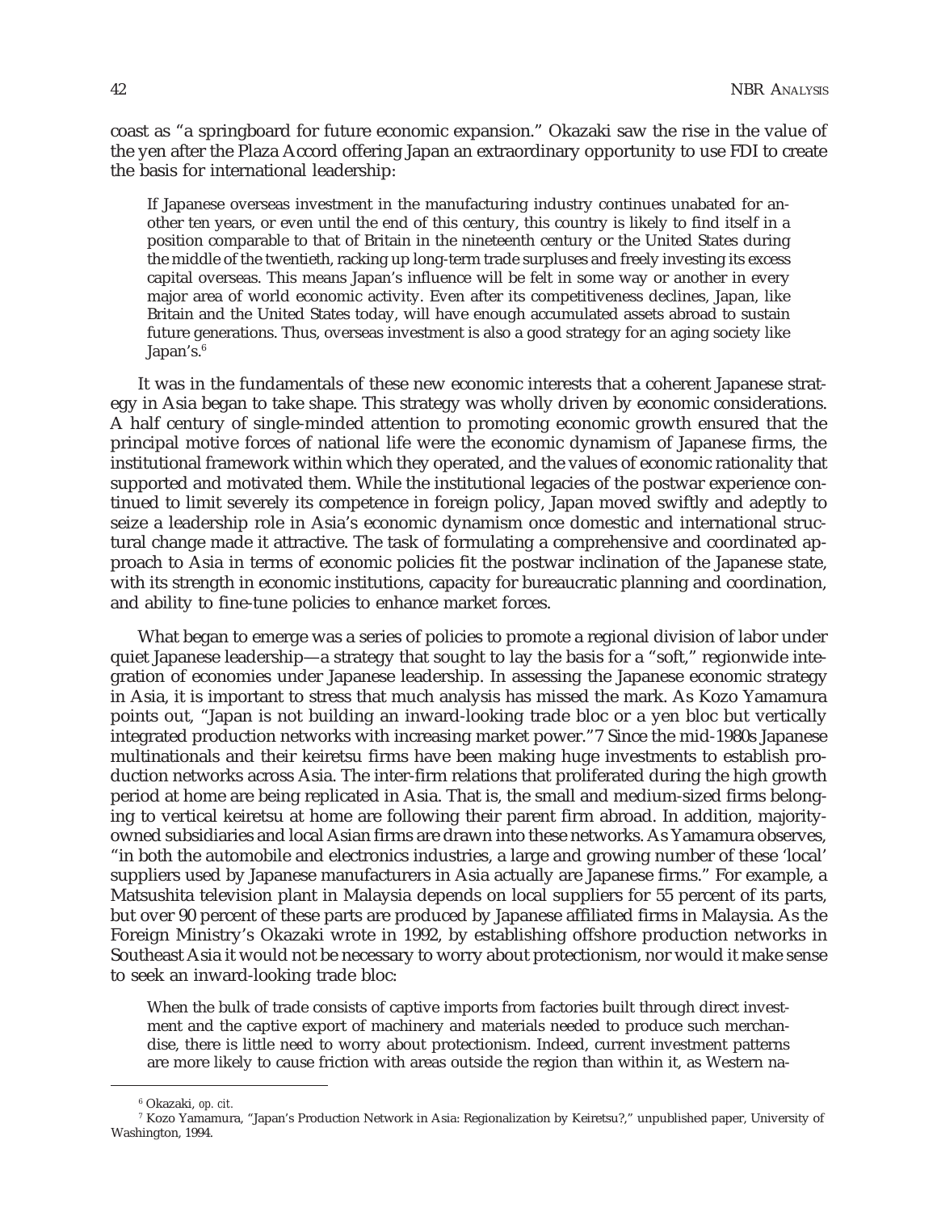coast as "a springboard for future economic expansion." Okazaki saw the rise in the value of the yen after the Plaza Accord offering Japan an extraordinary opportunity to use FDI to create the basis for international leadership:

> If Japanese overseas investment in the manufacturing industry continues unabated for another ten years, or even until the end of this century, this country is likely to find itself in a position comparable to that of Britain in the nineteenth century or the United States during the middle of the twentieth, racking up long-term trade surpluses and freely investing its excess capital overseas. This means Japan's influence will be felt in some way or another in every major area of world economic activity. Even after its competitiveness declines, Japan, like Britain and the United States today, will have enough accumulated assets abroad to sustain future generations. Thus, overseas investment is also a good strategy for an aging society like Japan's.[6]

It was in the fundamentals of these new economic interests that a coherent Japanese strategy in Asia began to take shape. This strategy was wholly driven by economic considerations. A half century of single-minded attention to promoting economic growth ensured that the principal motive forces of national life were the economic dynamism of Japanese firms, the institutional framework within which they operated, and the values of economic rationality that supported and motivated them. While the institutional legacies of the postwar experience continued to limit severely its competence in foreign policy, Japan moved swiftly and adeptly to seize a leadership role in Asia's economic dynamism once domestic and international structural change made it attractive. The task of formulating a comprehensive and coordinated approach to Asia in terms of economic policies fit the postwar inclination of the Japanese state, with its strength in economic institutions, capacity for bureaucratic planning and coordination, and ability to fine-tune policies to enhance market forces.

What began to emerge was a series of policies to promote a regional division of labor under quiet Japanese leadership—a strategy that sought to lay the basis for a "soft," regionwide integration of economies under Japanese leadership. In assessing the Japanese economic strategy in Asia, it is important to stress that much analysis has missed the mark. As Kozo Yamamura points out, "Japan is not building an inward-looking trade bloc or a yen bloc but vertically integrated production networks with increasing market power."7 Since the mid-1980s Japanese multinationals and their keiretsu firms have been making huge investments to establish production networks across Asia. The inter-firm relations that proliferated during the high growth period at home are being replicated in Asia. That is, the small and medium-sized firms belonging to vertical keiretsu at home are following their parent firm abroad. In addition, majority-owned subsidiaries and local Asian firms are drawn into these networks. As Yamamura observes, "in both the automobile and electronics industries, a large and growing number of these 'local' suppliers used by Japanese manufacturers in Asia actually are Japanese firms." For example, a Matsushita television plant in Malaysia depends on local suppliers for 55 percent of its parts, but over 90 percent of these parts are produced by Japanese affiliated firms in Malaysia. As the Foreign Ministry's Okazaki wrote in 1992, by establishing offshore production networks in Southeast Asia it would not be necessary to worry about protectionism, nor would it make sense to seek an inward-looking trade bloc:

> When the bulk of trade consists of captive imports from factories built through direct investment and the captive export of machinery and materials needed to produce such merchandise, there is little need to worry about protectionism. Indeed, current investment patterns are more likely to cause friction with areas outside the region than within it, as Western na-

---

[6] Okazaki, *op. cit.*

[7] Kozo Yamamura, "Japan's Production Network in Asia: Regionalization by Keiretsu?," unpublished paper, University of Washington, 1994.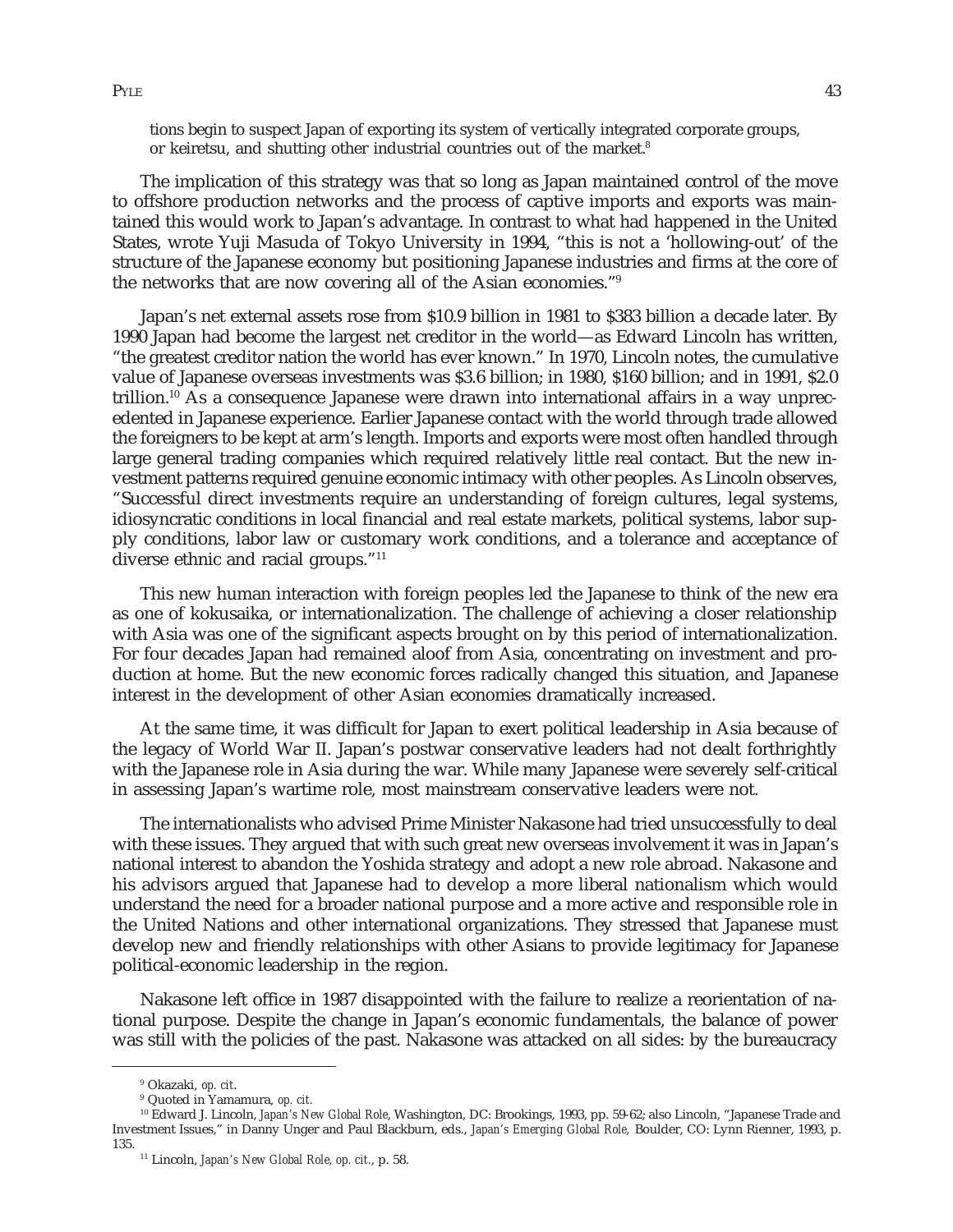tions begin to suspect Japan of exporting its system of vertically integrated corporate groups, or keiretsu, and shutting other industrial countries out of the market.[8]

The implication of this strategy was that so long as Japan maintained control of the move to offshore production networks and the process of captive imports and exports was maintained this would work to Japan's advantage. In contrast to what had happened in the United States, wrote Yuji Masuda of Tokyo University in 1994, "this is not a 'hollowing-out' of the structure of the Japanese economy but positioning Japanese industries and firms at the core of the networks that are now covering all of the Asian economies."[9]

Japan's net external assets rose from $10.9 billion in 1981 to $383 billion a decade later. By 1990 Japan had become the largest net creditor in the world—as Edward Lincoln has written, "the greatest creditor nation the world has ever known." In 1970, Lincoln notes, the cumulative value of Japanese overseas investments was $3.6 billion; in 1980, $160 billion; and in 1991, $2.0 trillion.[10] As a consequence Japanese were drawn into international affairs in a way unprecedented in Japanese experience. Earlier Japanese contact with the world through trade allowed the foreigners to be kept at arm's length. Imports and exports were most often handled through large general trading companies which required relatively little real contact. But the new investment patterns required genuine economic intimacy with other peoples. As Lincoln observes, "Successful direct investments require an understanding of foreign cultures, legal systems, idiosyncratic conditions in local financial and real estate markets, political systems, labor supply conditions, labor law or customary work conditions, and a tolerance and acceptance of diverse ethnic and racial groups."[11]

This new human interaction with foreign peoples led the Japanese to think of the new era as one of kokusaika, or internationalization. The challenge of achieving a closer relationship with Asia was one of the significant aspects brought on by this period of internationalization. For four decades Japan had remained aloof from Asia, concentrating on investment and production at home. But the new economic forces radically changed this situation, and Japanese interest in the development of other Asian economies dramatically increased.

At the same time, it was difficult for Japan to exert political leadership in Asia because of the legacy of World War II. Japan's postwar conservative leaders had not dealt forthrightly with the Japanese role in Asia during the war. While many Japanese were severely self-critical in assessing Japan's wartime role, most mainstream conservative leaders were not.

The internationalists who advised Prime Minister Nakasone had tried unsuccessfully to deal with these issues. They argued that with such great new overseas involvement it was in Japan's national interest to abandon the Yoshida strategy and adopt a new role abroad. Nakasone and his advisors argued that Japanese had to develop a more liberal nationalism which would understand the need for a broader national purpose and a more active and responsible role in the United Nations and other international organizations. They stressed that Japanese must develop new and friendly relationships with other Asians to provide legitimacy for Japanese political-economic leadership in the region.

Nakasone left office in 1987 disappointed with the failure to realize a reorientation of national purpose. Despite the change in Japan's economic fundamentals, the balance of power was still with the policies of the past. Nakasone was attacked on all sides: by the bureaucracy

---

[9] Okazaki, *op. cit.*

[9] Quoted in Yamamura, *op. cit.*

[10] Edward J. Lincoln, *Japan's New Global Role*, Washington, DC: Brookings, 1993, pp. 59-62; also Lincoln, "Japanese Trade and Investment Issues," in Danny Unger and Paul Blackburn, eds., *Japan's Emerging Global Role,* Boulder, CO: Lynn Rienner, 1993, p. 135.

[11] Lincoln, *Japan's New Global Role, op. cit.*, p. 58.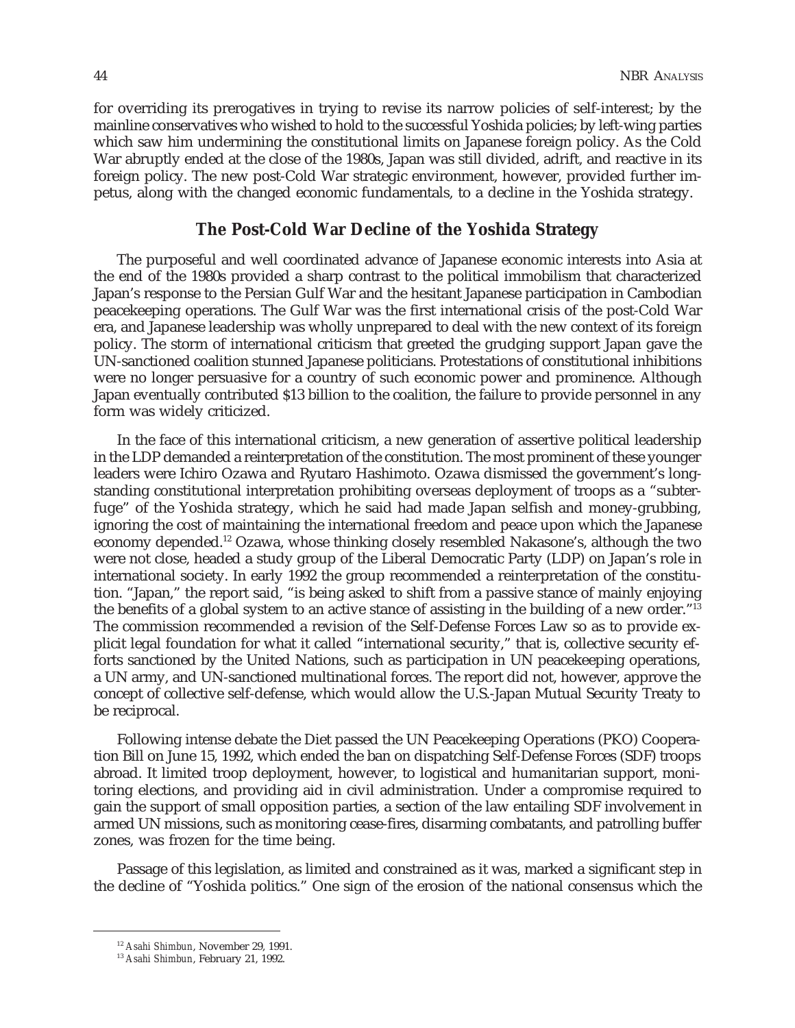for overriding its prerogatives in trying to revise its narrow policies of self-interest; by the mainline conservatives who wished to hold to the successful Yoshida policies; by left-wing parties which saw him undermining the constitutional limits on Japanese foreign policy. As the Cold War abruptly ended at the close of the 1980s, Japan was still divided, adrift, and reactive in its foreign policy. The new post-Cold War strategic environment, however, provided further impetus, along with the changed economic fundamentals, to a decline in the Yoshida strategy.

## The Post-Cold War Decline of the Yoshida Strategy

The purposeful and well coordinated advance of Japanese economic interests into Asia at the end of the 1980s provided a sharp contrast to the political immobilism that characterized Japan's response to the Persian Gulf War and the hesitant Japanese participation in Cambodian peacekeeping operations. The Gulf War was the first international crisis of the post-Cold War era, and Japanese leadership was wholly unprepared to deal with the new context of its foreign policy. The storm of international criticism that greeted the grudging support Japan gave the UN-sanctioned coalition stunned Japanese politicians. Protestations of constitutional inhibitions were no longer persuasive for a country of such economic power and prominence. Although Japan eventually contributed $13 billion to the coalition, the failure to provide personnel in any form was widely criticized.

In the face of this international criticism, a new generation of assertive political leadership in the LDP demanded a reinterpretation of the constitution. The most prominent of these younger leaders were Ichiro Ozawa and Ryutaro Hashimoto. Ozawa dismissed the government's longstanding constitutional interpretation prohibiting overseas deployment of troops as a "subterfuge" of the Yoshida strategy, which he said had made Japan selfish and money-grubbing, ignoring the cost of maintaining the international freedom and peace upon which the Japanese economy depended.[12] Ozawa, whose thinking closely resembled Nakasone's, although the two were not close, headed a study group of the Liberal Democratic Party (LDP) on Japan's role in international society. In early 1992 the group recommended a reinterpretation of the constitution. "Japan," the report said, "is being asked to shift from a passive stance of mainly enjoying the benefits of a global system to an active stance of assisting in the building of a new order."[13] The commission recommended a revision of the Self-Defense Forces Law so as to provide explicit legal foundation for what it called "international security," that is, collective security efforts sanctioned by the United Nations, such as participation in UN peacekeeping operations, a UN army, and UN-sanctioned multinational forces. The report did not, however, approve the concept of collective self-defense, which would allow the U.S.-Japan Mutual Security Treaty to be reciprocal.

Following intense debate the Diet passed the UN Peacekeeping Operations (PKO) Cooperation Bill on June 15, 1992, which ended the ban on dispatching Self-Defense Forces (SDF) troops abroad. It limited troop deployment, however, to logistical and humanitarian support, monitoring elections, and providing aid in civil administration. Under a compromise required to gain the support of small opposition parties, a section of the law entailing SDF involvement in armed UN missions, such as monitoring cease-fires, disarming combatants, and patrolling buffer zones, was frozen for the time being.

Passage of this legislation, as limited and constrained as it was, marked a significant step in the decline of "Yoshida politics." One sign of the erosion of the national consensus which the

---

[12] *Asahi Shimbun*, November 29, 1991.

[13] *Asahi Shimbun*, February 21, 1992.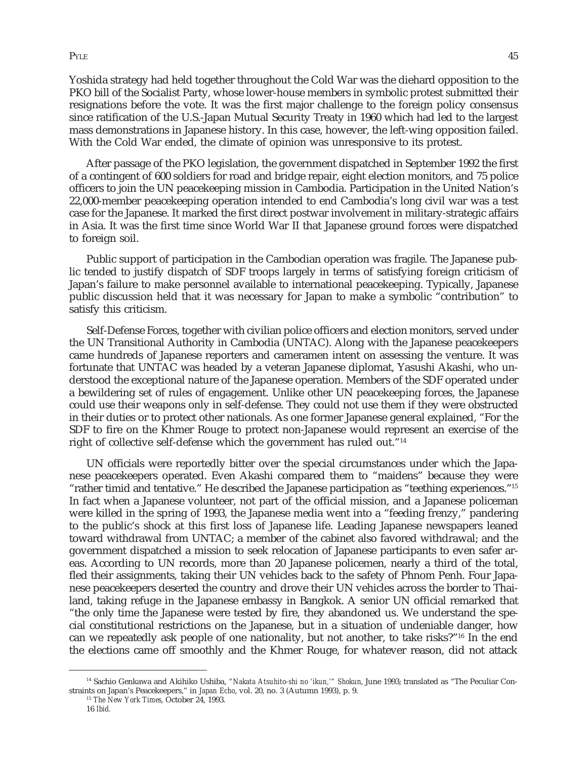Yoshida strategy had held together throughout the Cold War was the diehard opposition to the PKO bill of the Socialist Party, whose lower-house members in symbolic protest submitted their resignations before the vote. It was the first major challenge to the foreign policy consensus since ratification of the U.S.-Japan Mutual Security Treaty in 1960 which had led to the largest mass demonstrations in Japanese history. In this case, however, the left-wing opposition failed. With the Cold War ended, the climate of opinion was unresponsive to its protest.

After passage of the PKO legislation, the government dispatched in September 1992 the first of a contingent of 600 soldiers for road and bridge repair, eight election monitors, and 75 police officers to join the UN peacekeeping mission in Cambodia. Participation in the United Nation's 22,000-member peacekeeping operation intended to end Cambodia's long civil war was a test case for the Japanese. It marked the first direct postwar involvement in military-strategic affairs in Asia. It was the first time since World War II that Japanese ground forces were dispatched to foreign soil.

Public support of participation in the Cambodian operation was fragile. The Japanese public tended to justify dispatch of SDF troops largely in terms of satisfying foreign criticism of Japan's failure to make personnel available to international peacekeeping. Typically, Japanese public discussion held that it was necessary for Japan to make a symbolic "contribution" to satisfy this criticism.

Self-Defense Forces, together with civilian police officers and election monitors, served under the UN Transitional Authority in Cambodia (UNTAC). Along with the Japanese peacekeepers came hundreds of Japanese reporters and cameramen intent on assessing the venture. It was fortunate that UNTAC was headed by a veteran Japanese diplomat, Yasushi Akashi, who understood the exceptional nature of the Japanese operation. Members of the SDF operated under a bewildering set of rules of engagement. Unlike other UN peacekeeping forces, the Japanese could use their weapons only in self-defense. They could not use them if they were obstructed in their duties or to protect other nationals. As one former Japanese general explained, "For the SDF to fire on the Khmer Rouge to protect non-Japanese would represent an exercise of the right of collective self-defense which the government has ruled out."[14]

UN officials were reportedly bitter over the special circumstances under which the Japanese peacekeepers operated. Even Akashi compared them to "maidens" because they were "rather timid and tentative." He described the Japanese participation as "teething experiences."[15] In fact when a Japanese volunteer, not part of the official mission, and a Japanese policeman were killed in the spring of 1993, the Japanese media went into a "feeding frenzy," pandering to the public's shock at this first loss of Japanese life. Leading Japanese newspapers leaned toward withdrawal from UNTAC; a member of the cabinet also favored withdrawal; and the government dispatched a mission to seek relocation of Japanese participants to even safer areas. According to UN records, more than 20 Japanese policemen, nearly a third of the total, fled their assignments, taking their UN vehicles back to the safety of Phnom Penh. Four Japanese peacekeepers deserted the country and drove their UN vehicles across the border to Thailand, taking refuge in the Japanese embassy in Bangkok. A senior UN official remarked that "the only time the Japanese were tested by fire, they abandoned us. We understand the special constitutional restrictions on the Japanese, but in a situation of undeniable danger, how can we repeatedly ask people of one nationality, but not another, to take risks?"[16] In the end the elections came off smoothly and the Khmer Rouge, for whatever reason, did not attack

---

[14] Sachio Genkawa and Akihiko Ushiba, "*Nakata Atsuhito-shi no 'ikun,'" Shokun*, June 1993; translated as "The Peculiar Constraints on Japan's Peacekeepers," in *Japan Echo*, vol. 20, no. 3 (Autumn 1993), p. 9.

[15] *The New York Times*, October 24, 1993.

16 *Ibid.*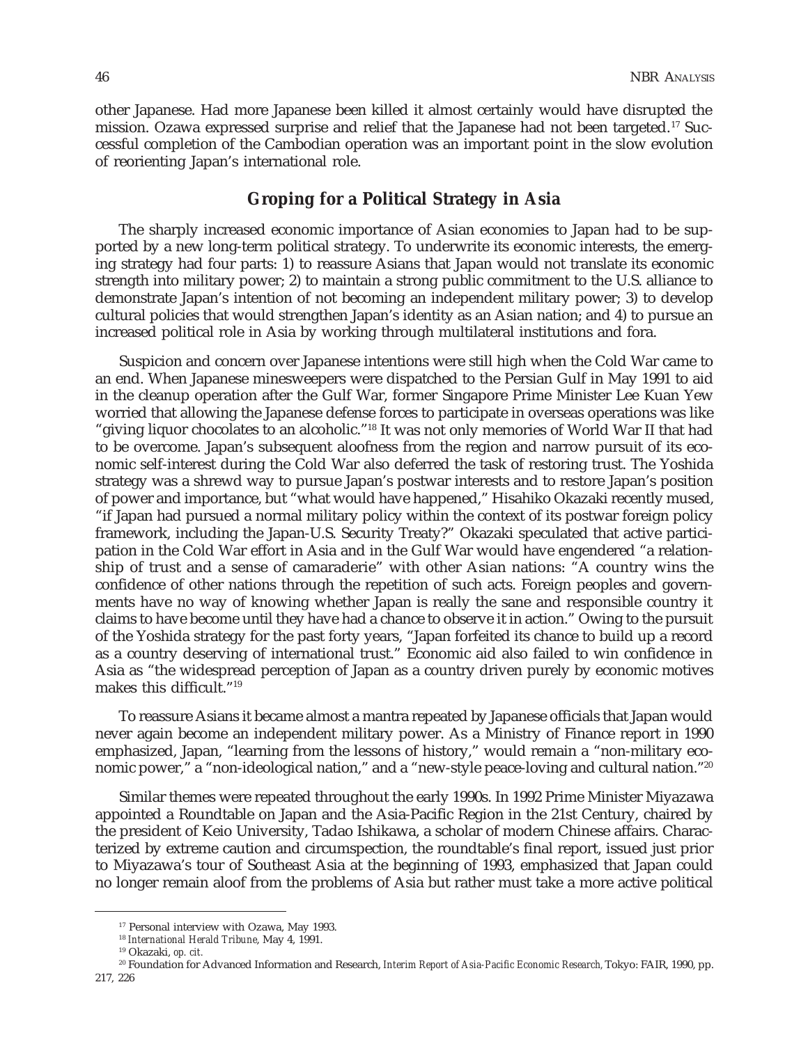other Japanese. Had more Japanese been killed it almost certainly would have disrupted the mission. Ozawa expressed surprise and relief that the Japanese had not been targeted.[17] Successful completion of the Cambodian operation was an important point in the slow evolution of reorienting Japan's international role.

## Groping for a Political Strategy in Asia

The sharply increased economic importance of Asian economies to Japan had to be supported by a new long-term political strategy. To underwrite its economic interests, the emerging strategy had four parts: 1) to reassure Asians that Japan would not translate its economic strength into military power; 2) to maintain a strong public commitment to the U.S. alliance to demonstrate Japan's intention of not becoming an independent military power; 3) to develop cultural policies that would strengthen Japan's identity as an Asian nation; and 4) to pursue an increased political role in Asia by working through multilateral institutions and fora.

Suspicion and concern over Japanese intentions were still high when the Cold War came to an end. When Japanese minesweepers were dispatched to the Persian Gulf in May 1991 to aid in the cleanup operation after the Gulf War, former Singapore Prime Minister Lee Kuan Yew worried that allowing the Japanese defense forces to participate in overseas operations was like "giving liquor chocolates to an alcoholic."[18] It was not only memories of World War II that had to be overcome. Japan's subsequent aloofness from the region and narrow pursuit of its economic self-interest during the Cold War also deferred the task of restoring trust. The Yoshida strategy was a shrewd way to pursue Japan's postwar interests and to restore Japan's position of power and importance, but "what would have happened," Hisahiko Okazaki recently mused, "if Japan had pursued a normal military policy within the context of its postwar foreign policy framework, including the Japan-U.S. Security Treaty?" Okazaki speculated that active participation in the Cold War effort in Asia and in the Gulf War would have engendered "a relationship of trust and a sense of camaraderie" with other Asian nations: "A country wins the confidence of other nations through the repetition of such acts. Foreign peoples and governments have no way of knowing whether Japan is really the sane and responsible country it claims to have become until they have had a chance to observe it in action." Owing to the pursuit of the Yoshida strategy for the past forty years, "Japan forfeited its chance to build up a record as a country deserving of international trust." Economic aid also failed to win confidence in Asia as "the widespread perception of Japan as a country driven purely by economic motives makes this difficult."[19]

To reassure Asians it became almost a mantra repeated by Japanese officials that Japan would never again become an independent military power. As a Ministry of Finance report in 1990 emphasized, Japan, "learning from the lessons of history," would remain a "non-military economic power," a "non-ideological nation," and a "new-style peace-loving and cultural nation."[20]

Similar themes were repeated throughout the early 1990s. In 1992 Prime Minister Miyazawa appointed a Roundtable on Japan and the Asia-Pacific Region in the 21st Century, chaired by the president of Keio University, Tadao Ishikawa, a scholar of modern Chinese affairs. Characterized by extreme caution and circumspection, the roundtable's final report, issued just prior to Miyazawa's tour of Southeast Asia at the beginning of 1993, emphasized that Japan could no longer remain aloof from the problems of Asia but rather must take a more active political

---

[17] Personal interview with Ozawa, May 1993.

[18] *International Herald Tribune*, May 4, 1991.

[19] Okazaki, *op. cit.*

[20] Foundation for Advanced Information and Research, *Interim Report of Asia-Pacific Economic Research*, Tokyo: FAIR, 1990, pp. 217, 226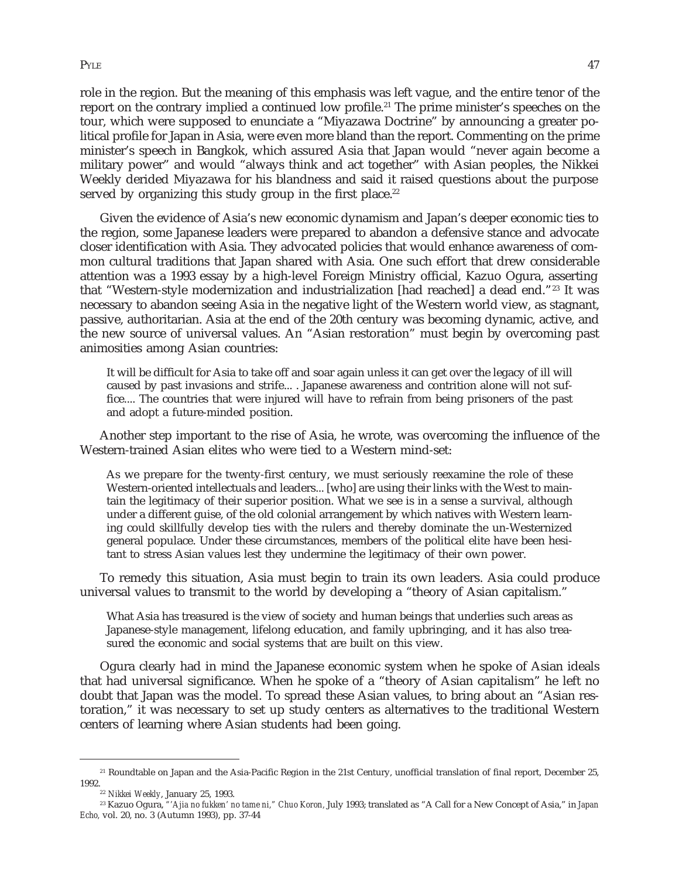role in the region. But the meaning of this emphasis was left vague, and the entire tenor of the report on the contrary implied a continued low profile.[21] The prime minister's speeches on the tour, which were supposed to enunciate a "Miyazawa Doctrine" by announcing a greater political profile for Japan in Asia, were even more bland than the report. Commenting on the prime minister's speech in Bangkok, which assured Asia that Japan would "never again become a military power" and would "always think and act together" with Asian peoples, the Nikkei Weekly derided Miyazawa for his blandness and said it raised questions about the purpose served by organizing this study group in the first place.[22]

Given the evidence of Asia's new economic dynamism and Japan's deeper economic ties to the region, some Japanese leaders were prepared to abandon a defensive stance and advocate closer identification with Asia. They advocated policies that would enhance awareness of common cultural traditions that Japan shared with Asia. One such effort that drew considerable attention was a 1993 essay by a high-level Foreign Ministry official, Kazuo Ogura, asserting that "Western-style modernization and industrialization [had reached] a dead end."[23] It was necessary to abandon seeing Asia in the negative light of the Western world view, as stagnant, passive, authoritarian. Asia at the end of the 20th century was becoming dynamic, active, and the new source of universal values. An "Asian restoration" must begin by overcoming past animosities among Asian countries:

> It will be difficult for Asia to take off and soar again unless it can get over the legacy of ill will caused by past invasions and strife... . Japanese awareness and contrition alone will not suffice.... The countries that were injured will have to refrain from being prisoners of the past and adopt a future-minded position.

Another step important to the rise of Asia, he wrote, was overcoming the influence of the Western-trained Asian elites who were tied to a Western mind-set:

> As we prepare for the twenty-first century, we must seriously reexamine the role of these Western-oriented intellectuals and leaders... [who] are using their links with the West to maintain the legitimacy of their superior position. What we see is in a sense a survival, although under a different guise, of the old colonial arrangement by which natives with Western learning could skillfully develop ties with the rulers and thereby dominate the un-Westernized general populace. Under these circumstances, members of the political elite have been hesitant to stress Asian values lest they undermine the legitimacy of their own power.

To remedy this situation, Asia must begin to train its own leaders. Asia could produce universal values to transmit to the world by developing a "theory of Asian capitalism."

> What Asia has treasured is the view of society and human beings that underlies such areas as Japanese-style management, lifelong education, and family upbringing, and it has also treasured the economic and social systems that are built on this view.

Ogura clearly had in mind the Japanese economic system when he spoke of Asian ideals that had universal significance. When he spoke of a "theory of Asian capitalism" he left no doubt that Japan was the model. To spread these Asian values, to bring about an "Asian restoration," it was necessary to set up study centers as alternatives to the traditional Western centers of learning where Asian students had been going.

---

[21] Roundtable on Japan and the Asia-Pacific Region in the 21st Century, unofficial translation of final report, December 25, 1992.

[22] *Nikkei Weekly*, January 25, 1993.

[23] Kazuo Ogura, *"'Ajia no fukken' no tame ni," Chuo Koron*, July 1993; translated as "A Call for a New Concept of Asia," in *Japan Echo*, vol. 20, no. 3 (Autumn 1993), pp. 37-44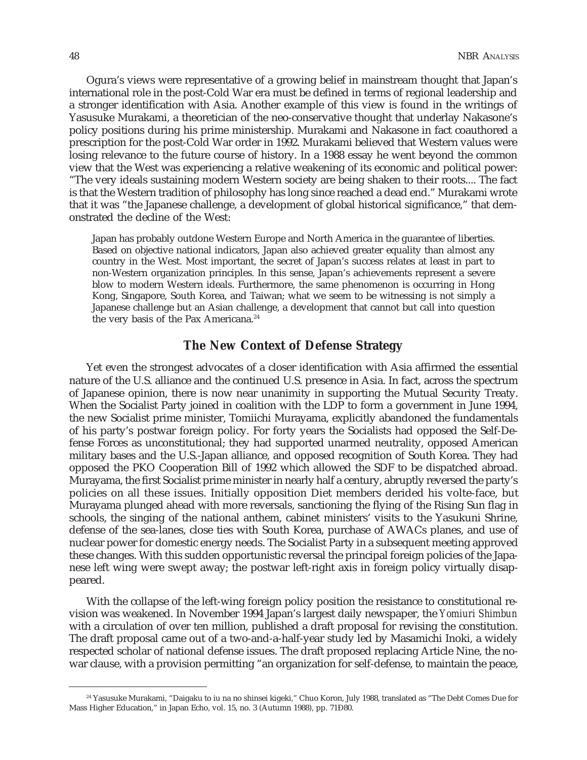Ogura's views were representative of a growing belief in mainstream thought that Japan's international role in the post-Cold War era must be defined in terms of regional leadership and a stronger identification with Asia. Another example of this view is found in the writings of Yasusuke Murakami, a theoretician of the neo-conservative thought that underlay Nakasone's policy positions during his prime ministership. Murakami and Nakasone in fact coauthored a prescription for the post-Cold War order in 1992. Murakami believed that Western values were losing relevance to the future course of history. In a 1988 essay he went beyond the common view that the West was experiencing a relative weakening of its economic and political power: "The very ideals sustaining modern Western society are being shaken to their roots.... The fact is that the Western tradition of philosophy has long since reached a dead end." Murakami wrote that it was "the Japanese challenge, a development of global historical significance," that demonstrated the decline of the West:

> Japan has probably outdone Western Europe and North America in the guarantee of liberties. Based on objective national indicators, Japan also achieved greater equality than almost any country in the West. Most important, the secret of Japan's success relates at least in part to non-Western organization principles. In this sense, Japan's achievements represent a severe blow to modern Western ideals. Furthermore, the same phenomenon is occurring in Hong Kong, Singapore, South Korea, and Taiwan; what we seem to be witnessing is not simply a Japanese challenge but an Asian challenge, a development that cannot but call into question the very basis of the Pax Americana.[24]

## The New Context of Defense Strategy

Yet even the strongest advocates of a closer identification with Asia affirmed the essential nature of the U.S. alliance and the continued U.S. presence in Asia. In fact, across the spectrum of Japanese opinion, there is now near unanimity in supporting the Mutual Security Treaty. When the Socialist Party joined in coalition with the LDP to form a government in June 1994, the new Socialist prime minister, Tomiichi Murayama, explicitly abandoned the fundamentals of his party's postwar foreign policy. For forty years the Socialists had opposed the Self-Defense Forces as unconstitutional; they had supported unarmed neutrality, opposed American military bases and the U.S.-Japan alliance, and opposed recognition of South Korea. They had opposed the PKO Cooperation Bill of 1992 which allowed the SDF to be dispatched abroad. Murayama, the first Socialist prime minister in nearly half a century, abruptly reversed the party's policies on all these issues. Initially opposition Diet members derided his volte-face, but Murayama plunged ahead with more reversals, sanctioning the flying of the Rising Sun flag in schools, the singing of the national anthem, cabinet ministers' visits to the Yasukuni Shrine, defense of the sea-lanes, close ties with South Korea, purchase of AWACs planes, and use of nuclear power for domestic energy needs. The Socialist Party in a subsequent meeting approved these changes. With this sudden opportunistic reversal the principal foreign policies of the Japanese left wing were swept away; the postwar left-right axis in foreign policy virtually disappeared.

With the collapse of the left-wing foreign policy position the resistance to constitutional revision was weakened. In November 1994 Japan's largest daily newspaper, the *Yomiuri Shimbun* with a circulation of over ten million, published a draft proposal for revising the constitution. The draft proposal came out of a two-and-a-half-year study led by Masamichi Inoki, a widely respected scholar of national defense issues. The draft proposed replacing Article Nine, the no-war clause, with a provision permitting "an organization for self-defense, to maintain the peace,

---

[24] Yasusuke Murakami, "Daigaku to iu na no shinsei kigeki," Chuo Koron, July 1988, translated as "The Debt Comes Due for Mass Higher Education," in Japan Echo, vol. 15, no. 3 (Autumn 1988), pp. 71Ð80.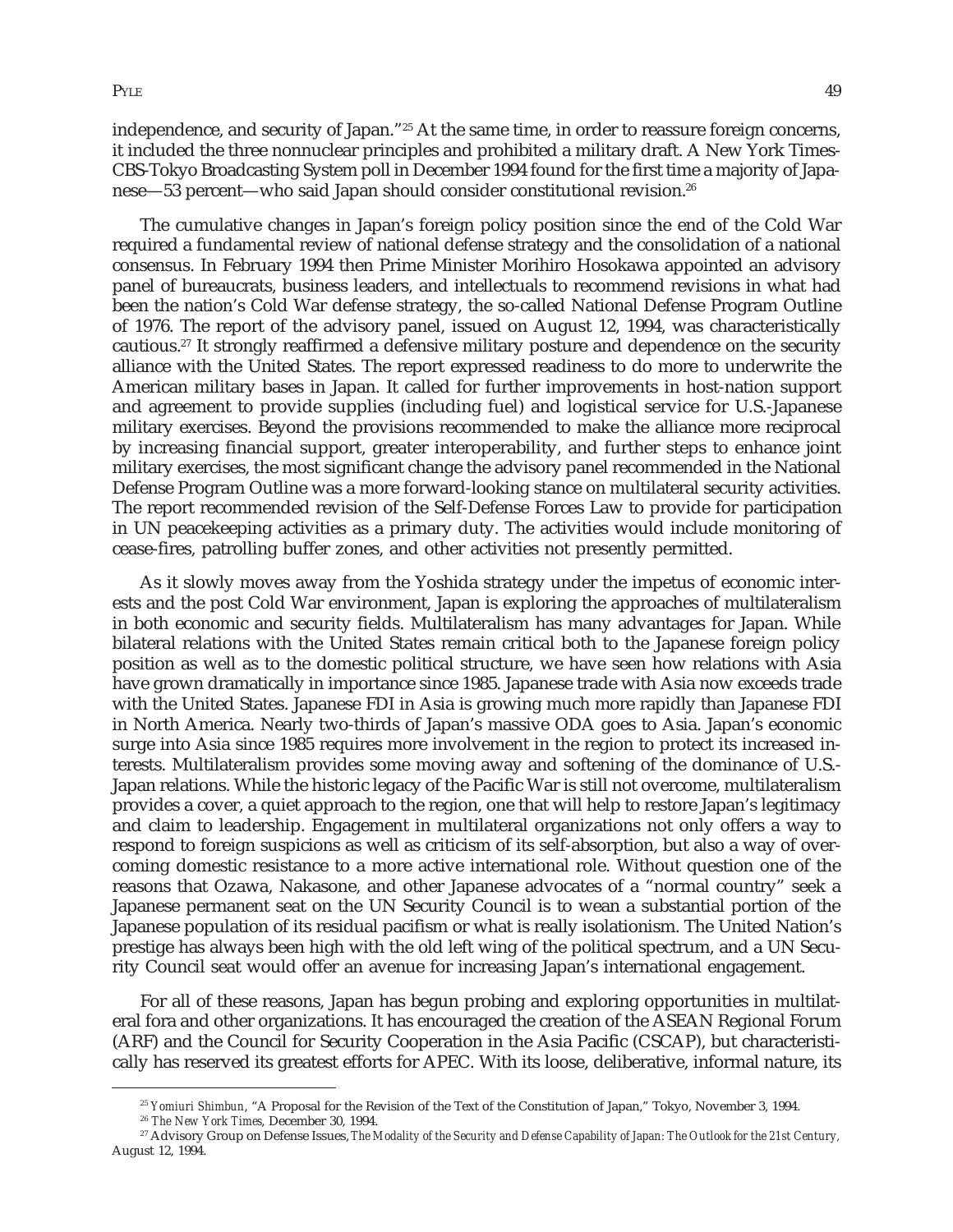independence, and security of Japan."[25] At the same time, in order to reassure foreign concerns, it included the three nonnuclear principles and prohibited a military draft. A New York Times-CBS-Tokyo Broadcasting System poll in December 1994 found for the first time a majority of Japanese—53 percent—who said Japan should consider constitutional revision.[26]

The cumulative changes in Japan's foreign policy position since the end of the Cold War required a fundamental review of national defense strategy and the consolidation of a national consensus. In February 1994 then Prime Minister Morihiro Hosokawa appointed an advisory panel of bureaucrats, business leaders, and intellectuals to recommend revisions in what had been the nation's Cold War defense strategy, the so-called National Defense Program Outline of 1976. The report of the advisory panel, issued on August 12, 1994, was characteristically cautious.[27] It strongly reaffirmed a defensive military posture and dependence on the security alliance with the United States. The report expressed readiness to do more to underwrite the American military bases in Japan. It called for further improvements in host-nation support and agreement to provide supplies (including fuel) and logistical service for U.S.-Japanese military exercises. Beyond the provisions recommended to make the alliance more reciprocal by increasing financial support, greater interoperability, and further steps to enhance joint military exercises, the most significant change the advisory panel recommended in the National Defense Program Outline was a more forward-looking stance on multilateral security activities. The report recommended revision of the Self-Defense Forces Law to provide for participation in UN peacekeeping activities as a primary duty. The activities would include monitoring of cease-fires, patrolling buffer zones, and other activities not presently permitted.

As it slowly moves away from the Yoshida strategy under the impetus of economic interests and the post Cold War environment, Japan is exploring the approaches of multilateralism in both economic and security fields. Multilateralism has many advantages for Japan. While bilateral relations with the United States remain critical both to the Japanese foreign policy position as well as to the domestic political structure, we have seen how relations with Asia have grown dramatically in importance since 1985. Japanese trade with Asia now exceeds trade with the United States. Japanese FDI in Asia is growing much more rapidly than Japanese FDI in North America. Nearly two-thirds of Japan's massive ODA goes to Asia. Japan's economic surge into Asia since 1985 requires more involvement in the region to protect its increased interests. Multilateralism provides some moving away and softening of the dominance of U.S.-Japan relations. While the historic legacy of the Pacific War is still not overcome, multilateralism provides a cover, a quiet approach to the region, one that will help to restore Japan's legitimacy and claim to leadership. Engagement in multilateral organizations not only offers a way to respond to foreign suspicions as well as criticism of its self-absorption, but also a way of overcoming domestic resistance to a more active international role. Without question one of the reasons that Ozawa, Nakasone, and other Japanese advocates of a "normal country" seek a Japanese permanent seat on the UN Security Council is to wean a substantial portion of the Japanese population of its residual pacifism or what is really isolationism. The United Nation's prestige has always been high with the old left wing of the political spectrum, and a UN Security Council seat would offer an avenue for increasing Japan's international engagement.

For all of these reasons, Japan has begun probing and exploring opportunities in multilateral fora and other organizations. It has encouraged the creation of the ASEAN Regional Forum (ARF) and the Council for Security Cooperation in the Asia Pacific (CSCAP), but characteristically has reserved its greatest efforts for APEC. With its loose, deliberative, informal nature, its

---

[25] *Yomiuri Shimbun*, "A Proposal for the Revision of the Text of the Constitution of Japan," Tokyo, November 3, 1994.

[26] *The New York Times*, December 30, 1994.

[27] Advisory Group on Defense Issues, *The Modality of the Security and Defense Capability of Japan: The Outlook for the 21st Century*, August 12, 1994.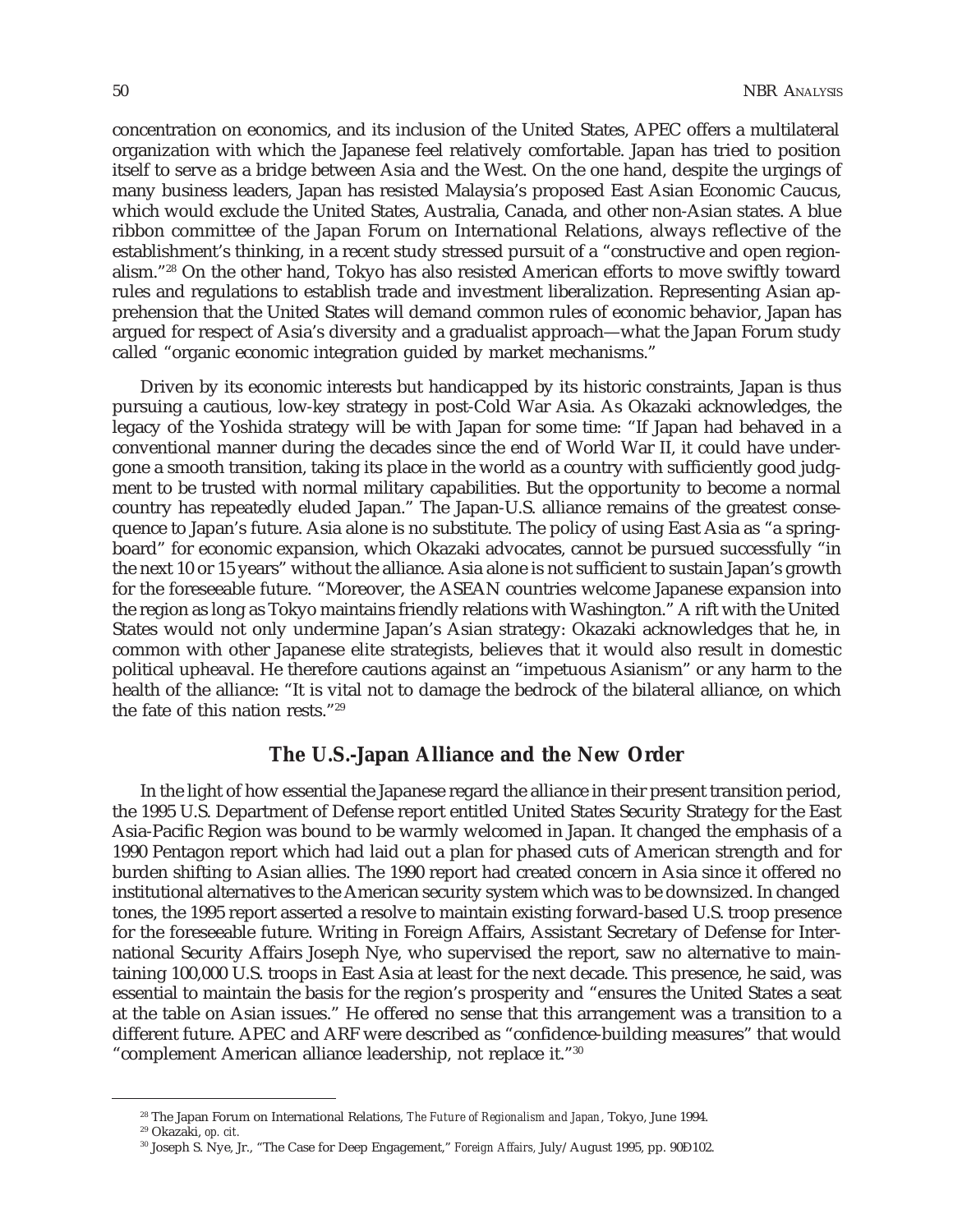concentration on economics, and its inclusion of the United States, APEC offers a multilateral organization with which the Japanese feel relatively comfortable. Japan has tried to position itself to serve as a bridge between Asia and the West. On the one hand, despite the urgings of many business leaders, Japan has resisted Malaysia's proposed East Asian Economic Caucus, which would exclude the United States, Australia, Canada, and other non-Asian states. A blue ribbon committee of the Japan Forum on International Relations, always reflective of the establishment's thinking, in a recent study stressed pursuit of a "constructive and open regionalism."[28] On the other hand, Tokyo has also resisted American efforts to move swiftly toward rules and regulations to establish trade and investment liberalization. Representing Asian apprehension that the United States will demand common rules of economic behavior, Japan has argued for respect of Asia's diversity and a gradualist approach—what the Japan Forum study called "organic economic integration guided by market mechanisms."

Driven by its economic interests but handicapped by its historic constraints, Japan is thus pursuing a cautious, low-key strategy in post-Cold War Asia. As Okazaki acknowledges, the legacy of the Yoshida strategy will be with Japan for some time: "If Japan had behaved in a conventional manner during the decades since the end of World War II, it could have undergone a smooth transition, taking its place in the world as a country with sufficiently good judgment to be trusted with normal military capabilities. But the opportunity to become a normal country has repeatedly eluded Japan." The Japan-U.S. alliance remains of the greatest consequence to Japan's future. Asia alone is no substitute. The policy of using East Asia as "a springboard" for economic expansion, which Okazaki advocates, cannot be pursued successfully "in the next 10 or 15 years" without the alliance. Asia alone is not sufficient to sustain Japan's growth for the foreseeable future. "Moreover, the ASEAN countries welcome Japanese expansion into the region as long as Tokyo maintains friendly relations with Washington." A rift with the United States would not only undermine Japan's Asian strategy: Okazaki acknowledges that he, in common with other Japanese elite strategists, believes that it would also result in domestic political upheaval. He therefore cautions against an "impetuous Asianism" or any harm to the health of the alliance: "It is vital not to damage the bedrock of the bilateral alliance, on which the fate of this nation rests."[29]

## The U.S.-Japan Alliance and the New Order

In the light of how essential the Japanese regard the alliance in their present transition period, the 1995 U.S. Department of Defense report entitled United States Security Strategy for the East Asia-Pacific Region was bound to be warmly welcomed in Japan. It changed the emphasis of a 1990 Pentagon report which had laid out a plan for phased cuts of American strength and for burden shifting to Asian allies. The 1990 report had created concern in Asia since it offered no institutional alternatives to the American security system which was to be downsized. In changed tones, the 1995 report asserted a resolve to maintain existing forward-based U.S. troop presence for the foreseeable future. Writing in Foreign Affairs, Assistant Secretary of Defense for International Security Affairs Joseph Nye, who supervised the report, saw no alternative to maintaining 100,000 U.S. troops in East Asia at least for the next decade. This presence, he said, was essential to maintain the basis for the region's prosperity and "ensures the United States a seat at the table on Asian issues." He offered no sense that this arrangement was a transition to a different future. APEC and ARF were described as "confidence-building measures" that would "complement American alliance leadership, not replace it."[30]

---

[28] The Japan Forum on International Relations, *The Future of Regionalism and Japan*, Tokyo, June 1994.

[29] Okazaki, *op. cit.*

[30] Joseph S. Nye, Jr., "The Case for Deep Engagement," *Foreign Affairs*, July/August 1995, pp. 90Ð102.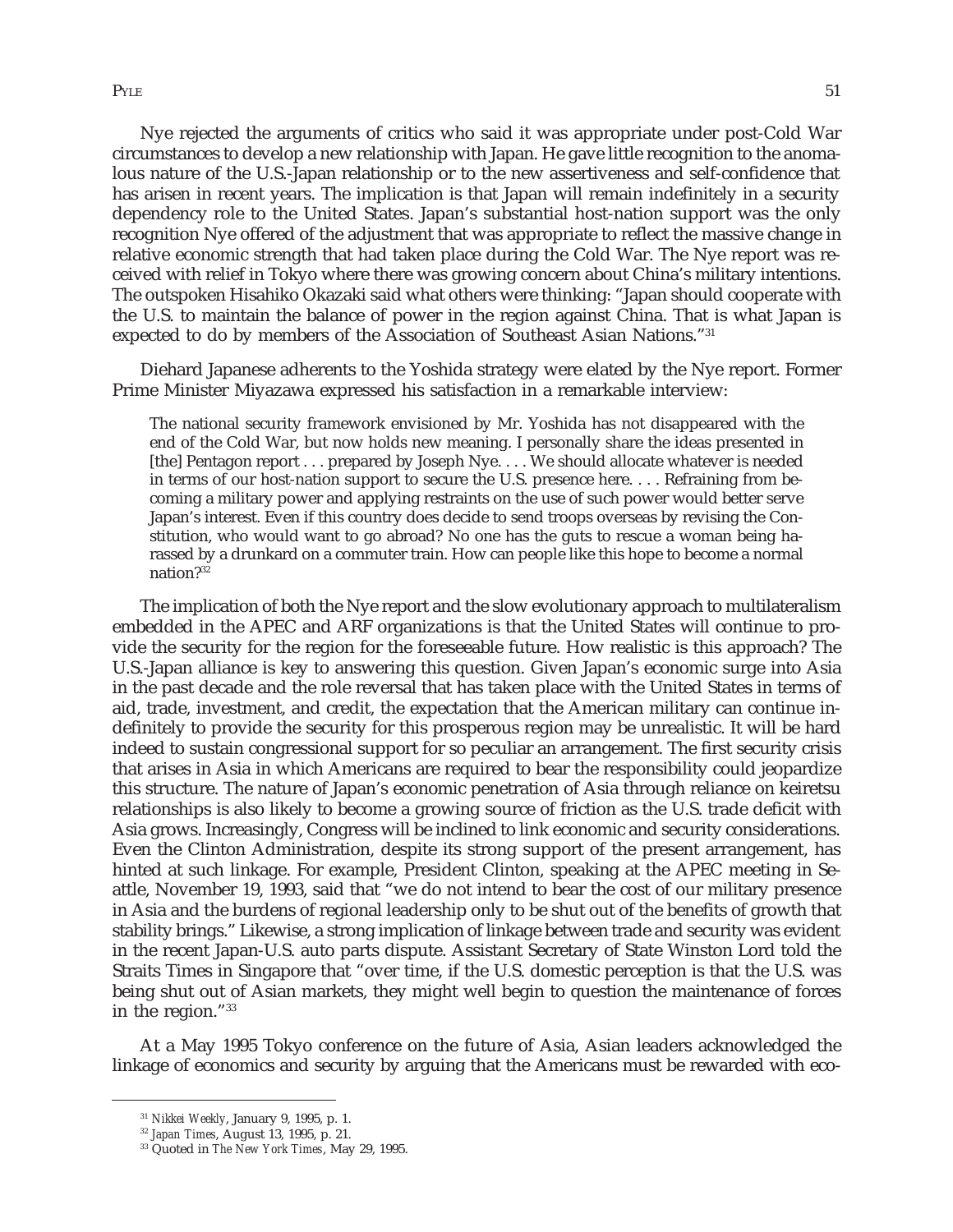Nye rejected the arguments of critics who said it was appropriate under post-Cold War circumstances to develop a new relationship with Japan. He gave little recognition to the anomalous nature of the U.S.-Japan relationship or to the new assertiveness and self-confidence that has arisen in recent years. The implication is that Japan will remain indefinitely in a security dependency role to the United States. Japan's substantial host-nation support was the only recognition Nye offered of the adjustment that was appropriate to reflect the massive change in relative economic strength that had taken place during the Cold War. The Nye report was received with relief in Tokyo where there was growing concern about China's military intentions. The outspoken Hisahiko Okazaki said what others were thinking: "Japan should cooperate with the U.S. to maintain the balance of power in the region against China. That is what Japan is expected to do by members of the Association of Southeast Asian Nations."[31]

Diehard Japanese adherents to the Yoshida strategy were elated by the Nye report. Former Prime Minister Miyazawa expressed his satisfaction in a remarkable interview:

> The national security framework envisioned by Mr. Yoshida has not disappeared with the end of the Cold War, but now holds new meaning. I personally share the ideas presented in [the] Pentagon report . . . prepared by Joseph Nye. . . . We should allocate whatever is needed in terms of our host-nation support to secure the U.S. presence here. . . . Refraining from becoming a military power and applying restraints on the use of such power would better serve Japan's interest. Even if this country does decide to send troops overseas by revising the Constitution, who would want to go abroad? No one has the guts to rescue a woman being harassed by a drunkard on a commuter train. How can people like this hope to become a normal nation?[32]

The implication of both the Nye report and the slow evolutionary approach to multilateralism embedded in the APEC and ARF organizations is that the United States will continue to provide the security for the region for the foreseeable future. How realistic is this approach? The U.S.-Japan alliance is key to answering this question. Given Japan's economic surge into Asia in the past decade and the role reversal that has taken place with the United States in terms of aid, trade, investment, and credit, the expectation that the American military can continue indefinitely to provide the security for this prosperous region may be unrealistic. It will be hard indeed to sustain congressional support for so peculiar an arrangement. The first security crisis that arises in Asia in which Americans are required to bear the responsibility could jeopardize this structure. The nature of Japan's economic penetration of Asia through reliance on keiretsu relationships is also likely to become a growing source of friction as the U.S. trade deficit with Asia grows. Increasingly, Congress will be inclined to link economic and security considerations. Even the Clinton Administration, despite its strong support of the present arrangement, has hinted at such linkage. For example, President Clinton, speaking at the APEC meeting in Seattle, November 19, 1993, said that "we do not intend to bear the cost of our military presence in Asia and the burdens of regional leadership only to be shut out of the benefits of growth that stability brings." Likewise, a strong implication of linkage between trade and security was evident in the recent Japan-U.S. auto parts dispute. Assistant Secretary of State Winston Lord told the Straits Times in Singapore that "over time, if the U.S. domestic perception is that the U.S. was being shut out of Asian markets, they might well begin to question the maintenance of forces in the region."[33]

At a May 1995 Tokyo conference on the future of Asia, Asian leaders acknowledged the linkage of economics and security by arguing that the Americans must be rewarded with eco-

---

[31] *Nikkei Weekly*, January 9, 1995, p. 1.

[32] *Japan Times*, August 13, 1995, p. 21.

[33] Quoted in *The New York Times*, May 29, 1995.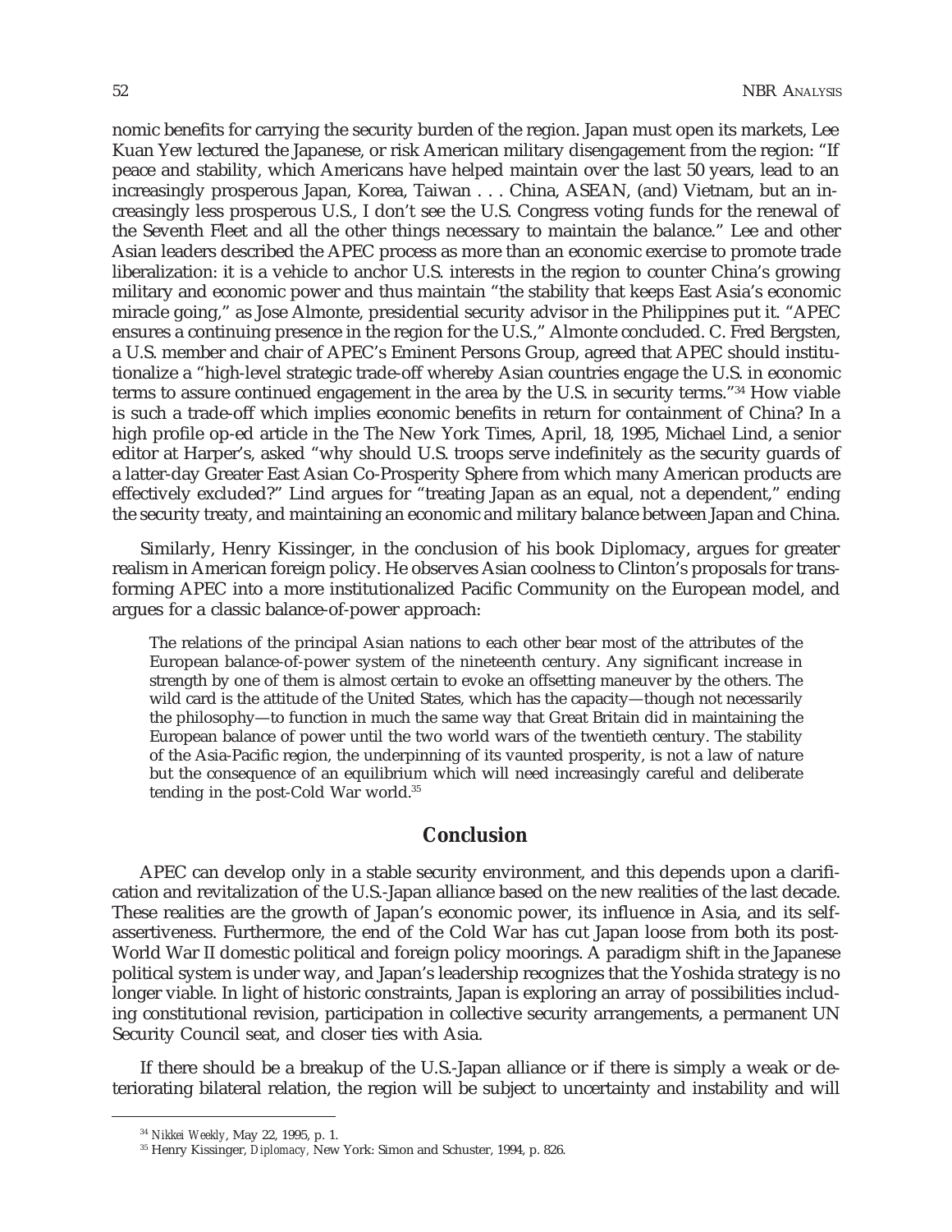nomic benefits for carrying the security burden of the region. Japan must open its markets, Lee Kuan Yew lectured the Japanese, or risk American military disengagement from the region: "If peace and stability, which Americans have helped maintain over the last 50 years, lead to an increasingly prosperous Japan, Korea, Taiwan . . . China, ASEAN, (and) Vietnam, but an increasingly less prosperous U.S., I don't see the U.S. Congress voting funds for the renewal of the Seventh Fleet and all the other things necessary to maintain the balance." Lee and other Asian leaders described the APEC process as more than an economic exercise to promote trade liberalization: it is a vehicle to anchor U.S. interests in the region to counter China's growing military and economic power and thus maintain "the stability that keeps East Asia's economic miracle going," as Jose Almonte, presidential security advisor in the Philippines put it. "APEC ensures a continuing presence in the region for the U.S.," Almonte concluded. C. Fred Bergsten, a U.S. member and chair of APEC's Eminent Persons Group, agreed that APEC should institutionalize a "high-level strategic trade-off whereby Asian countries engage the U.S. in economic terms to assure continued engagement in the area by the U.S. in security terms."[34] How viable is such a trade-off which implies economic benefits in return for containment of China? In a high profile op-ed article in the The New York Times, April, 18, 1995, Michael Lind, a senior editor at Harper's, asked "why should U.S. troops serve indefinitely as the security guards of a latter-day Greater East Asian Co-Prosperity Sphere from which many American products are effectively excluded?" Lind argues for "treating Japan as an equal, not a dependent," ending the security treaty, and maintaining an economic and military balance between Japan and China.

Similarly, Henry Kissinger, in the conclusion of his book Diplomacy, argues for greater realism in American foreign policy. He observes Asian coolness to Clinton's proposals for transforming APEC into a more institutionalized Pacific Community on the European model, and argues for a classic balance-of-power approach:

> The relations of the principal Asian nations to each other bear most of the attributes of the European balance-of-power system of the nineteenth century. Any significant increase in strength by one of them is almost certain to evoke an offsetting maneuver by the others. The wild card is the attitude of the United States, which has the capacity—though not necessarily the philosophy—to function in much the same way that Great Britain did in maintaining the European balance of power until the two world wars of the twentieth century. The stability of the Asia-Pacific region, the underpinning of its vaunted prosperity, is not a law of nature but the consequence of an equilibrium which will need increasingly careful and deliberate tending in the post-Cold War world.[35]

## Conclusion

APEC can develop only in a stable security environment, and this depends upon a clarification and revitalization of the U.S.-Japan alliance based on the new realities of the last decade. These realities are the growth of Japan's economic power, its influence in Asia, and its self-assertiveness. Furthermore, the end of the Cold War has cut Japan loose from both its post-World War II domestic political and foreign policy moorings. A paradigm shift in the Japanese political system is under way, and Japan's leadership recognizes that the Yoshida strategy is no longer viable. In light of historic constraints, Japan is exploring an array of possibilities including constitutional revision, participation in collective security arrangements, a permanent UN Security Council seat, and closer ties with Asia.

If there should be a breakup of the U.S.-Japan alliance or if there is simply a weak or deteriorating bilateral relation, the region will be subject to uncertainty and instability and will

---

[34] *Nikkei Weekly*, May 22, 1995, p. 1.

[35] Henry Kissinger, *Diplomacy,* New York: Simon and Schuster, 1994, p. 826.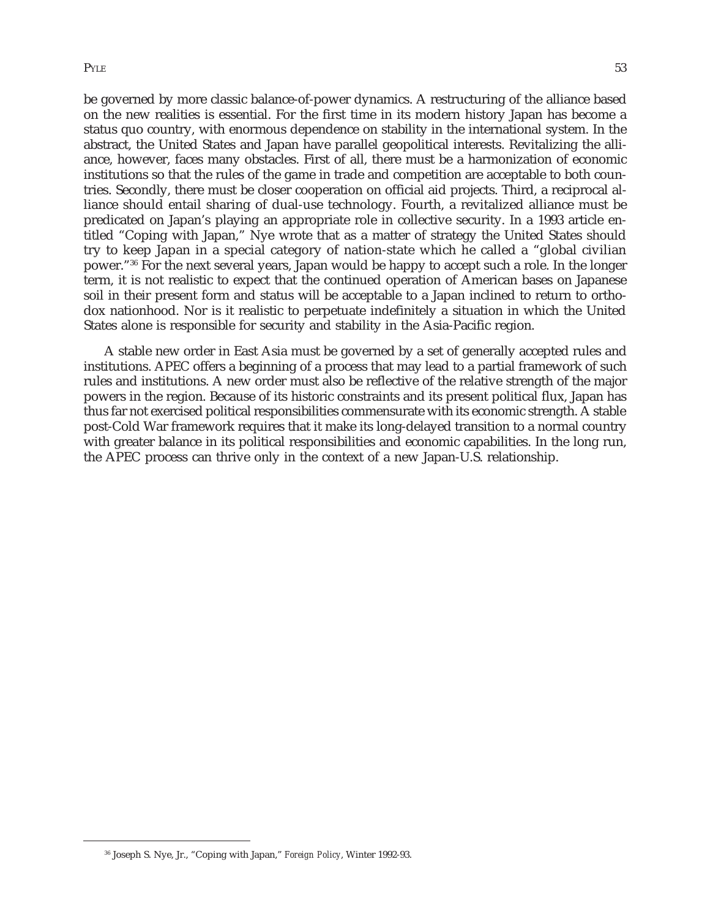be governed by more classic balance-of-power dynamics. A restructuring of the alliance based on the new realities is essential. For the first time in its modern history Japan has become a status quo country, with enormous dependence on stability in the international system. In the abstract, the United States and Japan have parallel geopolitical interests. Revitalizing the alliance, however, faces many obstacles. First of all, there must be a harmonization of economic institutions so that the rules of the game in trade and competition are acceptable to both countries. Secondly, there must be closer cooperation on official aid projects. Third, a reciprocal alliance should entail sharing of dual-use technology. Fourth, a revitalized alliance must be predicated on Japan's playing an appropriate role in collective security. In a 1993 article entitled "Coping with Japan," Nye wrote that as a matter of strategy the United States should try to keep Japan in a special category of nation-state which he called a "global civilian power."[36] For the next several years, Japan would be happy to accept such a role. In the longer term, it is not realistic to expect that the continued operation of American bases on Japanese soil in their present form and status will be acceptable to a Japan inclined to return to orthodox nationhood. Nor is it realistic to perpetuate indefinitely a situation in which the United States alone is responsible for security and stability in the Asia-Pacific region.

A stable new order in East Asia must be governed by a set of generally accepted rules and institutions. APEC offers a beginning of a process that may lead to a partial framework of such rules and institutions. A new order must also be reflective of the relative strength of the major powers in the region. Because of its historic constraints and its present political flux, Japan has thus far not exercised political responsibilities commensurate with its economic strength. A stable post-Cold War framework requires that it make its long-delayed transition to a normal country with greater balance in its political responsibilities and economic capabilities. In the long run, the APEC process can thrive only in the context of a new Japan-U.S. relationship.

---

[36] Joseph S. Nye, Jr., "Coping with Japan," *Foreign Policy*, Winter 1992-93.